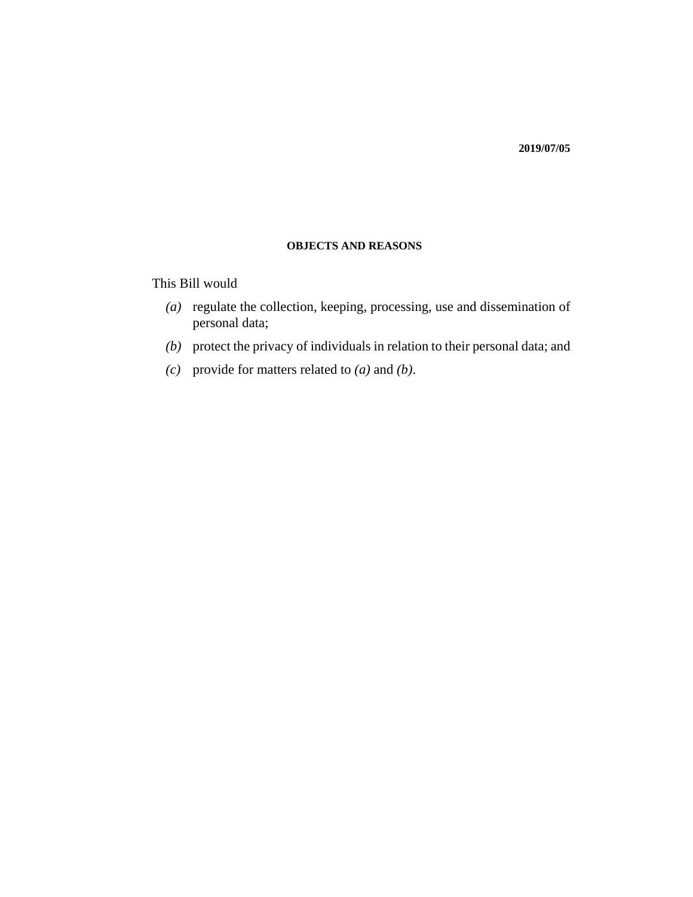**2019/07/05**

## OBJECTS AND REASONS

This Bill would

*(a)* regulate the collection, keeping, processing, use and dissemination of personal data;

*(b)* protect the privacy of individuals in relation to their personal data; and

*(c)* provide for matters related to *(a)* and *(b)*.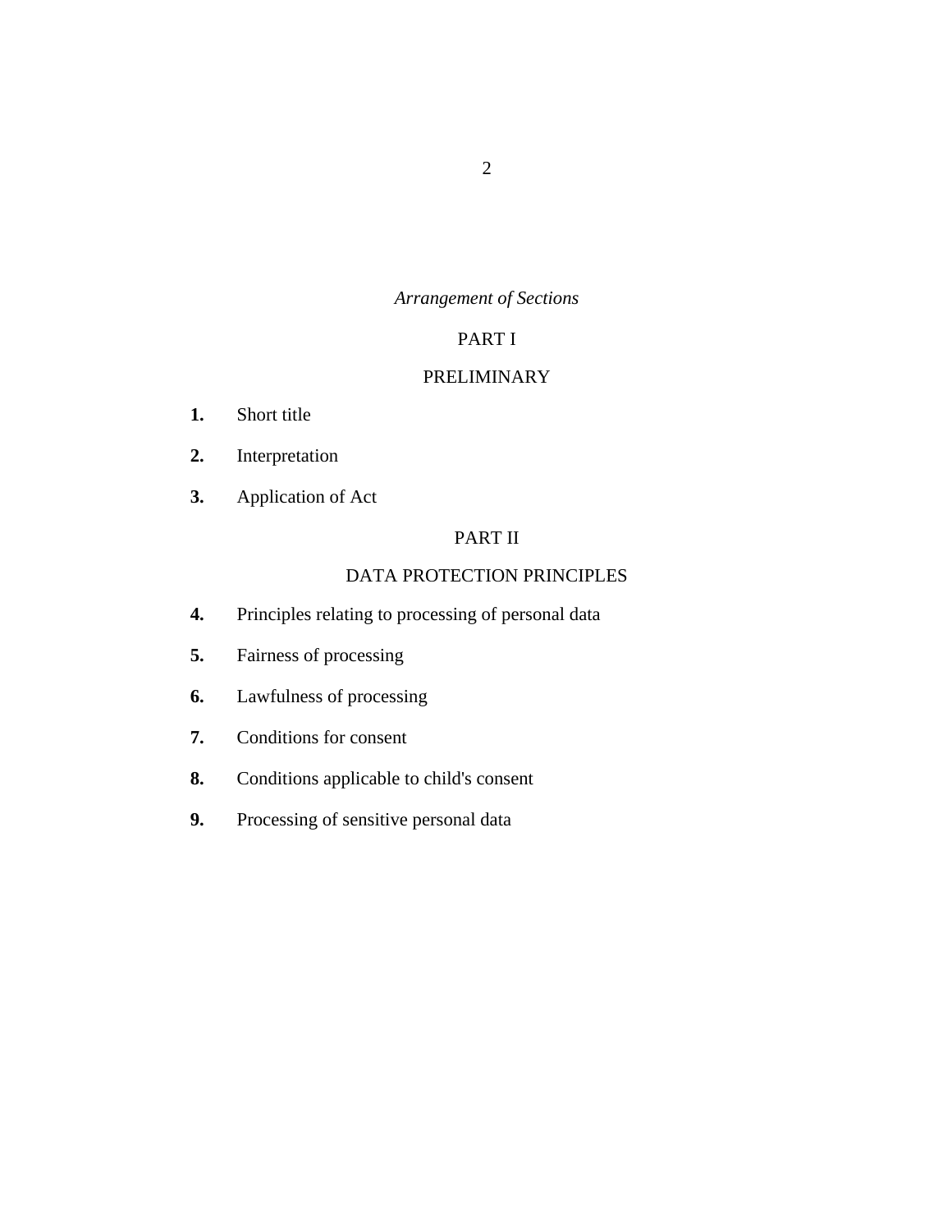*Arrangement of Sections*

## PART I

## PRELIMINARY

**1.** Short title

**2.** Interpretation

**3.** Application of Act

## PART II

## DATA PROTECTION PRINCIPLES

**4.** Principles relating to processing of personal data

**5.** Fairness of processing

**6.** Lawfulness of processing

**7.** Conditions for consent

**8.** Conditions applicable to child's consent

**9.** Processing of sensitive personal data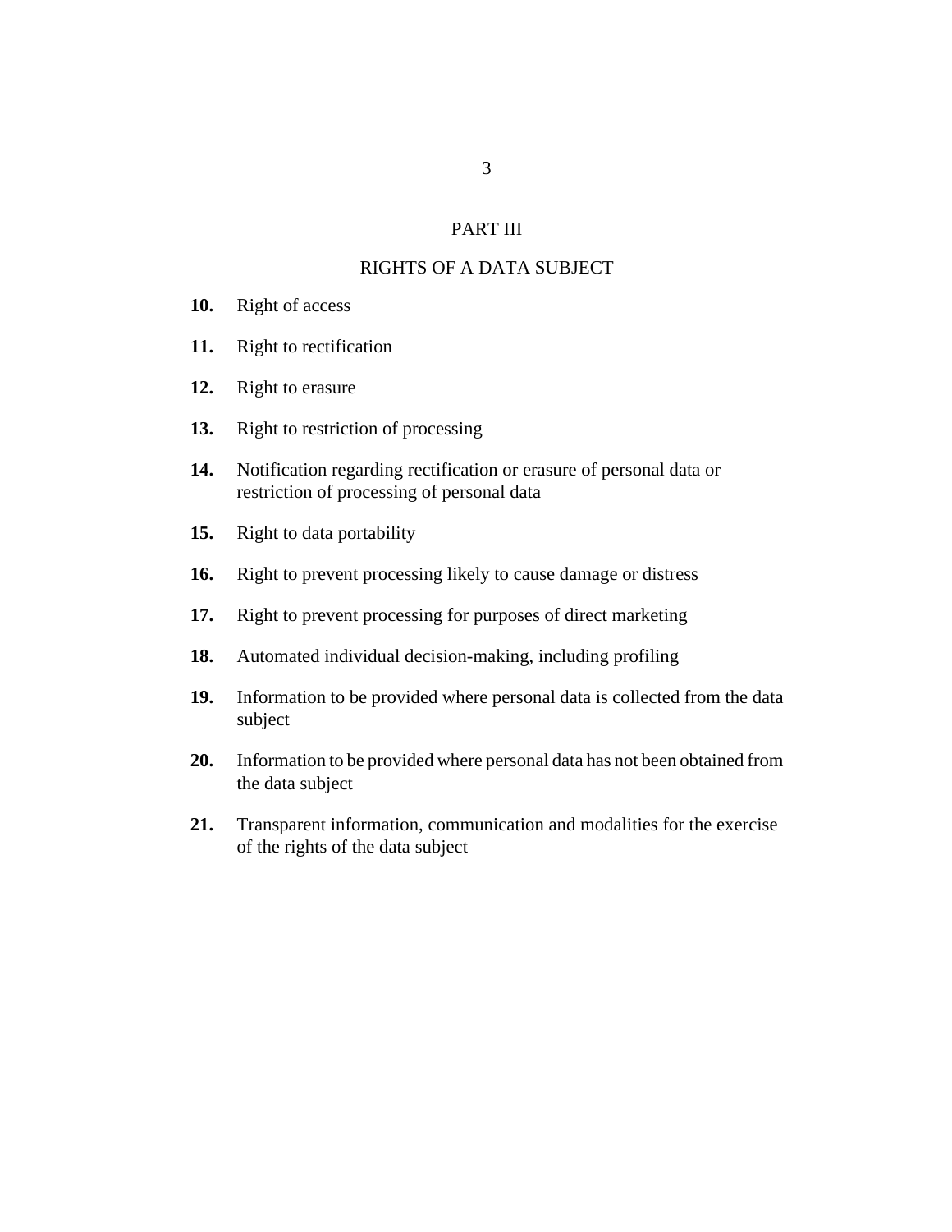## PART III

## RIGHTS OF A DATA SUBJECT

**10.** Right of access

**11.** Right to rectification

**12.** Right to erasure

**13.** Right to restriction of processing

**14.** Notification regarding rectification or erasure of personal data or restriction of processing of personal data

**15.** Right to data portability

**16.** Right to prevent processing likely to cause damage or distress

**17.** Right to prevent processing for purposes of direct marketing

**18.** Automated individual decision-making, including profiling

**19.** Information to be provided where personal data is collected from the data subject

**20.** Information to be provided where personal data has not been obtained from the data subject

**21.** Transparent information, communication and modalities for the exercise of the rights of the data subject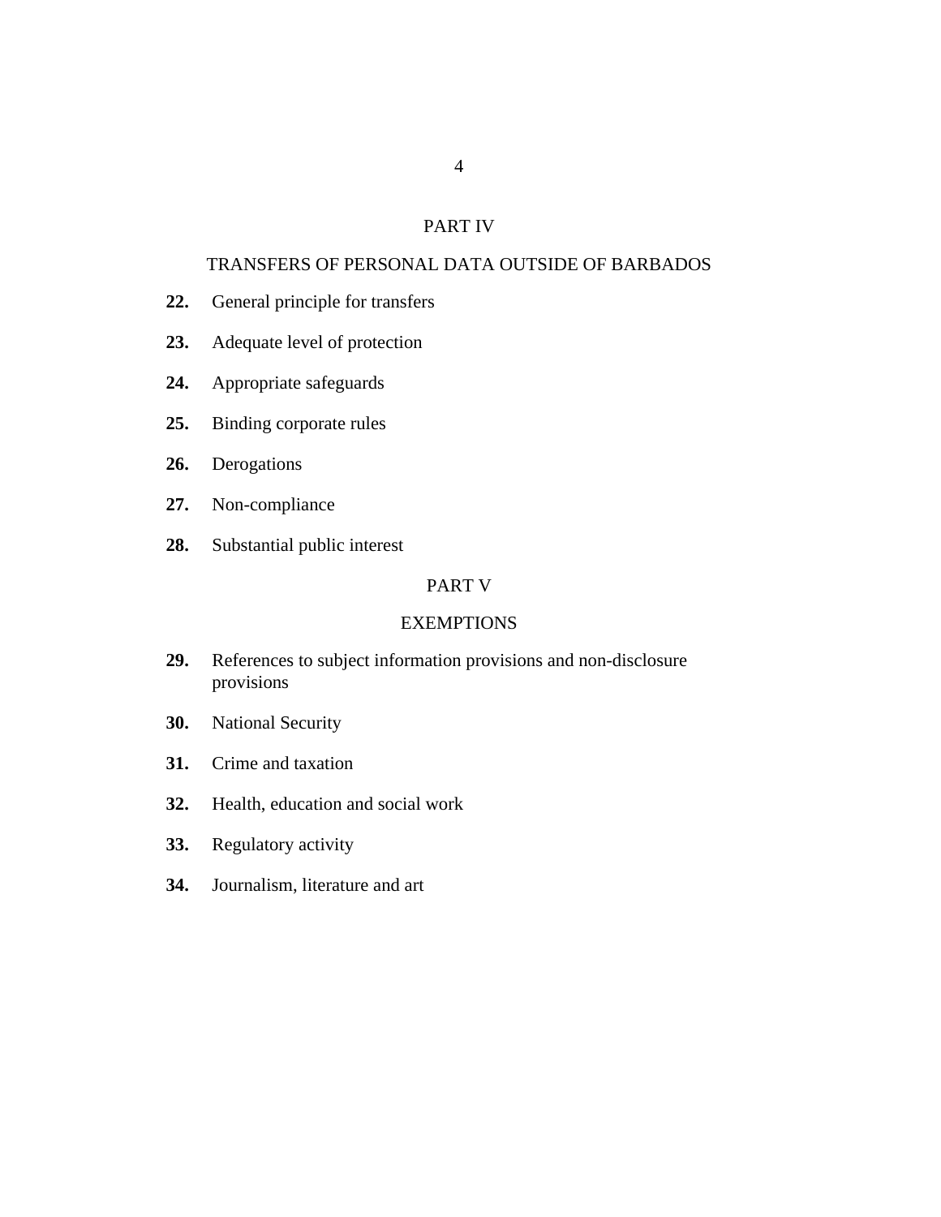## PART IV

## TRANSFERS OF PERSONAL DATA OUTSIDE OF BARBADOS

**22.** General principle for transfers

**23.** Adequate level of protection

**24.** Appropriate safeguards

**25.** Binding corporate rules

**26.** Derogations

**27.** Non-compliance

**28.** Substantial public interest

## PART V

## EXEMPTIONS

**29.** References to subject information provisions and non-disclosure provisions

**30.** National Security

**31.** Crime and taxation

**32.** Health, education and social work

**33.** Regulatory activity

**34.** Journalism, literature and art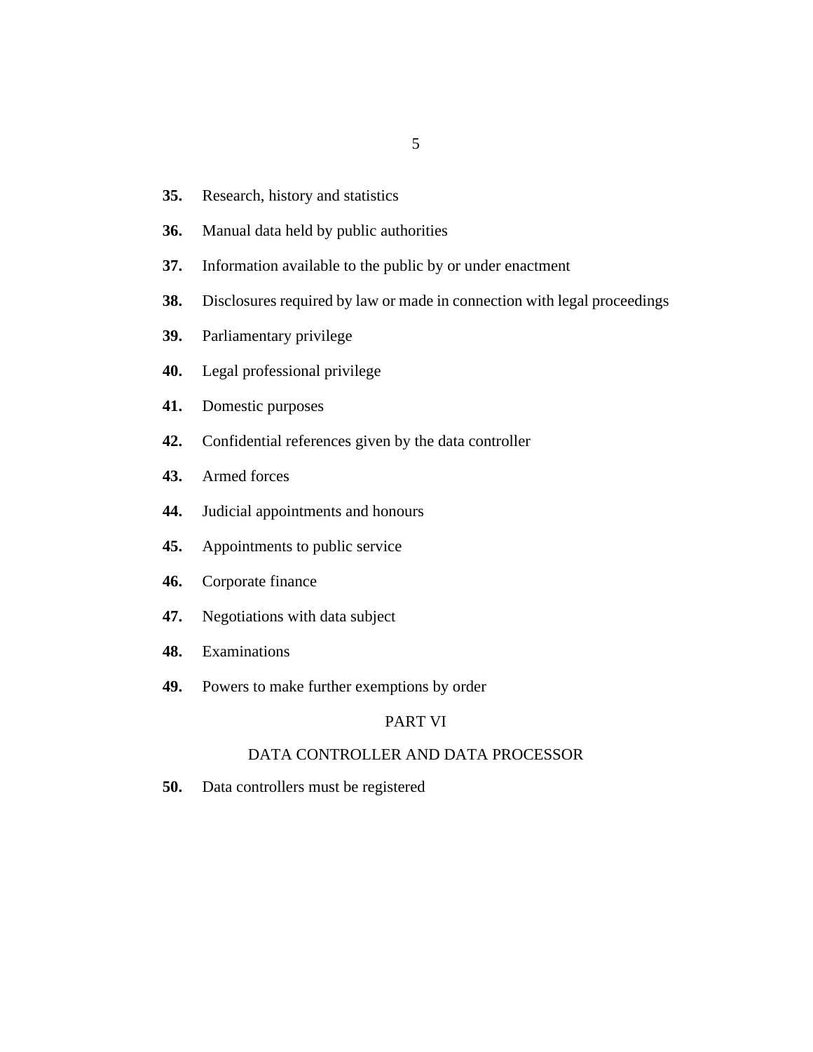**35.** Research, history and statistics

**36.** Manual data held by public authorities

**37.** Information available to the public by or under enactment

**38.** Disclosures required by law or made in connection with legal proceedings

**39.** Parliamentary privilege

**40.** Legal professional privilege

**41.** Domestic purposes

**42.** Confidential references given by the data controller

**43.** Armed forces

**44.** Judicial appointments and honours

**45.** Appointments to public service

**46.** Corporate finance

**47.** Negotiations with data subject

**48.** Examinations

**49.** Powers to make further exemptions by order

## PART VI

## DATA CONTROLLER AND DATA PROCESSOR

**50.** Data controllers must be registered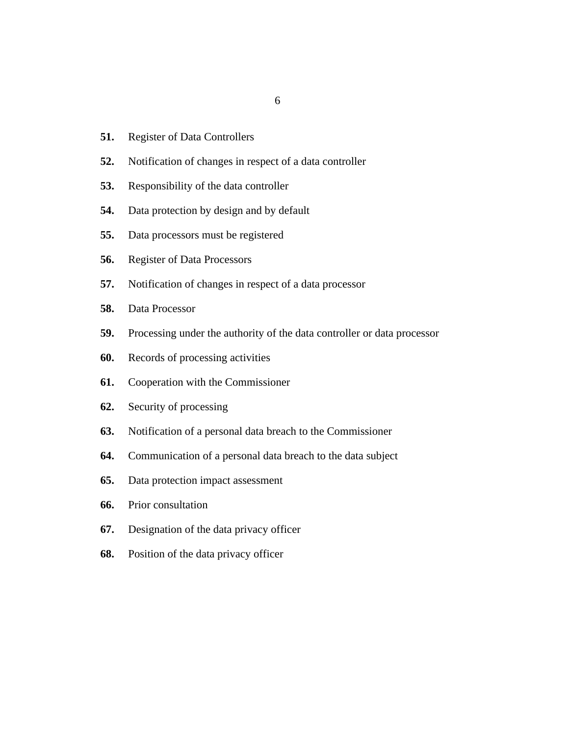**51.** Register of Data Controllers

**52.** Notification of changes in respect of a data controller

**53.** Responsibility of the data controller

**54.** Data protection by design and by default

**55.** Data processors must be registered

**56.** Register of Data Processors

**57.** Notification of changes in respect of a data processor

**58.** Data Processor

**59.** Processing under the authority of the data controller or data processor

**60.** Records of processing activities

**61.** Cooperation with the Commissioner

**62.** Security of processing

**63.** Notification of a personal data breach to the Commissioner

**64.** Communication of a personal data breach to the data subject

**65.** Data protection impact assessment

**66.** Prior consultation

**67.** Designation of the data privacy officer

**68.** Position of the data privacy officer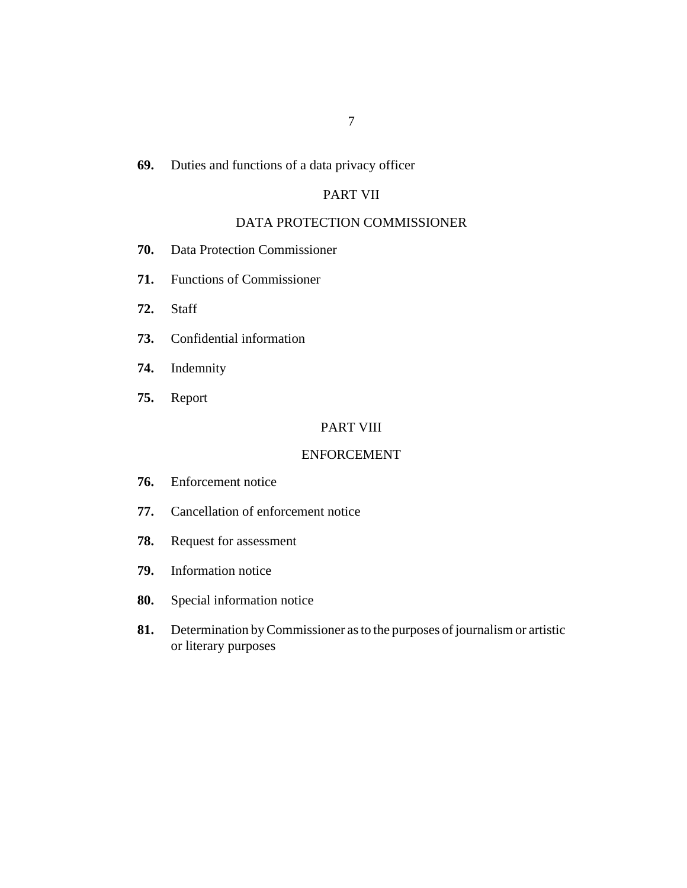**69.** Duties and functions of a data privacy officer

## PART VII

## DATA PROTECTION COMMISSIONER

**70.** Data Protection Commissioner

**71.** Functions of Commissioner

**72.** Staff

**73.** Confidential information

**74.** Indemnity

**75.** Report

## PART VIII

## ENFORCEMENT

**76.** Enforcement notice

**77.** Cancellation of enforcement notice

**78.** Request for assessment

**79.** Information notice

**80.** Special information notice

**81.** Determination by Commissioner as to the purposes of journalism or artistic or literary purposes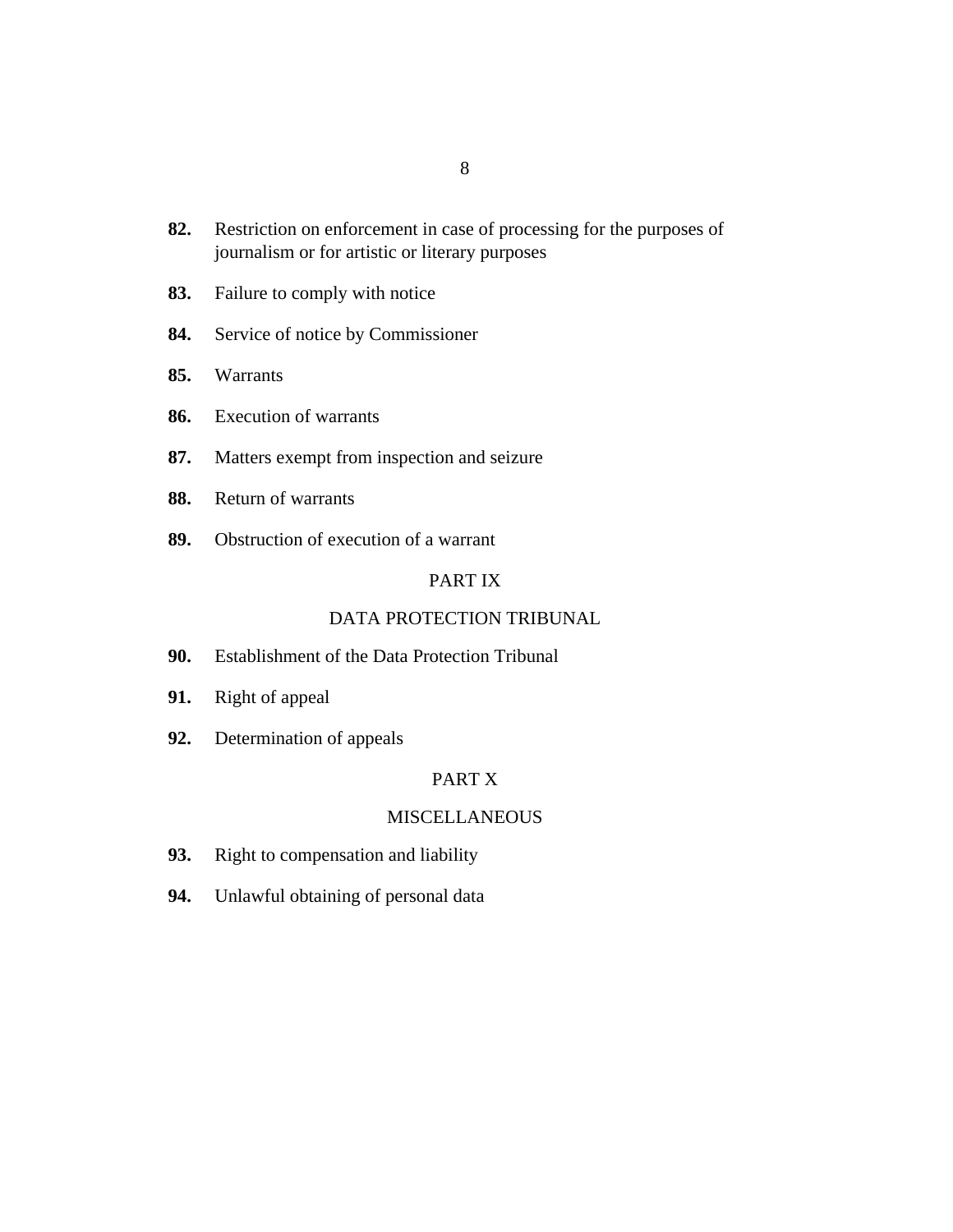**82.** Restriction on enforcement in case of processing for the purposes of journalism or for artistic or literary purposes

**83.** Failure to comply with notice

**84.** Service of notice by Commissioner

**85.** Warrants

**86.** Execution of warrants

**87.** Matters exempt from inspection and seizure

**88.** Return of warrants

**89.** Obstruction of execution of a warrant

## PART IX

## DATA PROTECTION TRIBUNAL

**90.** Establishment of the Data Protection Tribunal

**91.** Right of appeal

**92.** Determination of appeals

## PART X

## MISCELLANEOUS

**93.** Right to compensation and liability

**94.** Unlawful obtaining of personal data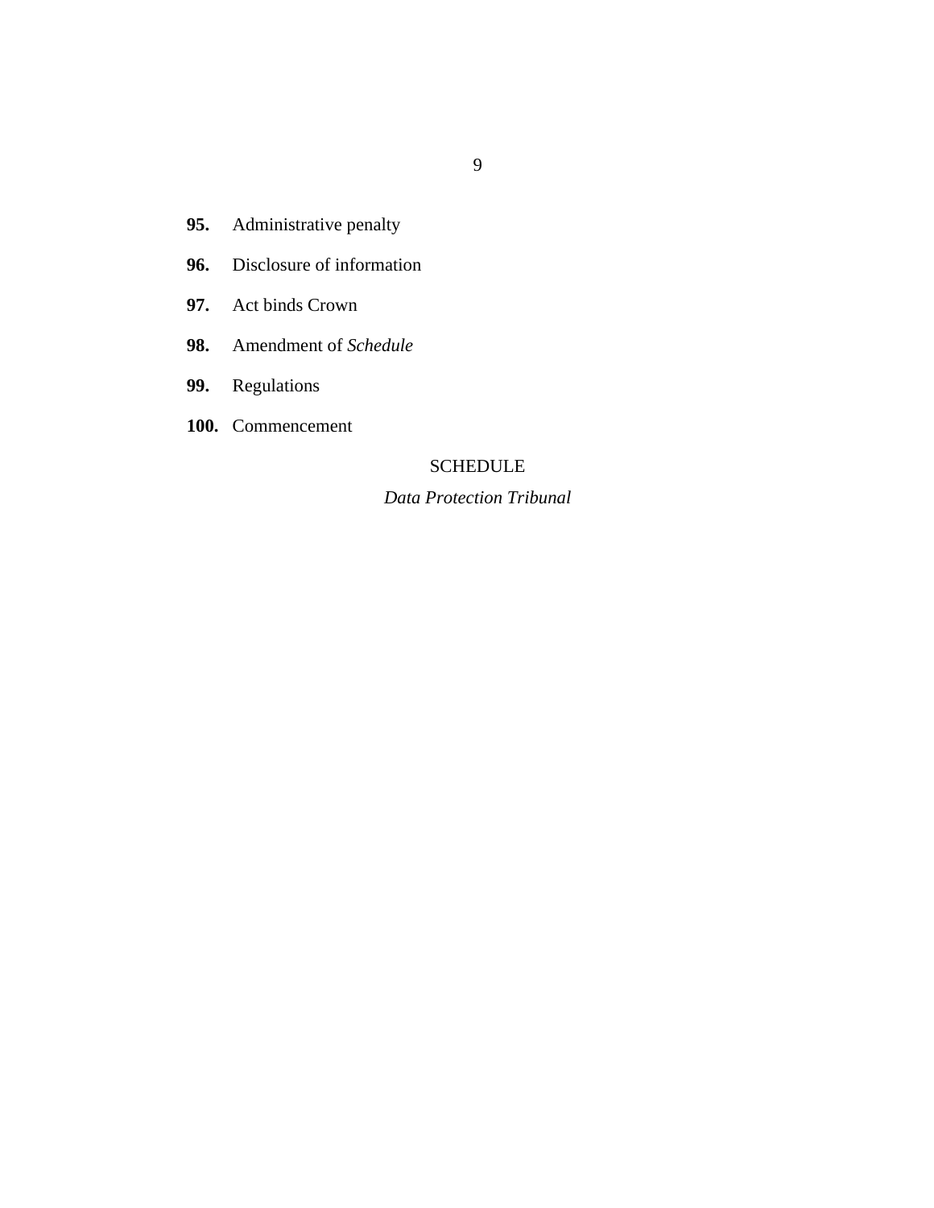**95.** Administrative penalty

**96.** Disclosure of information

**97.** Act binds Crown

**98.** Amendment of *Schedule*

**99.** Regulations

**100.** Commencement

SCHEDULE

*Data Protection Tribunal*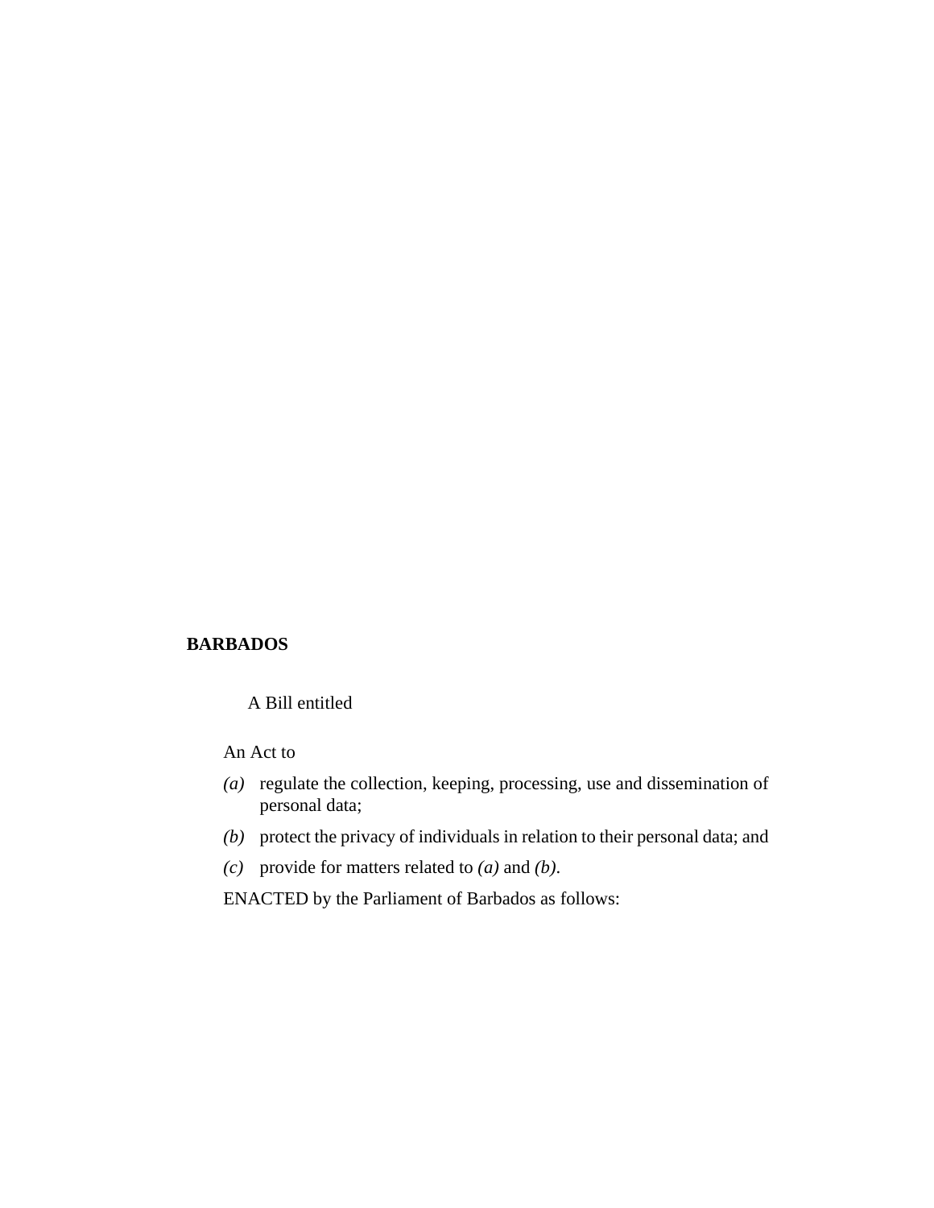**BARBADOS**

A Bill entitled

An Act to

*(a)* regulate the collection, keeping, processing, use and dissemination of personal data;

*(b)* protect the privacy of individuals in relation to their personal data; and

*(c)* provide for matters related to *(a)* and *(b)*.

ENACTED by the Parliament of Barbados as follows: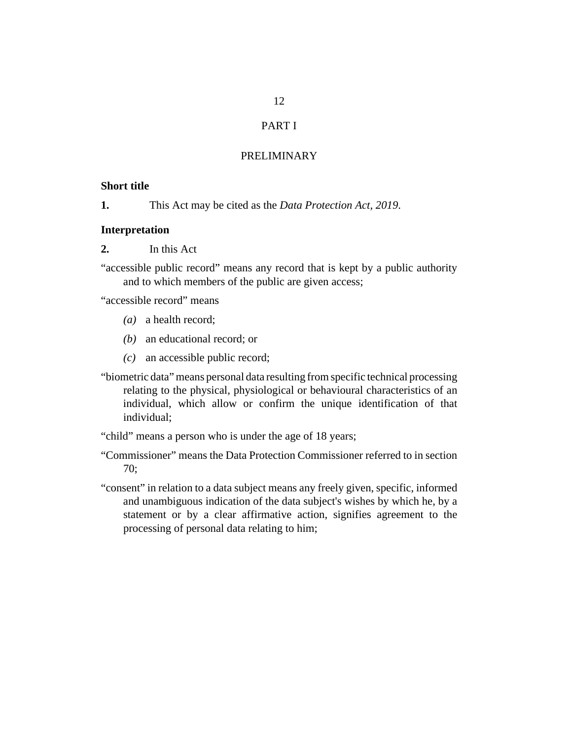# PART I

## PRELIMINARY

### Short title

**1.** This Act may be cited as the *Data Protection Act, 2019*.

### Interpretation

**2.** In this Act

"accessible public record" means any record that is kept by a public authority and to which members of the public are given access;

"accessible record" means

*(a)* a health record;

*(b)* an educational record; or

*(c)* an accessible public record;

"biometric data" means personal data resulting from specific technical processing relating to the physical, physiological or behavioural characteristics of an individual, which allow or confirm the unique identification of that individual;

"child" means a person who is under the age of 18 years;

"Commissioner" means the Data Protection Commissioner referred to in section 70;

"consent" in relation to a data subject means any freely given, specific, informed and unambiguous indication of the data subject's wishes by which he, by a statement or by a clear affirmative action, signifies agreement to the processing of personal data relating to him;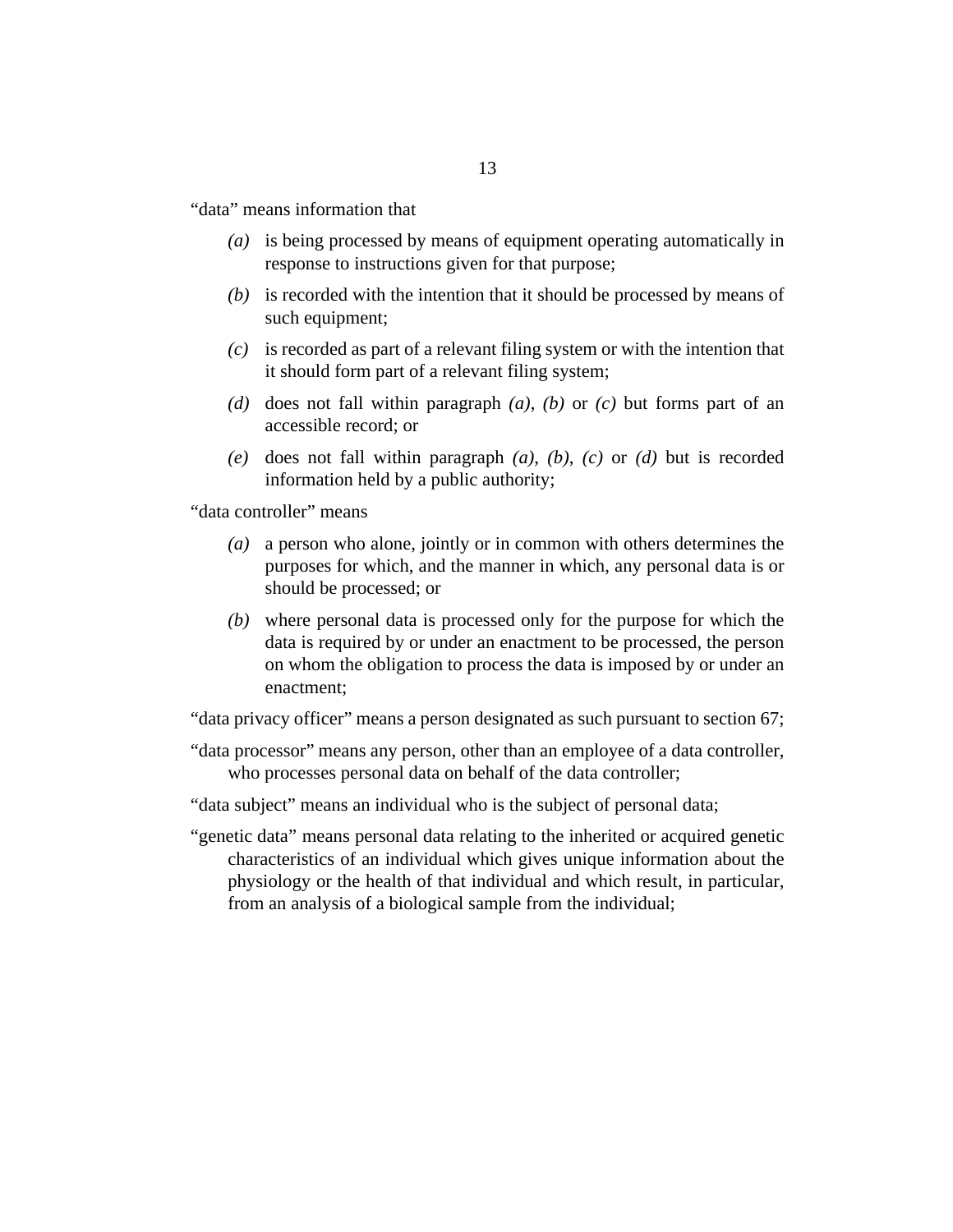"data" means information that

*(a)* is being processed by means of equipment operating automatically in response to instructions given for that purpose;

*(b)* is recorded with the intention that it should be processed by means of such equipment;

*(c)* is recorded as part of a relevant filing system or with the intention that it should form part of a relevant filing system;

*(d)* does not fall within paragraph *(a)*, *(b)* or *(c)* but forms part of an accessible record; or

*(e)* does not fall within paragraph *(a)*, *(b)*, *(c)* or *(d)* but is recorded information held by a public authority;

"data controller" means

*(a)* a person who alone, jointly or in common with others determines the purposes for which, and the manner in which, any personal data is or should be processed; or

*(b)* where personal data is processed only for the purpose for which the data is required by or under an enactment to be processed, the person on whom the obligation to process the data is imposed by or under an enactment;

"data privacy officer" means a person designated as such pursuant to section 67;

"data processor" means any person, other than an employee of a data controller, who processes personal data on behalf of the data controller;

"data subject" means an individual who is the subject of personal data;

"genetic data" means personal data relating to the inherited or acquired genetic characteristics of an individual which gives unique information about the physiology or the health of that individual and which result, in particular, from an analysis of a biological sample from the individual;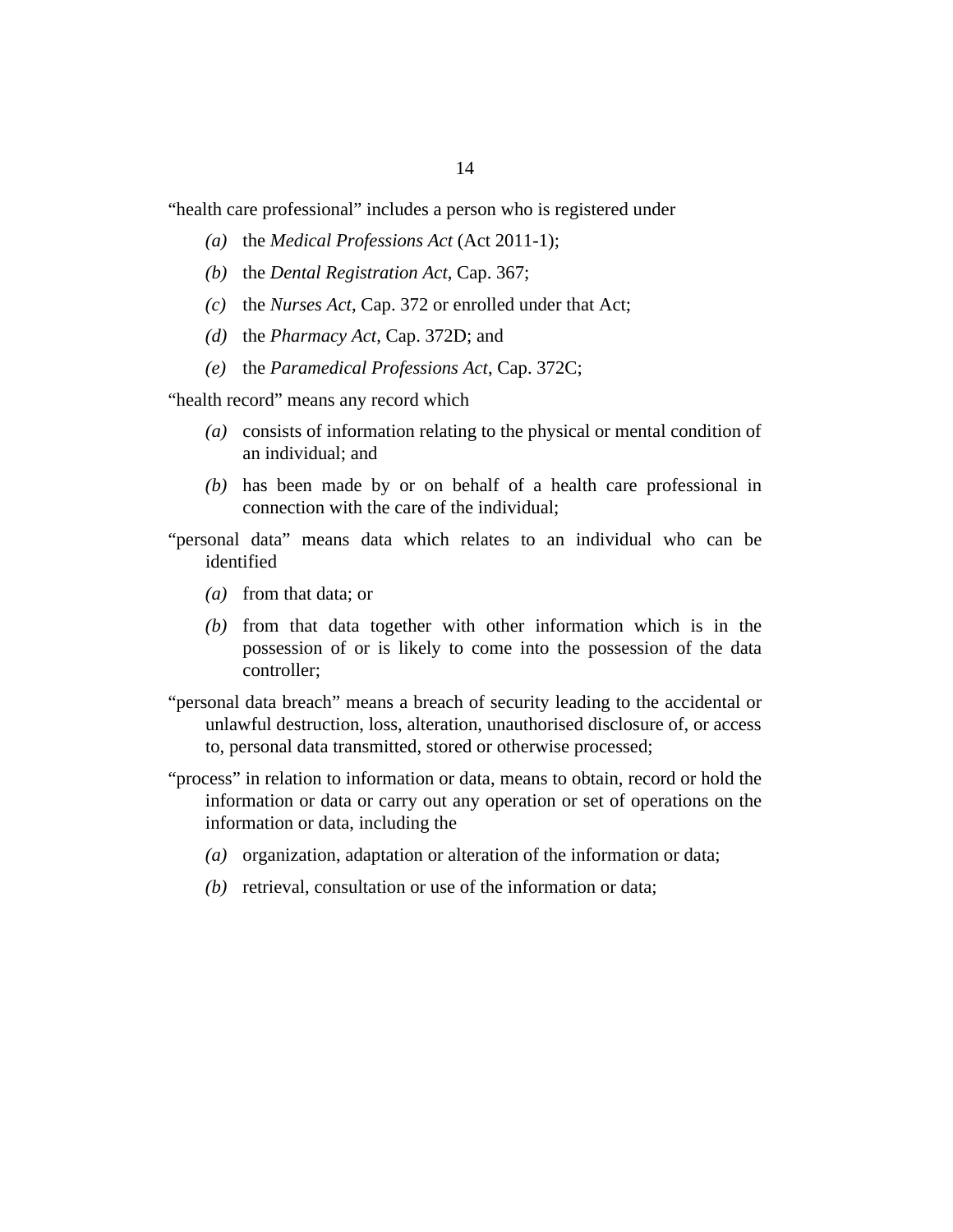"health care professional" includes a person who is registered under

*(a)* the *Medical Professions Act* (Act 2011-1);

*(b)* the *Dental Registration Act*, Cap. 367;

*(c)* the *Nurses Act*, Cap. 372 or enrolled under that Act;

*(d)* the *Pharmacy Act*, Cap. 372D; and

*(e)* the *Paramedical Professions Act*, Cap. 372C;

"health record" means any record which

*(a)* consists of information relating to the physical or mental condition of an individual; and

*(b)* has been made by or on behalf of a health care professional in connection with the care of the individual;

"personal data" means data which relates to an individual who can be identified

*(a)* from that data; or

*(b)* from that data together with other information which is in the possession of or is likely to come into the possession of the data controller;

"personal data breach" means a breach of security leading to the accidental or unlawful destruction, loss, alteration, unauthorised disclosure of, or access to, personal data transmitted, stored or otherwise processed;

"process" in relation to information or data, means to obtain, record or hold the information or data or carry out any operation or set of operations on the information or data, including the

*(a)* organization, adaptation or alteration of the information or data;

*(b)* retrieval, consultation or use of the information or data;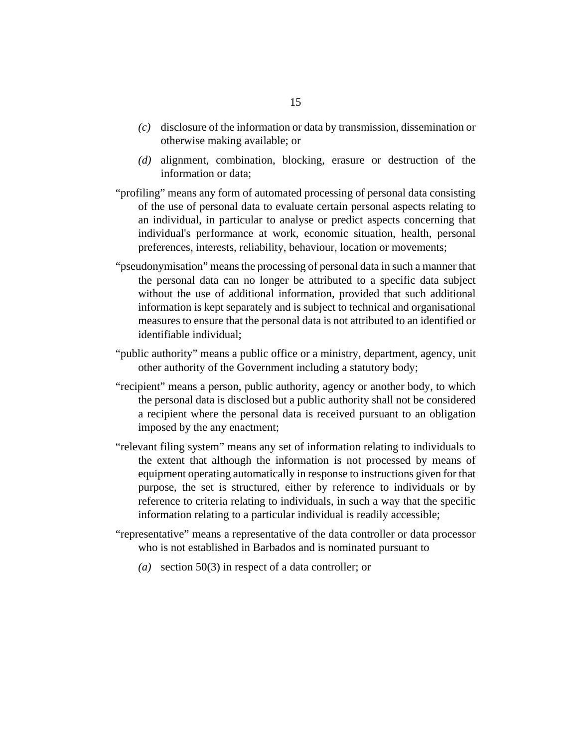*(c)* disclosure of the information or data by transmission, dissemination or otherwise making available; or

*(d)* alignment, combination, blocking, erasure or destruction of the information or data;

"profiling" means any form of automated processing of personal data consisting of the use of personal data to evaluate certain personal aspects relating to an individual, in particular to analyse or predict aspects concerning that individual's performance at work, economic situation, health, personal preferences, interests, reliability, behaviour, location or movements;

"pseudonymisation" means the processing of personal data in such a manner that the personal data can no longer be attributed to a specific data subject without the use of additional information, provided that such additional information is kept separately and is subject to technical and organisational measures to ensure that the personal data is not attributed to an identified or identifiable individual;

"public authority" means a public office or a ministry, department, agency, unit other authority of the Government including a statutory body;

"recipient" means a person, public authority, agency or another body, to which the personal data is disclosed but a public authority shall not be considered a recipient where the personal data is received pursuant to an obligation imposed by the any enactment;

"relevant filing system" means any set of information relating to individuals to the extent that although the information is not processed by means of equipment operating automatically in response to instructions given for that purpose, the set is structured, either by reference to individuals or by reference to criteria relating to individuals, in such a way that the specific information relating to a particular individual is readily accessible;

"representative" means a representative of the data controller or data processor who is not established in Barbados and is nominated pursuant to

*(a)* section 50(3) in respect of a data controller; or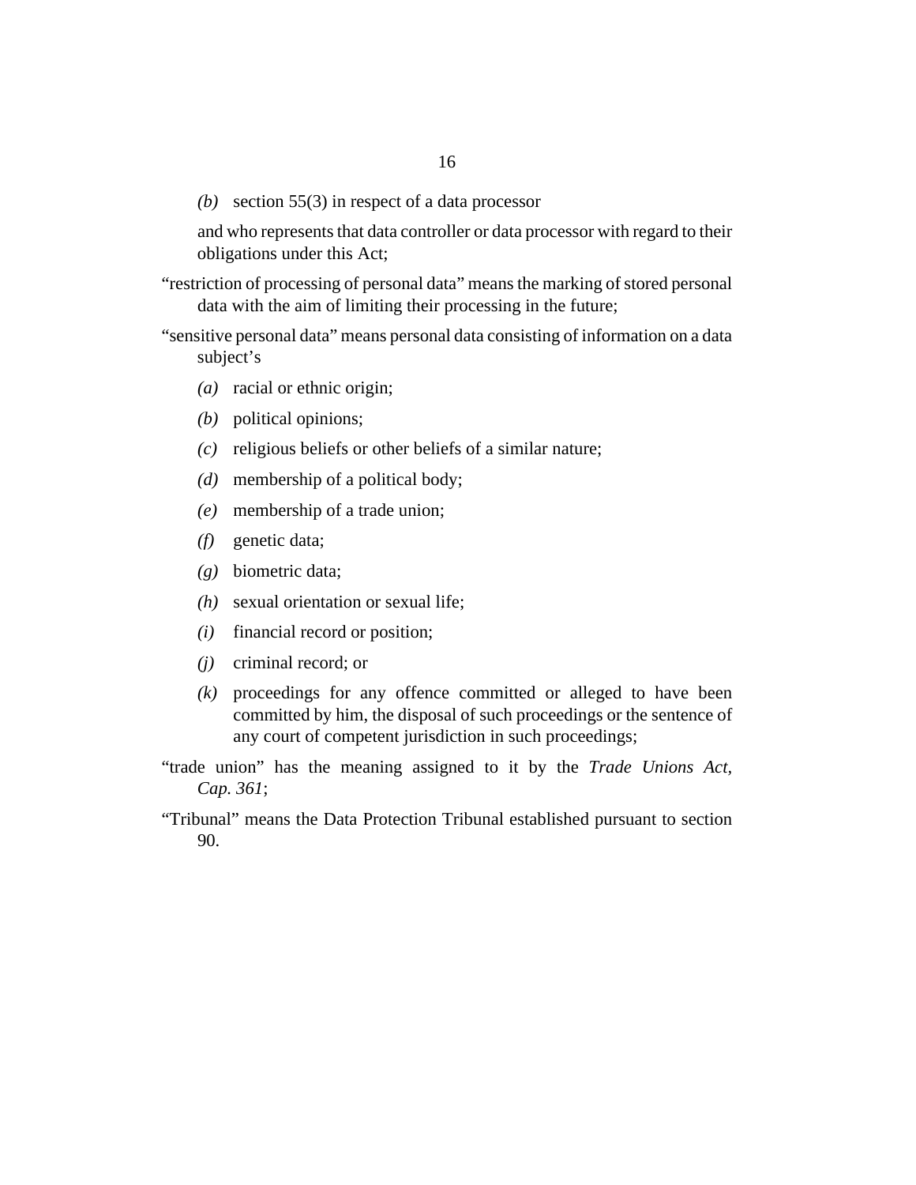*(b)* section 55(3) in respect of a data processor

and who represents that data controller or data processor with regard to their obligations under this Act;

"restriction of processing of personal data" means the marking of stored personal data with the aim of limiting their processing in the future;

"sensitive personal data" means personal data consisting of information on a data subject's

*(a)* racial or ethnic origin;

*(b)* political opinions;

*(c)* religious beliefs or other beliefs of a similar nature;

*(d)* membership of a political body;

*(e)* membership of a trade union;

*(f)* genetic data;

*(g)* biometric data;

*(h)* sexual orientation or sexual life;

*(i)* financial record or position;

*(j)* criminal record; or

*(k)* proceedings for any offence committed or alleged to have been committed by him, the disposal of such proceedings or the sentence of any court of competent jurisdiction in such proceedings;

"trade union" has the meaning assigned to it by the *Trade Unions Act, Cap. 361*;

"Tribunal" means the Data Protection Tribunal established pursuant to section 90.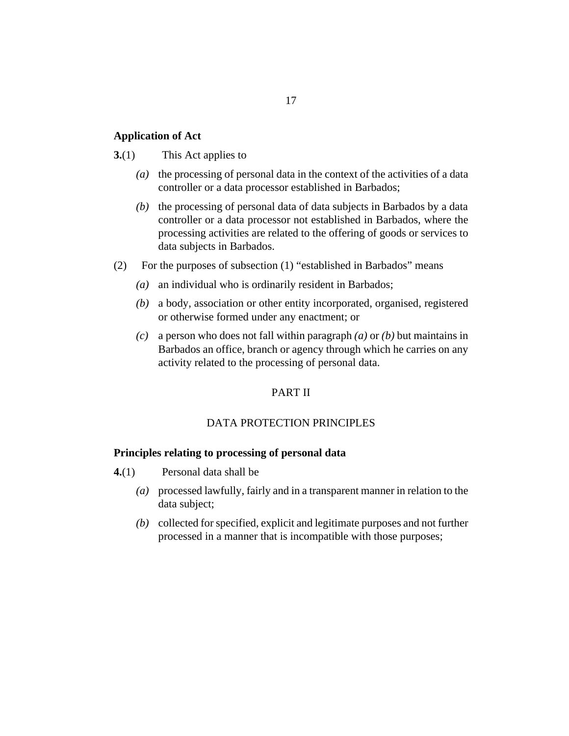**Application of Act**

**3.**(1) This Act applies to

*(a)* the processing of personal data in the context of the activities of a data controller or a data processor established in Barbados;

*(b)* the processing of personal data of data subjects in Barbados by a data controller or a data processor not established in Barbados, where the processing activities are related to the offering of goods or services to data subjects in Barbados.

(2) For the purposes of subsection (1) "established in Barbados" means

*(a)* an individual who is ordinarily resident in Barbados;

*(b)* a body, association or other entity incorporated, organised, registered or otherwise formed under any enactment; or

*(c)* a person who does not fall within paragraph *(a)* or *(b)* but maintains in Barbados an office, branch or agency through which he carries on any activity related to the processing of personal data.

PART II

DATA PROTECTION PRINCIPLES

**Principles relating to processing of personal data**

**4.**(1) Personal data shall be

*(a)* processed lawfully, fairly and in a transparent manner in relation to the data subject;

*(b)* collected for specified, explicit and legitimate purposes and not further processed in a manner that is incompatible with those purposes;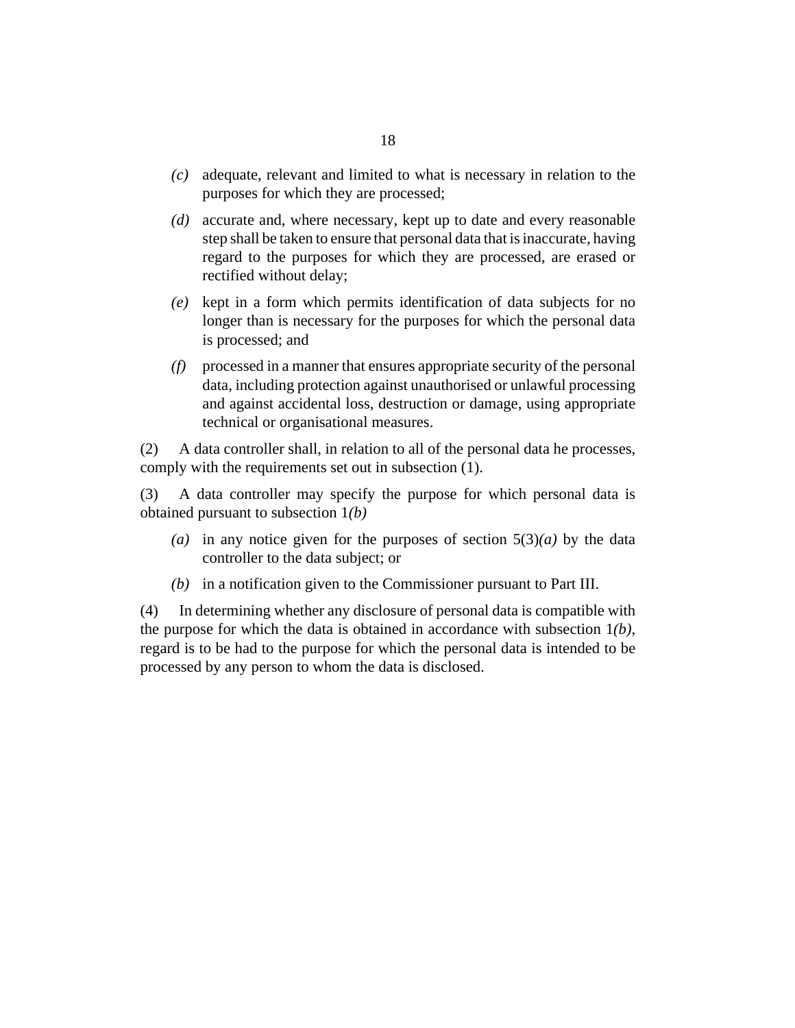*(c)* adequate, relevant and limited to what is necessary in relation to the purposes for which they are processed;

*(d)* accurate and, where necessary, kept up to date and every reasonable step shall be taken to ensure that personal data that is inaccurate, having regard to the purposes for which they are processed, are erased or rectified without delay;

*(e)* kept in a form which permits identification of data subjects for no longer than is necessary for the purposes for which the personal data is processed; and

*(f)* processed in a manner that ensures appropriate security of the personal data, including protection against unauthorised or unlawful processing and against accidental loss, destruction or damage, using appropriate technical or organisational measures.

(2) A data controller shall, in relation to all of the personal data he processes, comply with the requirements set out in subsection (1).

(3) A data controller may specify the purpose for which personal data is obtained pursuant to subsection 1*(b)*

*(a)* in any notice given for the purposes of section 5(3)*(a)* by the data controller to the data subject; or

*(b)* in a notification given to the Commissioner pursuant to Part III.

(4) In determining whether any disclosure of personal data is compatible with the purpose for which the data is obtained in accordance with subsection 1*(b)*, regard is to be had to the purpose for which the personal data is intended to be processed by any person to whom the data is disclosed.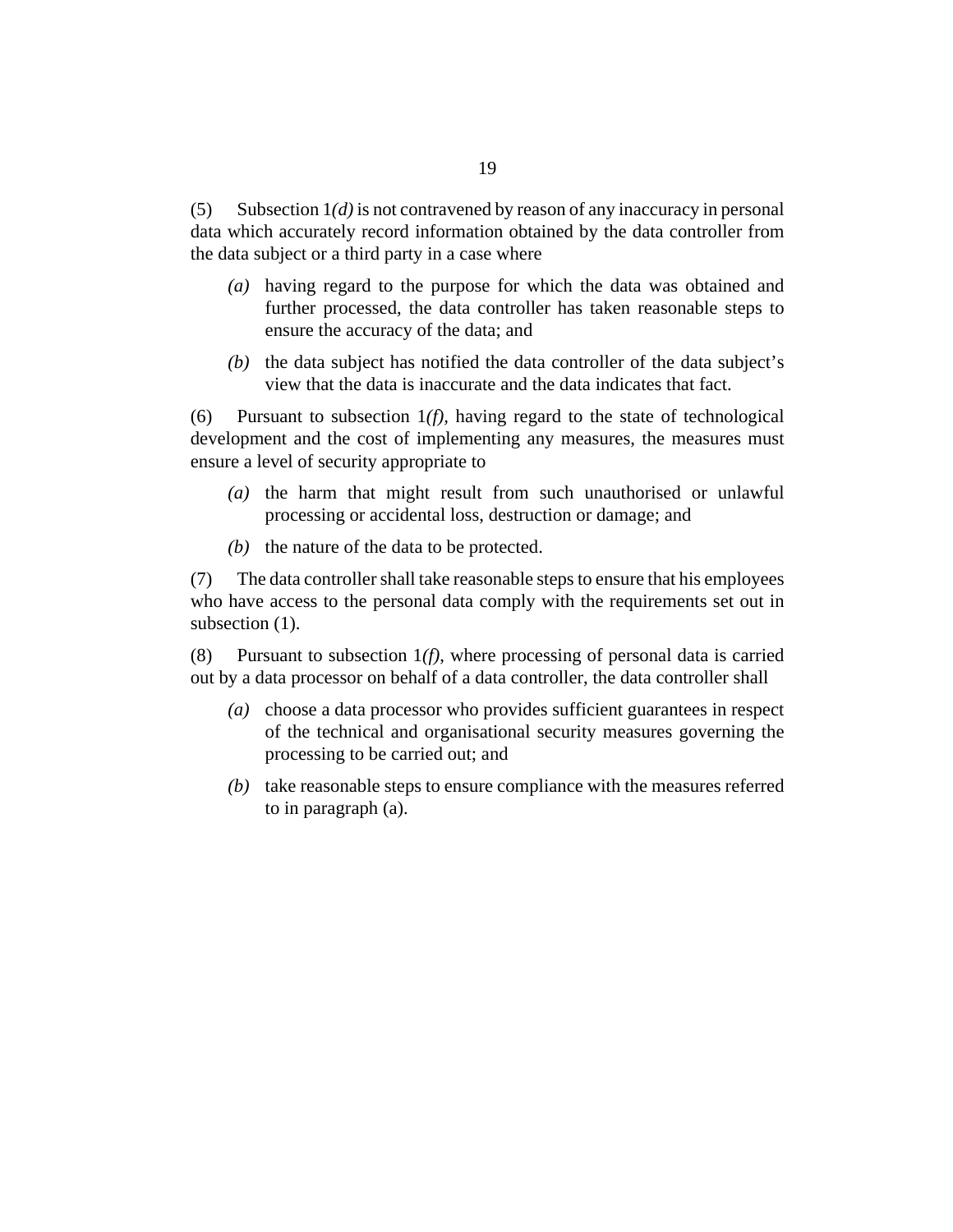(5) Subsection 1*(d)* is not contravened by reason of any inaccuracy in personal data which accurately record information obtained by the data controller from the data subject or a third party in a case where

*(a)* having regard to the purpose for which the data was obtained and further processed, the data controller has taken reasonable steps to ensure the accuracy of the data; and

*(b)* the data subject has notified the data controller of the data subject's view that the data is inaccurate and the data indicates that fact.

(6) Pursuant to subsection 1*(f)*, having regard to the state of technological development and the cost of implementing any measures, the measures must ensure a level of security appropriate to

*(a)* the harm that might result from such unauthorised or unlawful processing or accidental loss, destruction or damage; and

*(b)* the nature of the data to be protected.

(7) The data controller shall take reasonable steps to ensure that his employees who have access to the personal data comply with the requirements set out in subsection (1).

(8) Pursuant to subsection 1*(f)*, where processing of personal data is carried out by a data processor on behalf of a data controller, the data controller shall

*(a)* choose a data processor who provides sufficient guarantees in respect of the technical and organisational security measures governing the processing to be carried out; and

*(b)* take reasonable steps to ensure compliance with the measures referred to in paragraph (a).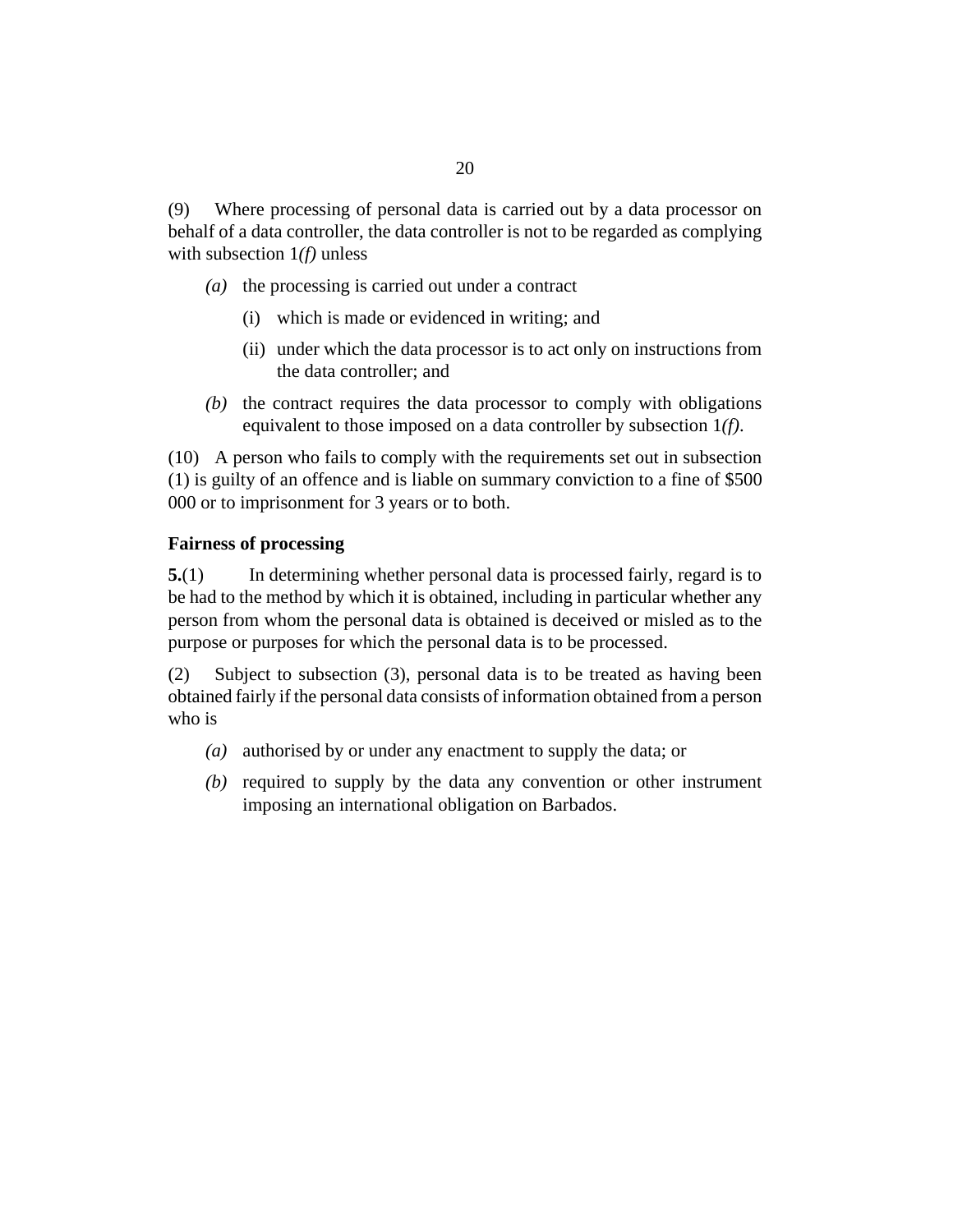(9) Where processing of personal data is carried out by a data processor on behalf of a data controller, the data controller is not to be regarded as complying with subsection 1*(f)* unless

*(a)* the processing is carried out under a contract

(i) which is made or evidenced in writing; and

(ii) under which the data processor is to act only on instructions from the data controller; and

*(b)* the contract requires the data processor to comply with obligations equivalent to those imposed on a data controller by subsection 1*(f)*.

(10) A person who fails to comply with the requirements set out in subsection (1) is guilty of an offence and is liable on summary conviction to a fine of $500 000 or to imprisonment for 3 years or to both.

**Fairness of processing**

**5.**(1) In determining whether personal data is processed fairly, regard is to be had to the method by which it is obtained, including in particular whether any person from whom the personal data is obtained is deceived or misled as to the purpose or purposes for which the personal data is to be processed.

(2) Subject to subsection (3), personal data is to be treated as having been obtained fairly if the personal data consists of information obtained from a person who is

*(a)* authorised by or under any enactment to supply the data; or

*(b)* required to supply by the data any convention or other instrument imposing an international obligation on Barbados.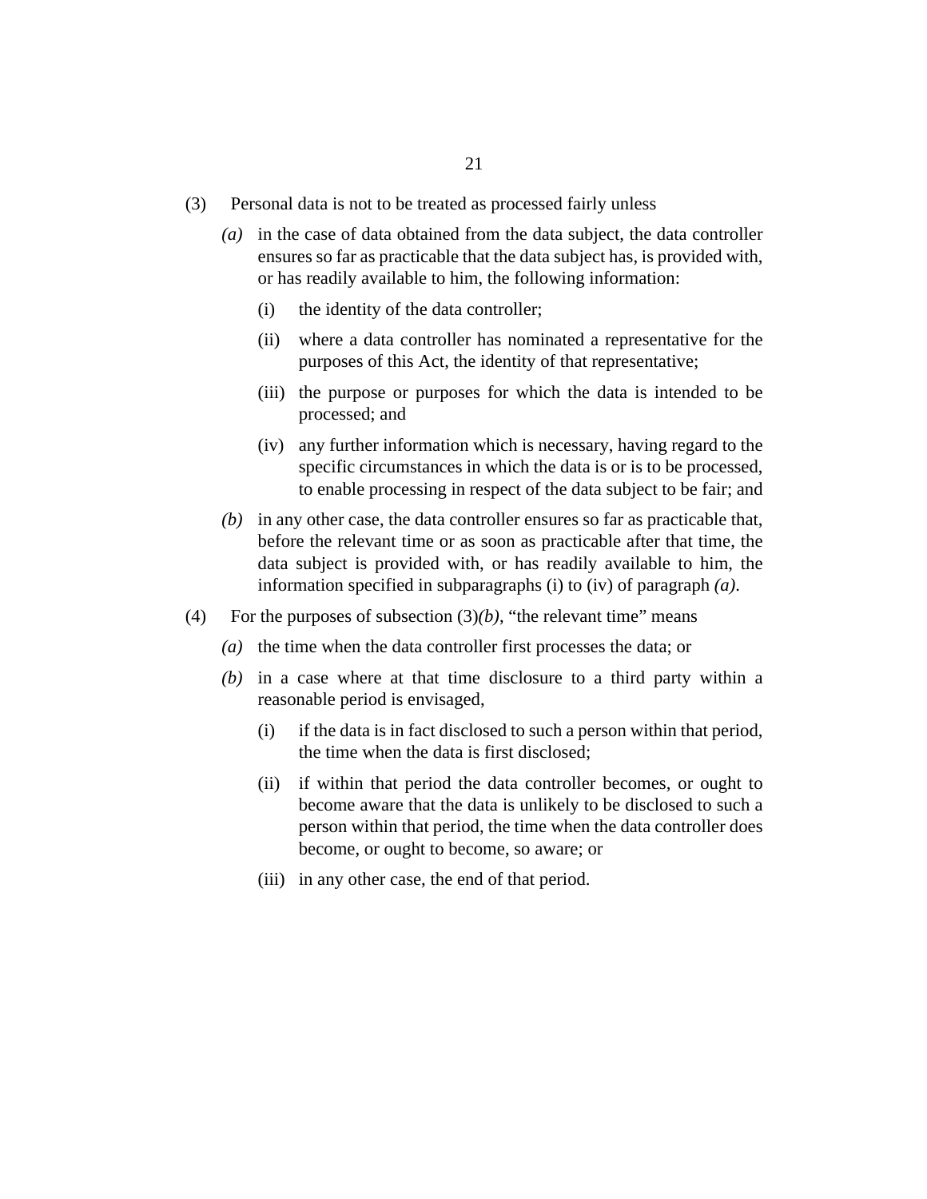(3) Personal data is not to be treated as processed fairly unless

*(a)* in the case of data obtained from the data subject, the data controller ensures so far as practicable that the data subject has, is provided with, or has readily available to him, the following information:

(i) the identity of the data controller;

(ii) where a data controller has nominated a representative for the purposes of this Act, the identity of that representative;

(iii) the purpose or purposes for which the data is intended to be processed; and

(iv) any further information which is necessary, having regard to the specific circumstances in which the data is or is to be processed, to enable processing in respect of the data subject to be fair; and

*(b)* in any other case, the data controller ensures so far as practicable that, before the relevant time or as soon as practicable after that time, the data subject is provided with, or has readily available to him, the information specified in subparagraphs (i) to (iv) of paragraph *(a)*.

(4) For the purposes of subsection (3)*(b)*, "the relevant time" means

*(a)* the time when the data controller first processes the data; or

*(b)* in a case where at that time disclosure to a third party within a reasonable period is envisaged,

(i) if the data is in fact disclosed to such a person within that period, the time when the data is first disclosed;

(ii) if within that period the data controller becomes, or ought to become aware that the data is unlikely to be disclosed to such a person within that period, the time when the data controller does become, or ought to become, so aware; or

(iii) in any other case, the end of that period.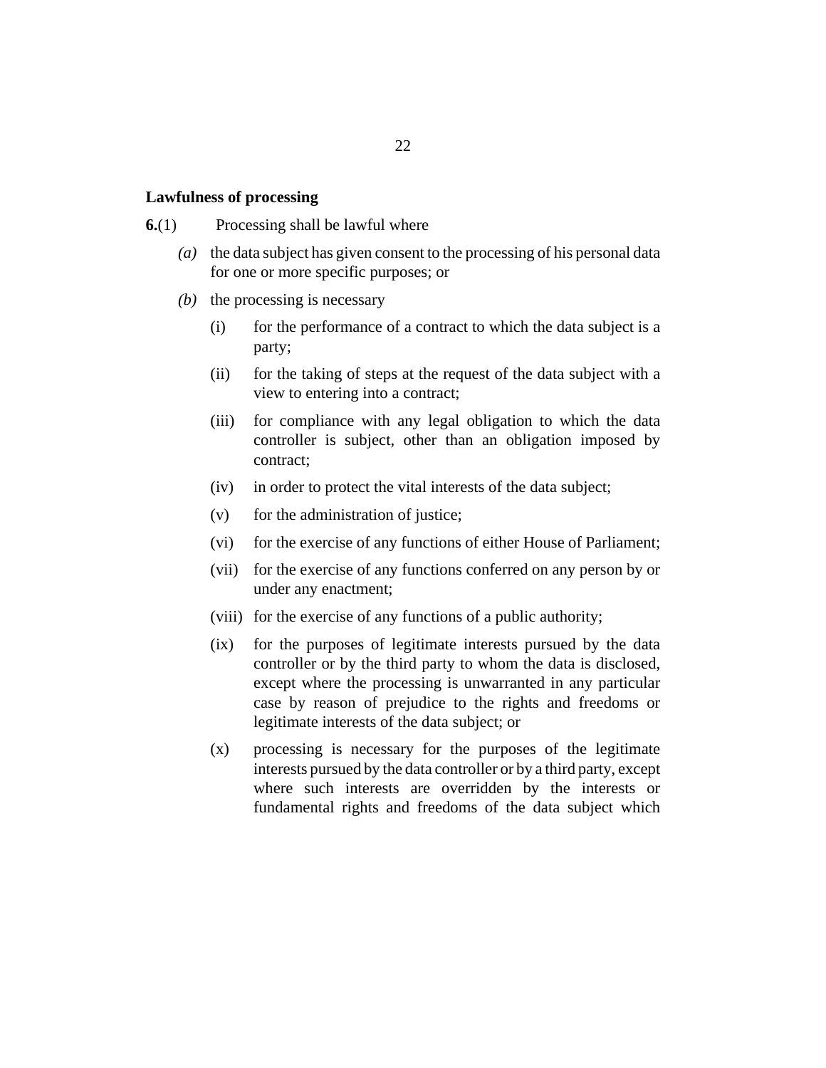**Lawfulness of processing**

**6.**(1) Processing shall be lawful where

*(a)* the data subject has given consent to the processing of his personal data for one or more specific purposes; or

*(b)* the processing is necessary

(i) for the performance of a contract to which the data subject is a party;

(ii) for the taking of steps at the request of the data subject with a view to entering into a contract;

(iii) for compliance with any legal obligation to which the data controller is subject, other than an obligation imposed by contract;

(iv) in order to protect the vital interests of the data subject;

(v) for the administration of justice;

(vi) for the exercise of any functions of either House of Parliament;

(vii) for the exercise of any functions conferred on any person by or under any enactment;

(viii) for the exercise of any functions of a public authority;

(ix) for the purposes of legitimate interests pursued by the data controller or by the third party to whom the data is disclosed, except where the processing is unwarranted in any particular case by reason of prejudice to the rights and freedoms or legitimate interests of the data subject; or

(x) processing is necessary for the purposes of the legitimate interests pursued by the data controller or by a third party, except where such interests are overridden by the interests or fundamental rights and freedoms of the data subject which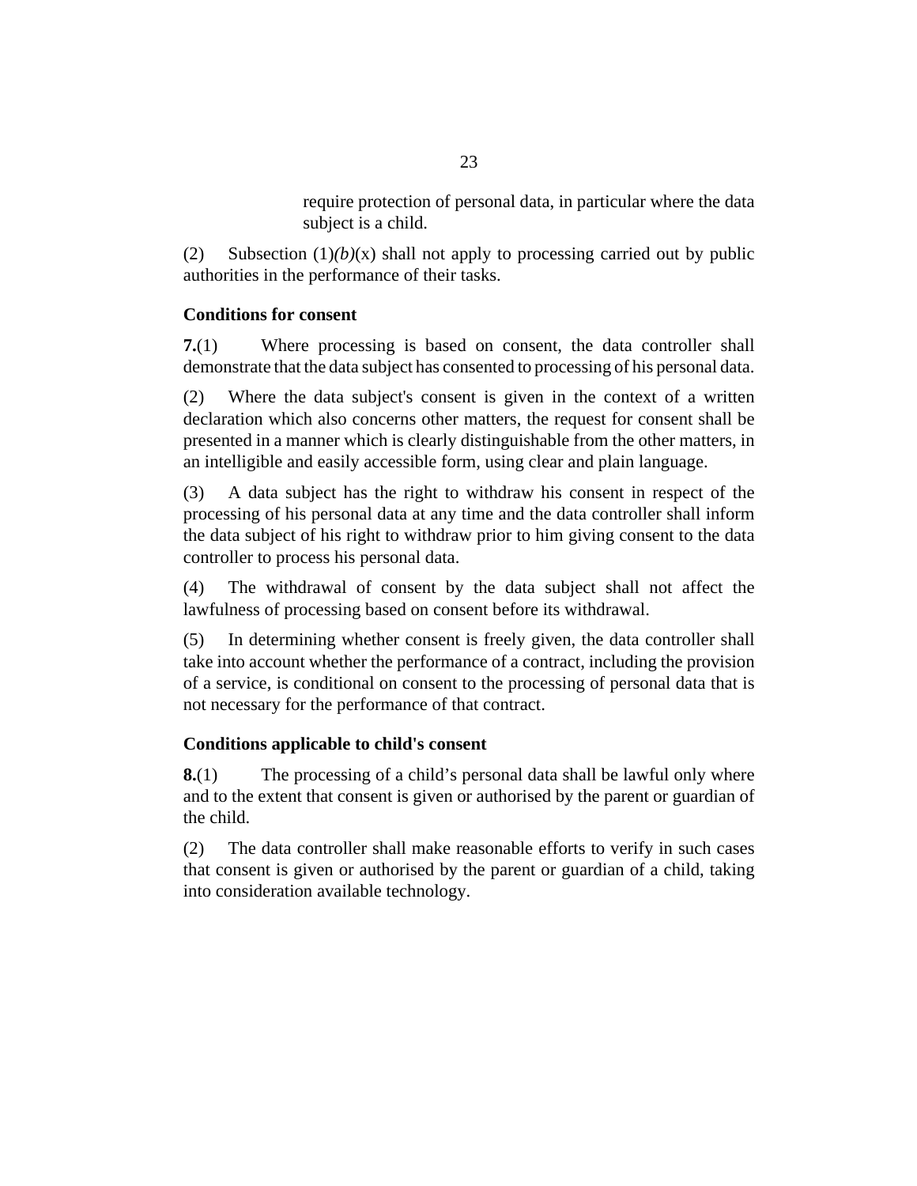require protection of personal data, in particular where the data subject is a child.

(2) Subsection (1)*(b)*(x) shall not apply to processing carried out by public authorities in the performance of their tasks.

**Conditions for consent**

**7.**(1) Where processing is based on consent, the data controller shall demonstrate that the data subject has consented to processing of his personal data.

(2) Where the data subject's consent is given in the context of a written declaration which also concerns other matters, the request for consent shall be presented in a manner which is clearly distinguishable from the other matters, in an intelligible and easily accessible form, using clear and plain language.

(3) A data subject has the right to withdraw his consent in respect of the processing of his personal data at any time and the data controller shall inform the data subject of his right to withdraw prior to him giving consent to the data controller to process his personal data.

(4) The withdrawal of consent by the data subject shall not affect the lawfulness of processing based on consent before its withdrawal.

(5) In determining whether consent is freely given, the data controller shall take into account whether the performance of a contract, including the provision of a service, is conditional on consent to the processing of personal data that is not necessary for the performance of that contract.

**Conditions applicable to child's consent**

**8.**(1) The processing of a child's personal data shall be lawful only where and to the extent that consent is given or authorised by the parent or guardian of the child.

(2) The data controller shall make reasonable efforts to verify in such cases that consent is given or authorised by the parent or guardian of a child, taking into consideration available technology.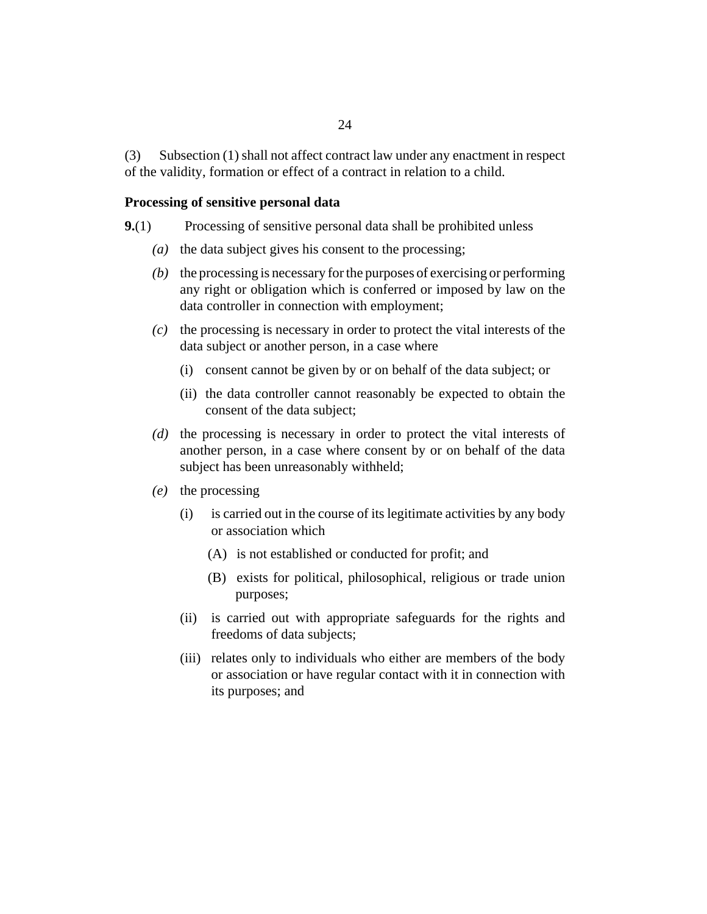(3) Subsection (1) shall not affect contract law under any enactment in respect of the validity, formation or effect of a contract in relation to a child.

**Processing of sensitive personal data**

**9.**(1) Processing of sensitive personal data shall be prohibited unless

*(a)* the data subject gives his consent to the processing;

*(b)* the processing is necessary for the purposes of exercising or performing any right or obligation which is conferred or imposed by law on the data controller in connection with employment;

*(c)* the processing is necessary in order to protect the vital interests of the data subject or another person, in a case where

(i) consent cannot be given by or on behalf of the data subject; or

(ii) the data controller cannot reasonably be expected to obtain the consent of the data subject;

*(d)* the processing is necessary in order to protect the vital interests of another person, in a case where consent by or on behalf of the data subject has been unreasonably withheld;

*(e)* the processing

(i) is carried out in the course of its legitimate activities by any body or association which

(A) is not established or conducted for profit; and

(B) exists for political, philosophical, religious or trade union purposes;

(ii) is carried out with appropriate safeguards for the rights and freedoms of data subjects;

(iii) relates only to individuals who either are members of the body or association or have regular contact with it in connection with its purposes; and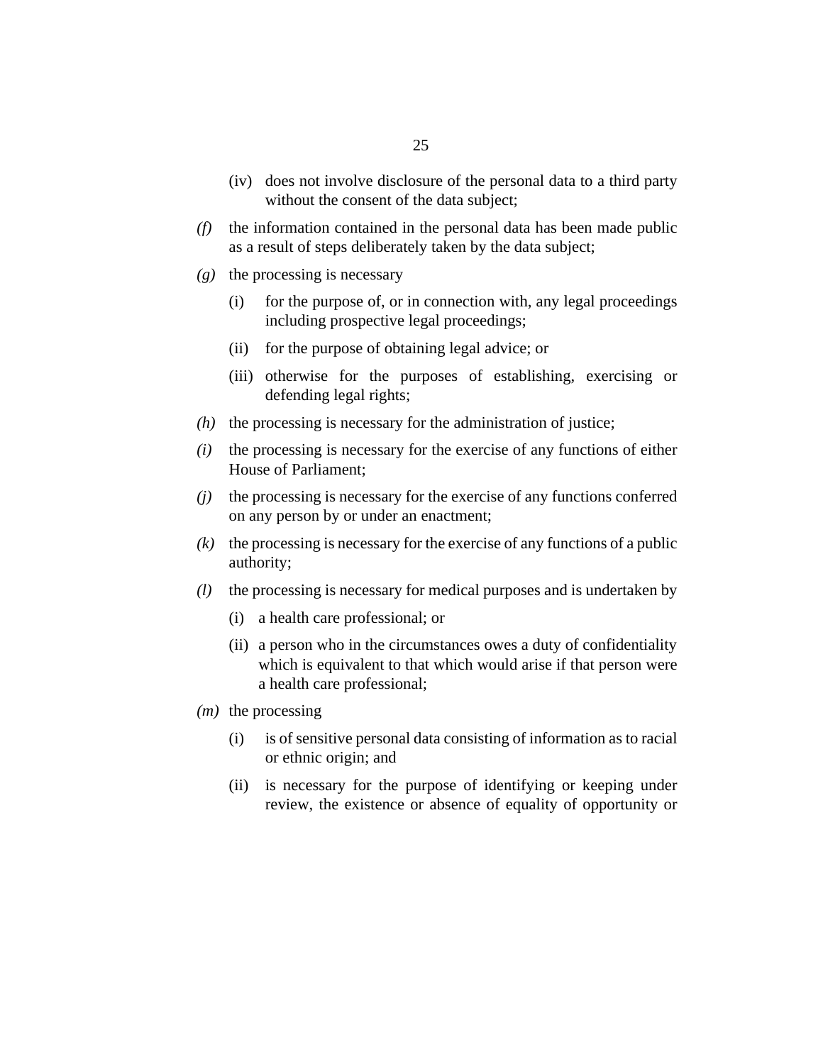(iv) does not involve disclosure of the personal data to a third party without the consent of the data subject;

*(f)* the information contained in the personal data has been made public as a result of steps deliberately taken by the data subject;

*(g)* the processing is necessary

(i) for the purpose of, or in connection with, any legal proceedings including prospective legal proceedings;

(ii) for the purpose of obtaining legal advice; or

(iii) otherwise for the purposes of establishing, exercising or defending legal rights;

*(h)* the processing is necessary for the administration of justice;

*(i)* the processing is necessary for the exercise of any functions of either House of Parliament;

*(j)* the processing is necessary for the exercise of any functions conferred on any person by or under an enactment;

*(k)* the processing is necessary for the exercise of any functions of a public authority;

*(l)* the processing is necessary for medical purposes and is undertaken by

(i) a health care professional; or

(ii) a person who in the circumstances owes a duty of confidentiality which is equivalent to that which would arise if that person were a health care professional;

*(m)* the processing

(i) is of sensitive personal data consisting of information as to racial or ethnic origin; and

(ii) is necessary for the purpose of identifying or keeping under review, the existence or absence of equality of opportunity or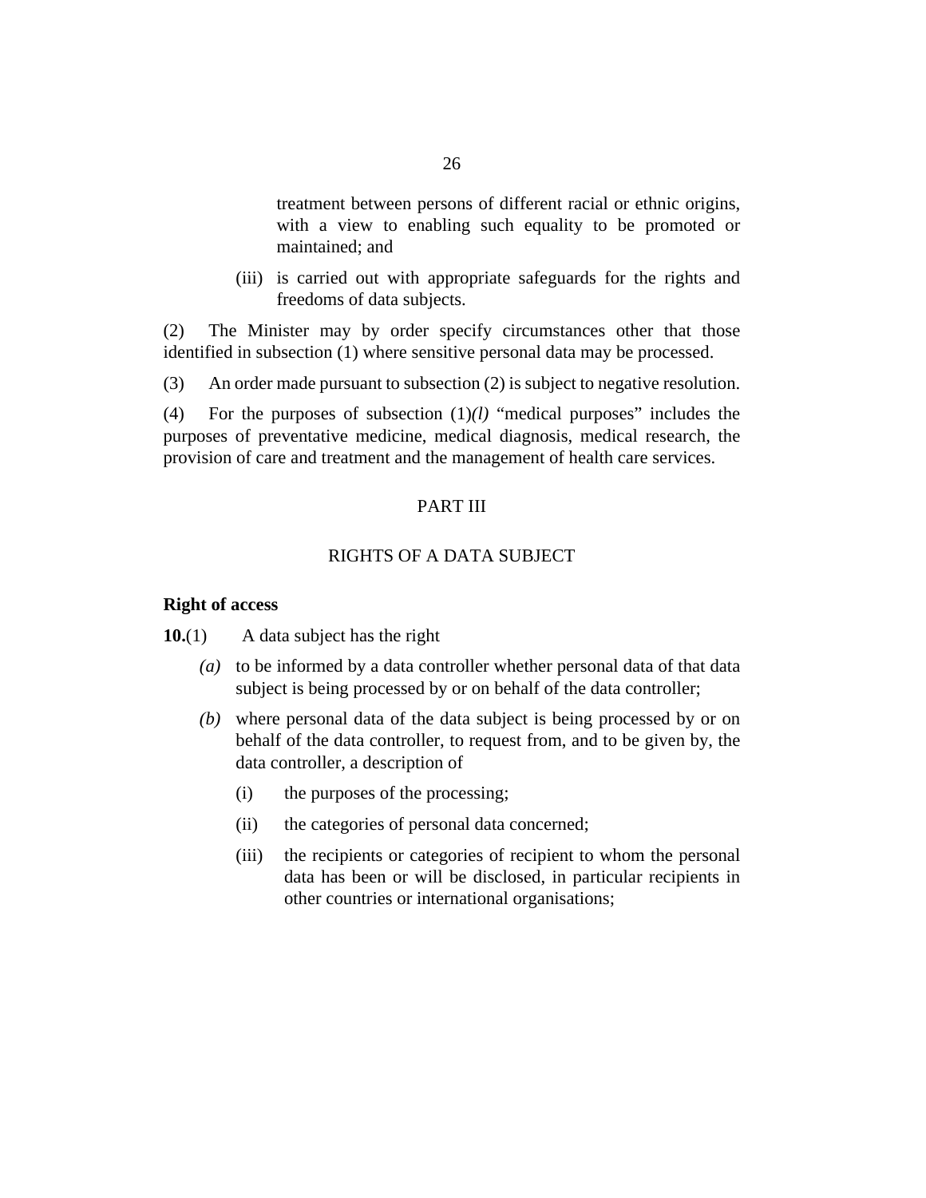treatment between persons of different racial or ethnic origins, with a view to enabling such equality to be promoted or maintained; and

(iii) is carried out with appropriate safeguards for the rights and freedoms of data subjects.

(2) The Minister may by order specify circumstances other that those identified in subsection (1) where sensitive personal data may be processed.

(3) An order made pursuant to subsection (2) is subject to negative resolution.

(4) For the purposes of subsection (1)*(l)* "medical purposes" includes the purposes of preventative medicine, medical diagnosis, medical research, the provision of care and treatment and the management of health care services.

## PART III

## RIGHTS OF A DATA SUBJECT

### Right of access

**10.**(1) A data subject has the right

*(a)* to be informed by a data controller whether personal data of that data subject is being processed by or on behalf of the data controller;

*(b)* where personal data of the data subject is being processed by or on behalf of the data controller, to request from, and to be given by, the data controller, a description of

(i) the purposes of the processing;

(ii) the categories of personal data concerned;

(iii) the recipients or categories of recipient to whom the personal data has been or will be disclosed, in particular recipients in other countries or international organisations;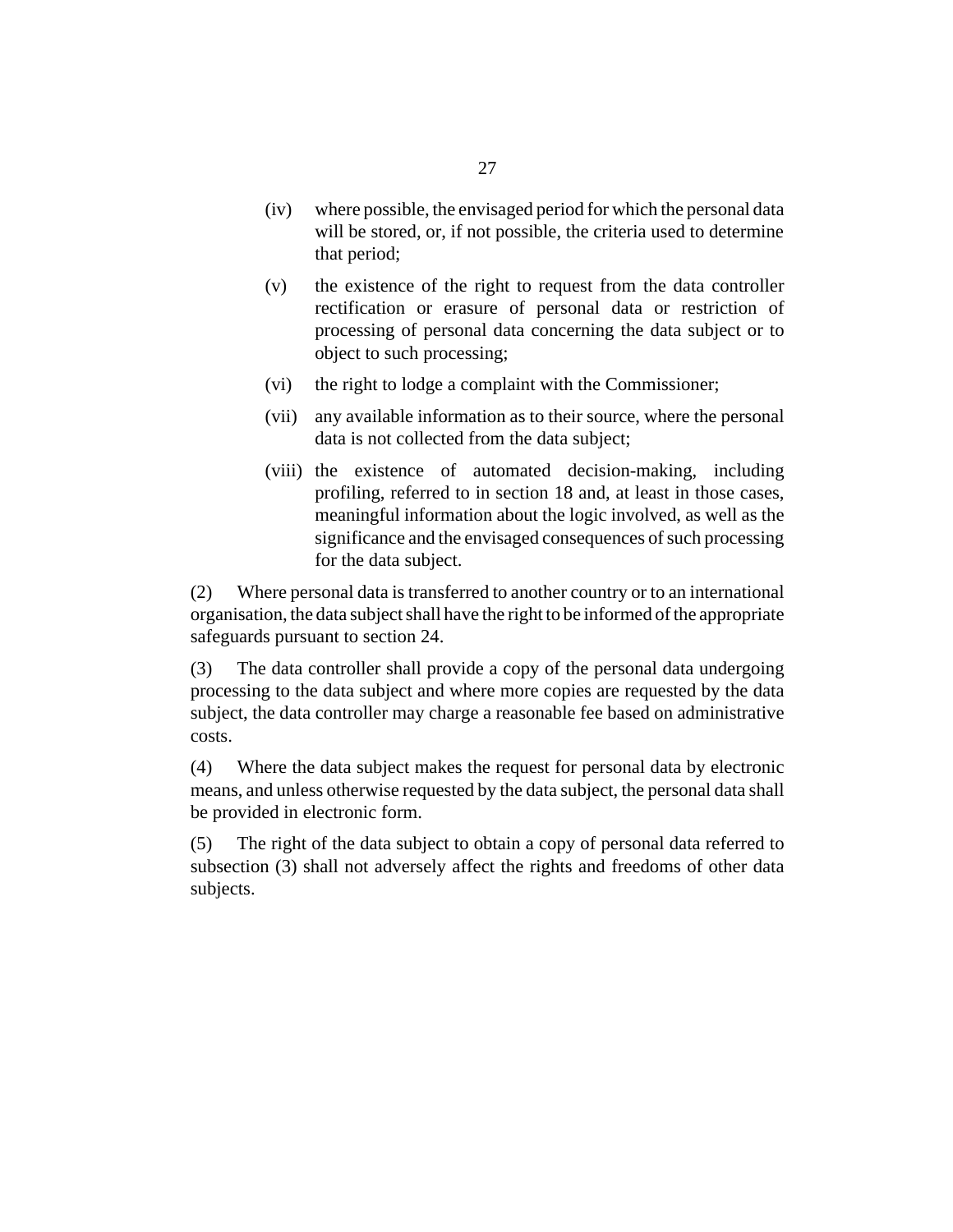(iv) where possible, the envisaged period for which the personal data will be stored, or, if not possible, the criteria used to determine that period;

(v) the existence of the right to request from the data controller rectification or erasure of personal data or restriction of processing of personal data concerning the data subject or to object to such processing;

(vi) the right to lodge a complaint with the Commissioner;

(vii) any available information as to their source, where the personal data is not collected from the data subject;

(viii) the existence of automated decision-making, including profiling, referred to in section 18 and, at least in those cases, meaningful information about the logic involved, as well as the significance and the envisaged consequences of such processing for the data subject.

(2) Where personal data is transferred to another country or to an international organisation, the data subject shall have the right to be informed of the appropriate safeguards pursuant to section 24.

(3) The data controller shall provide a copy of the personal data undergoing processing to the data subject and where more copies are requested by the data subject, the data controller may charge a reasonable fee based on administrative costs.

(4) Where the data subject makes the request for personal data by electronic means, and unless otherwise requested by the data subject, the personal data shall be provided in electronic form.

(5) The right of the data subject to obtain a copy of personal data referred to subsection (3) shall not adversely affect the rights and freedoms of other data subjects.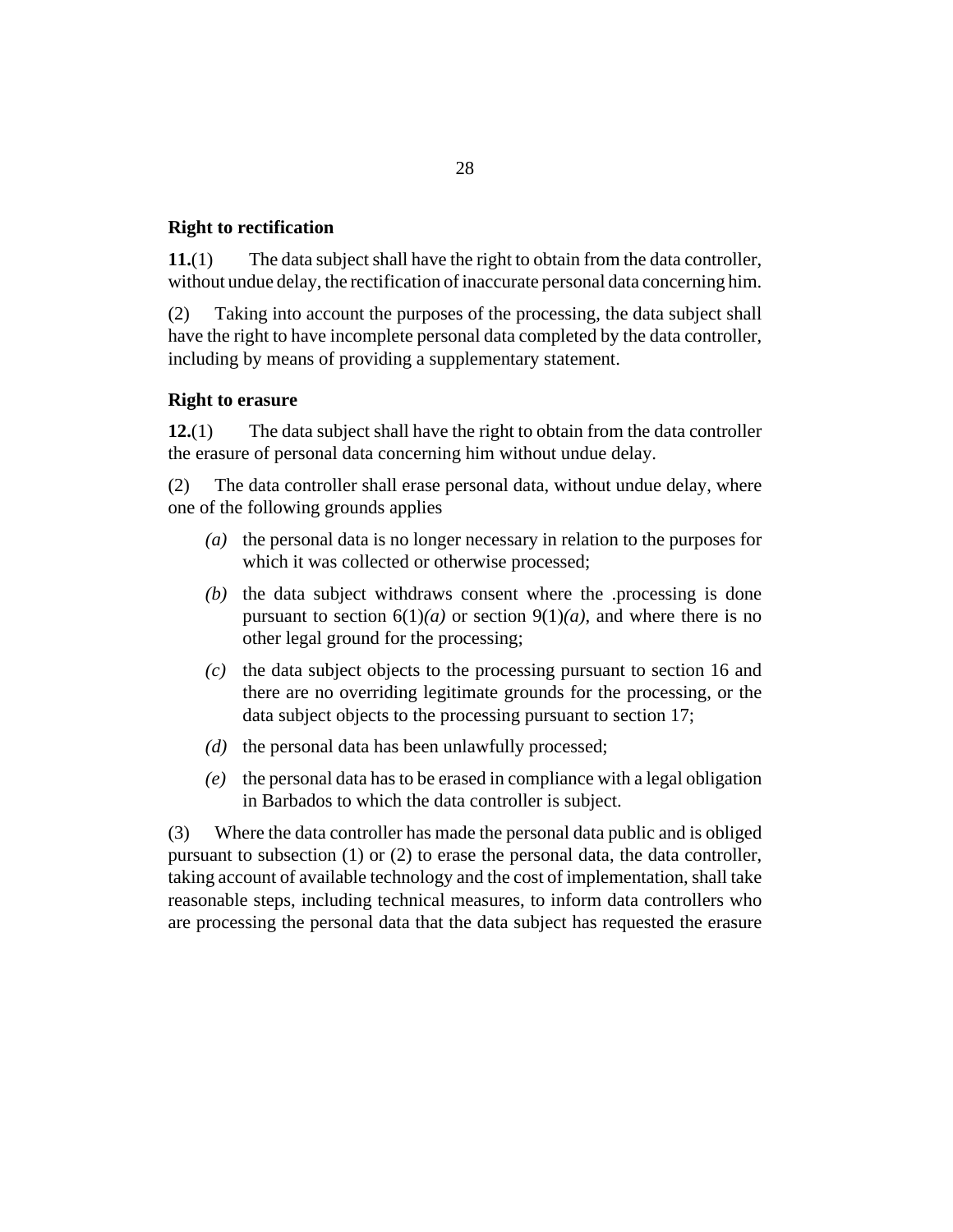**Right to rectification**

**11.**(1) The data subject shall have the right to obtain from the data controller, without undue delay, the rectification of inaccurate personal data concerning him.

(2) Taking into account the purposes of the processing, the data subject shall have the right to have incomplete personal data completed by the data controller, including by means of providing a supplementary statement.

**Right to erasure**

**12.**(1) The data subject shall have the right to obtain from the data controller the erasure of personal data concerning him without undue delay.

(2) The data controller shall erase personal data, without undue delay, where one of the following grounds applies

- *(a)* the personal data is no longer necessary in relation to the purposes for which it was collected or otherwise processed;
- *(b)* the data subject withdraws consent where the .processing is done pursuant to section 6(1)*(a)* or section 9(1)*(a)*, and where there is no other legal ground for the processing;
- *(c)* the data subject objects to the processing pursuant to section 16 and there are no overriding legitimate grounds for the processing, or the data subject objects to the processing pursuant to section 17;
- *(d)* the personal data has been unlawfully processed;
- *(e)* the personal data has to be erased in compliance with a legal obligation in Barbados to which the data controller is subject.

(3) Where the data controller has made the personal data public and is obliged pursuant to subsection (1) or (2) to erase the personal data, the data controller, taking account of available technology and the cost of implementation, shall take reasonable steps, including technical measures, to inform data controllers who are processing the personal data that the data subject has requested the erasure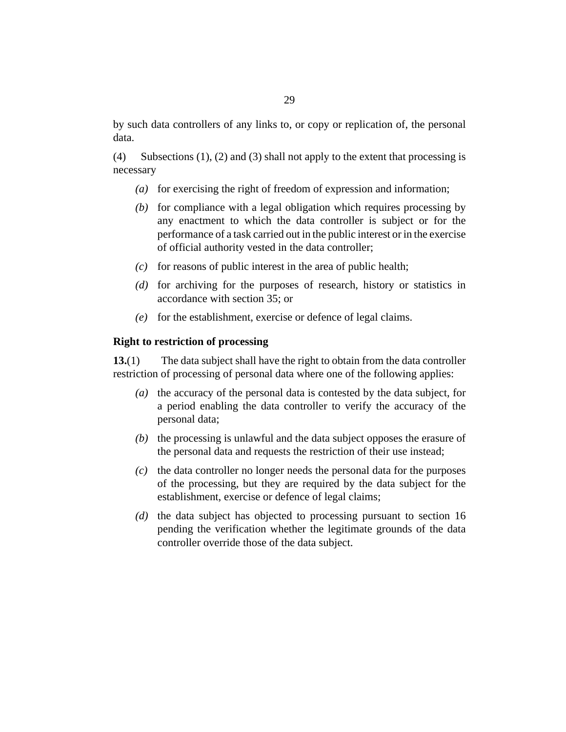by such data controllers of any links to, or copy or replication of, the personal data.

(4) Subsections (1), (2) and (3) shall not apply to the extent that processing is necessary

- *(a)* for exercising the right of freedom of expression and information;
- *(b)* for compliance with a legal obligation which requires processing by any enactment to which the data controller is subject or for the performance of a task carried out in the public interest or in the exercise of official authority vested in the data controller;
- *(c)* for reasons of public interest in the area of public health;
- *(d)* for archiving for the purposes of research, history or statistics in accordance with section 35; or
- *(e)* for the establishment, exercise or defence of legal claims.

**Right to restriction of processing**

**13.**(1) The data subject shall have the right to obtain from the data controller restriction of processing of personal data where one of the following applies:

- *(a)* the accuracy of the personal data is contested by the data subject, for a period enabling the data controller to verify the accuracy of the personal data;
- *(b)* the processing is unlawful and the data subject opposes the erasure of the personal data and requests the restriction of their use instead;
- *(c)* the data controller no longer needs the personal data for the purposes of the processing, but they are required by the data subject for the establishment, exercise or defence of legal claims;
- *(d)* the data subject has objected to processing pursuant to section 16 pending the verification whether the legitimate grounds of the data controller override those of the data subject.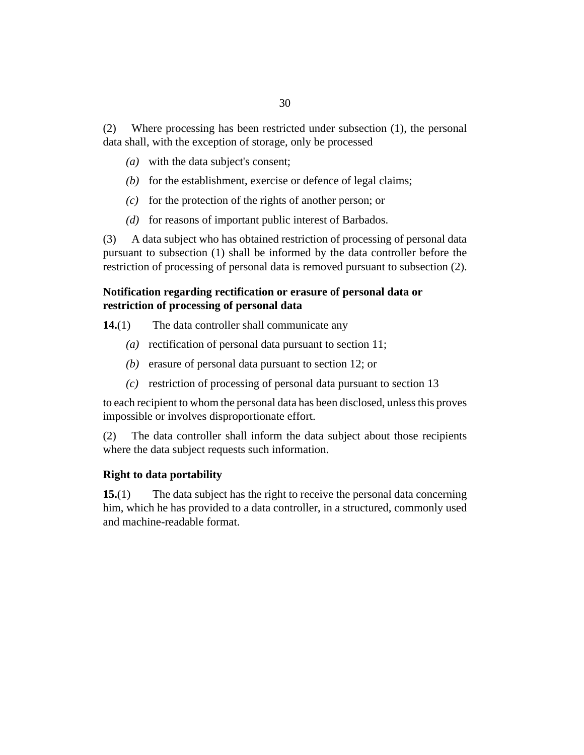(2) Where processing has been restricted under subsection (1), the personal data shall, with the exception of storage, only be processed

*(a)* with the data subject's consent;

*(b)* for the establishment, exercise or defence of legal claims;

*(c)* for the protection of the rights of another person; or

*(d)* for reasons of important public interest of Barbados.

(3) A data subject who has obtained restriction of processing of personal data pursuant to subsection (1) shall be informed by the data controller before the restriction of processing of personal data is removed pursuant to subsection (2).

**Notification regarding rectification or erasure of personal data or restriction of processing of personal data**

**14.**(1) The data controller shall communicate any

*(a)* rectification of personal data pursuant to section 11;

*(b)* erasure of personal data pursuant to section 12; or

*(c)* restriction of processing of personal data pursuant to section 13

to each recipient to whom the personal data has been disclosed, unless this proves impossible or involves disproportionate effort.

(2) The data controller shall inform the data subject about those recipients where the data subject requests such information.

**Right to data portability**

**15.**(1) The data subject has the right to receive the personal data concerning him, which he has provided to a data controller, in a structured, commonly used and machine-readable format.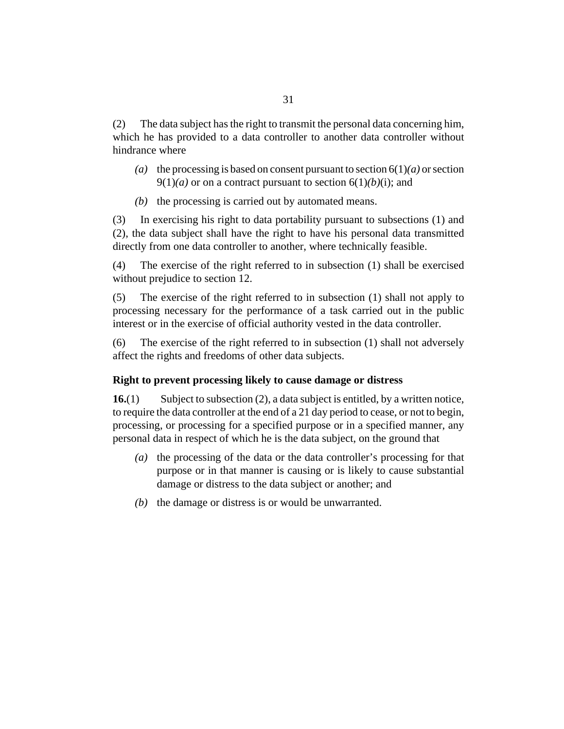(2) The data subject has the right to transmit the personal data concerning him, which he has provided to a data controller to another data controller without hindrance where

*(a)* the processing is based on consent pursuant to section 6(1)*(a)* or section 9(1)*(a)* or on a contract pursuant to section 6(1)*(b)*(i); and

*(b)* the processing is carried out by automated means.

(3) In exercising his right to data portability pursuant to subsections (1) and (2), the data subject shall have the right to have his personal data transmitted directly from one data controller to another, where technically feasible.

(4) The exercise of the right referred to in subsection (1) shall be exercised without prejudice to section 12.

(5) The exercise of the right referred to in subsection (1) shall not apply to processing necessary for the performance of a task carried out in the public interest or in the exercise of official authority vested in the data controller.

(6) The exercise of the right referred to in subsection (1) shall not adversely affect the rights and freedoms of other data subjects.

### Right to prevent processing likely to cause damage or distress

**16.**(1) Subject to subsection (2), a data subject is entitled, by a written notice, to require the data controller at the end of a 21 day period to cease, or not to begin, processing, or processing for a specified purpose or in a specified manner, any personal data in respect of which he is the data subject, on the ground that

*(a)* the processing of the data or the data controller's processing for that purpose or in that manner is causing or is likely to cause substantial damage or distress to the data subject or another; and

*(b)* the damage or distress is or would be unwarranted.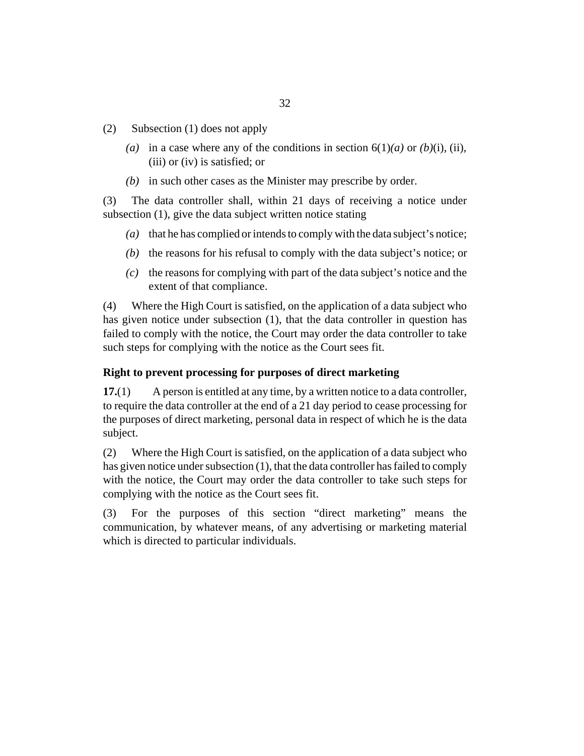(2) Subsection (1) does not apply

*(a)* in a case where any of the conditions in section 6(1)*(a)* or *(b)*(i), (ii), (iii) or (iv) is satisfied; or

*(b)* in such other cases as the Minister may prescribe by order.

(3) The data controller shall, within 21 days of receiving a notice under subsection (1), give the data subject written notice stating

*(a)* that he has complied or intends to comply with the data subject's notice;

*(b)* the reasons for his refusal to comply with the data subject's notice; or

*(c)* the reasons for complying with part of the data subject's notice and the extent of that compliance.

(4) Where the High Court is satisfied, on the application of a data subject who has given notice under subsection (1), that the data controller in question has failed to comply with the notice, the Court may order the data controller to take such steps for complying with the notice as the Court sees fit.

**Right to prevent processing for purposes of direct marketing**

**17.**(1) A person is entitled at any time, by a written notice to a data controller, to require the data controller at the end of a 21 day period to cease processing for the purposes of direct marketing, personal data in respect of which he is the data subject.

(2) Where the High Court is satisfied, on the application of a data subject who has given notice under subsection (1), that the data controller has failed to comply with the notice, the Court may order the data controller to take such steps for complying with the notice as the Court sees fit.

(3) For the purposes of this section "direct marketing" means the communication, by whatever means, of any advertising or marketing material which is directed to particular individuals.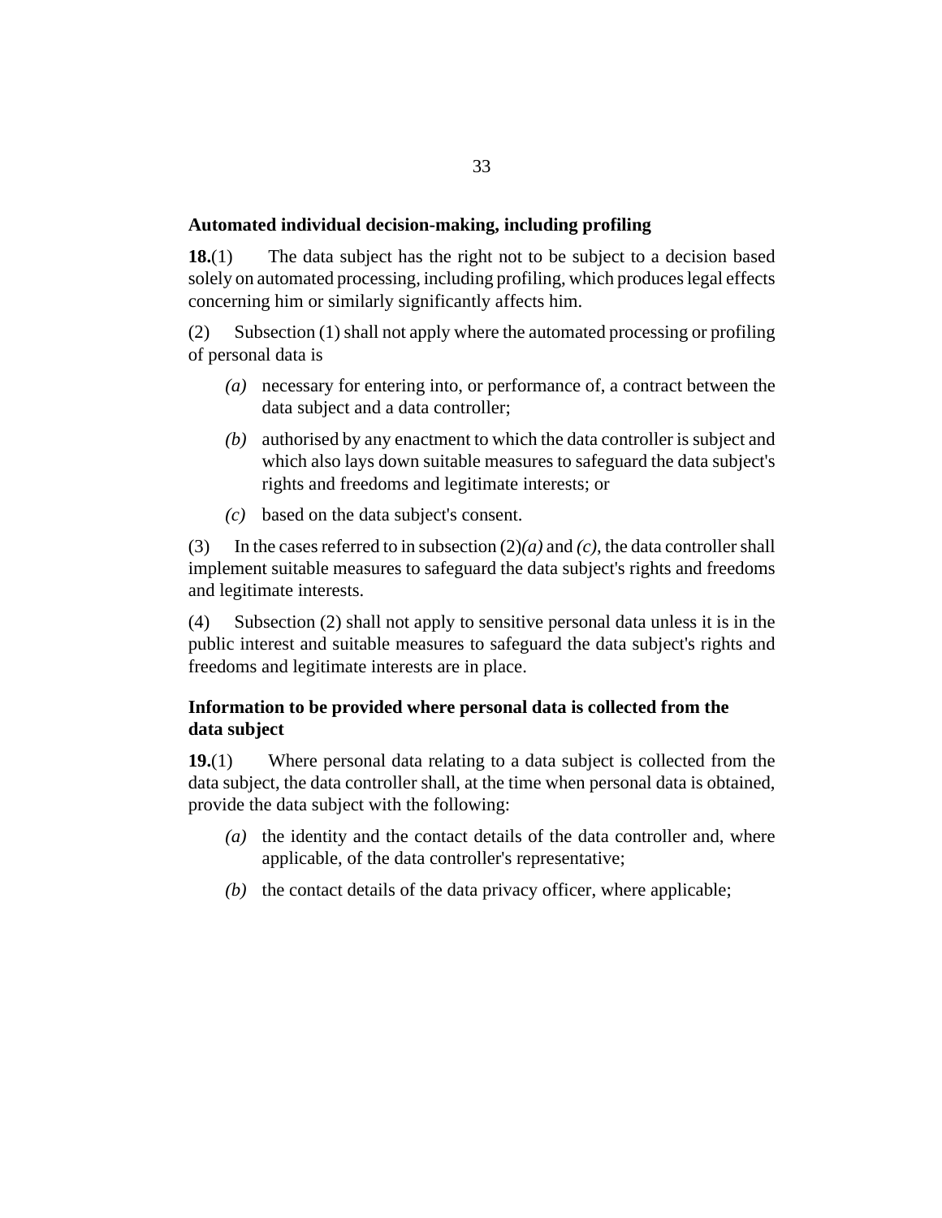### Automated individual decision-making, including profiling

**18.**(1) The data subject has the right not to be subject to a decision based solely on automated processing, including profiling, which produces legal effects concerning him or similarly significantly affects him.

(2) Subsection (1) shall not apply where the automated processing or profiling of personal data is

- *(a)* necessary for entering into, or performance of, a contract between the data subject and a data controller;
- *(b)* authorised by any enactment to which the data controller is subject and which also lays down suitable measures to safeguard the data subject's rights and freedoms and legitimate interests; or
- *(c)* based on the data subject's consent.

(3) In the cases referred to in subsection (2)*(a)* and *(c)*, the data controller shall implement suitable measures to safeguard the data subject's rights and freedoms and legitimate interests.

(4) Subsection (2) shall not apply to sensitive personal data unless it is in the public interest and suitable measures to safeguard the data subject's rights and freedoms and legitimate interests are in place.

### Information to be provided where personal data is collected from the data subject

**19.**(1) Where personal data relating to a data subject is collected from the data subject, the data controller shall, at the time when personal data is obtained, provide the data subject with the following:

- *(a)* the identity and the contact details of the data controller and, where applicable, of the data controller's representative;
- *(b)* the contact details of the data privacy officer, where applicable;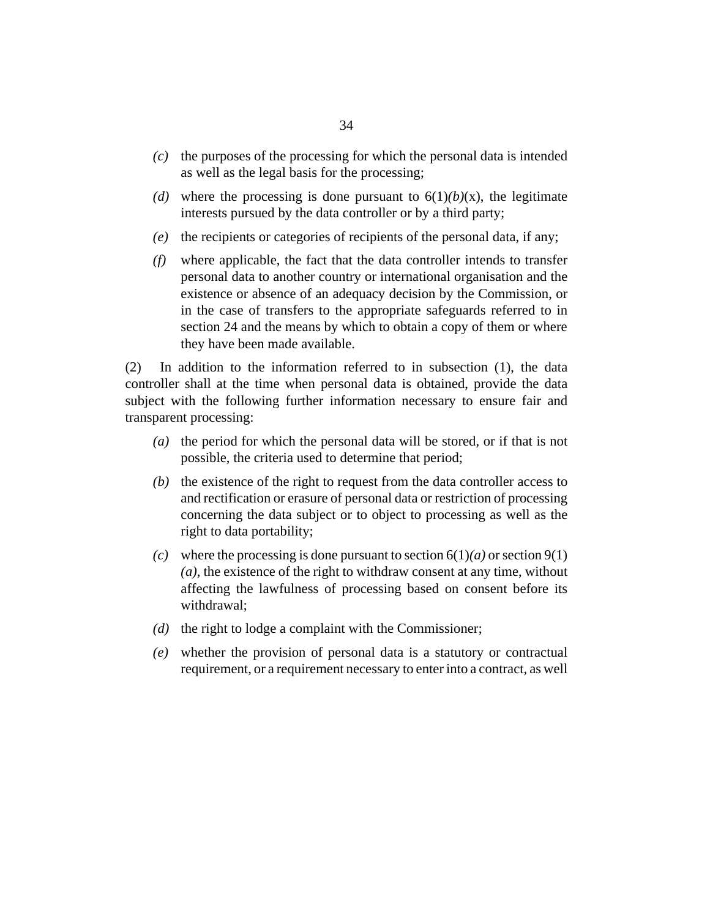*(c)* the purposes of the processing for which the personal data is intended as well as the legal basis for the processing;

*(d)* where the processing is done pursuant to 6(1)*(b)*(x), the legitimate interests pursued by the data controller or by a third party;

*(e)* the recipients or categories of recipients of the personal data, if any;

*(f)* where applicable, the fact that the data controller intends to transfer personal data to another country or international organisation and the existence or absence of an adequacy decision by the Commission, or in the case of transfers to the appropriate safeguards referred to in section 24 and the means by which to obtain a copy of them or where they have been made available.

(2) In addition to the information referred to in subsection (1), the data controller shall at the time when personal data is obtained, provide the data subject with the following further information necessary to ensure fair and transparent processing:

*(a)* the period for which the personal data will be stored, or if that is not possible, the criteria used to determine that period;

*(b)* the existence of the right to request from the data controller access to and rectification or erasure of personal data or restriction of processing concerning the data subject or to object to processing as well as the right to data portability;

*(c)* where the processing is done pursuant to section 6(1)*(a)* or section 9(1)*(a)*, the existence of the right to withdraw consent at any time, without affecting the lawfulness of processing based on consent before its withdrawal;

*(d)* the right to lodge a complaint with the Commissioner;

*(e)* whether the provision of personal data is a statutory or contractual requirement, or a requirement necessary to enter into a contract, as well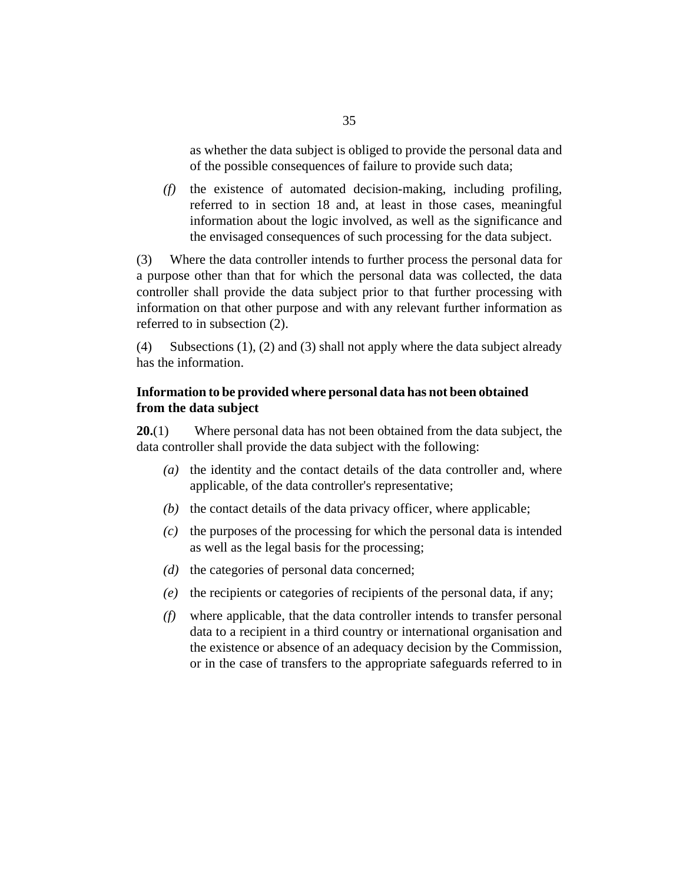as whether the data subject is obliged to provide the personal data and of the possible consequences of failure to provide such data;

*(f)* the existence of automated decision-making, including profiling, referred to in section 18 and, at least in those cases, meaningful information about the logic involved, as well as the significance and the envisaged consequences of such processing for the data subject.

(3) Where the data controller intends to further process the personal data for a purpose other than that for which the personal data was collected, the data controller shall provide the data subject prior to that further processing with information on that other purpose and with any relevant further information as referred to in subsection (2).

(4) Subsections (1), (2) and (3) shall not apply where the data subject already has the information.

### Information to be provided where personal data has not been obtained from the data subject

**20.**(1) Where personal data has not been obtained from the data subject, the data controller shall provide the data subject with the following:

*(a)* the identity and the contact details of the data controller and, where applicable, of the data controller's representative;

*(b)* the contact details of the data privacy officer, where applicable;

*(c)* the purposes of the processing for which the personal data is intended as well as the legal basis for the processing;

*(d)* the categories of personal data concerned;

*(e)* the recipients or categories of recipients of the personal data, if any;

*(f)* where applicable, that the data controller intends to transfer personal data to a recipient in a third country or international organisation and the existence or absence of an adequacy decision by the Commission, or in the case of transfers to the appropriate safeguards referred to in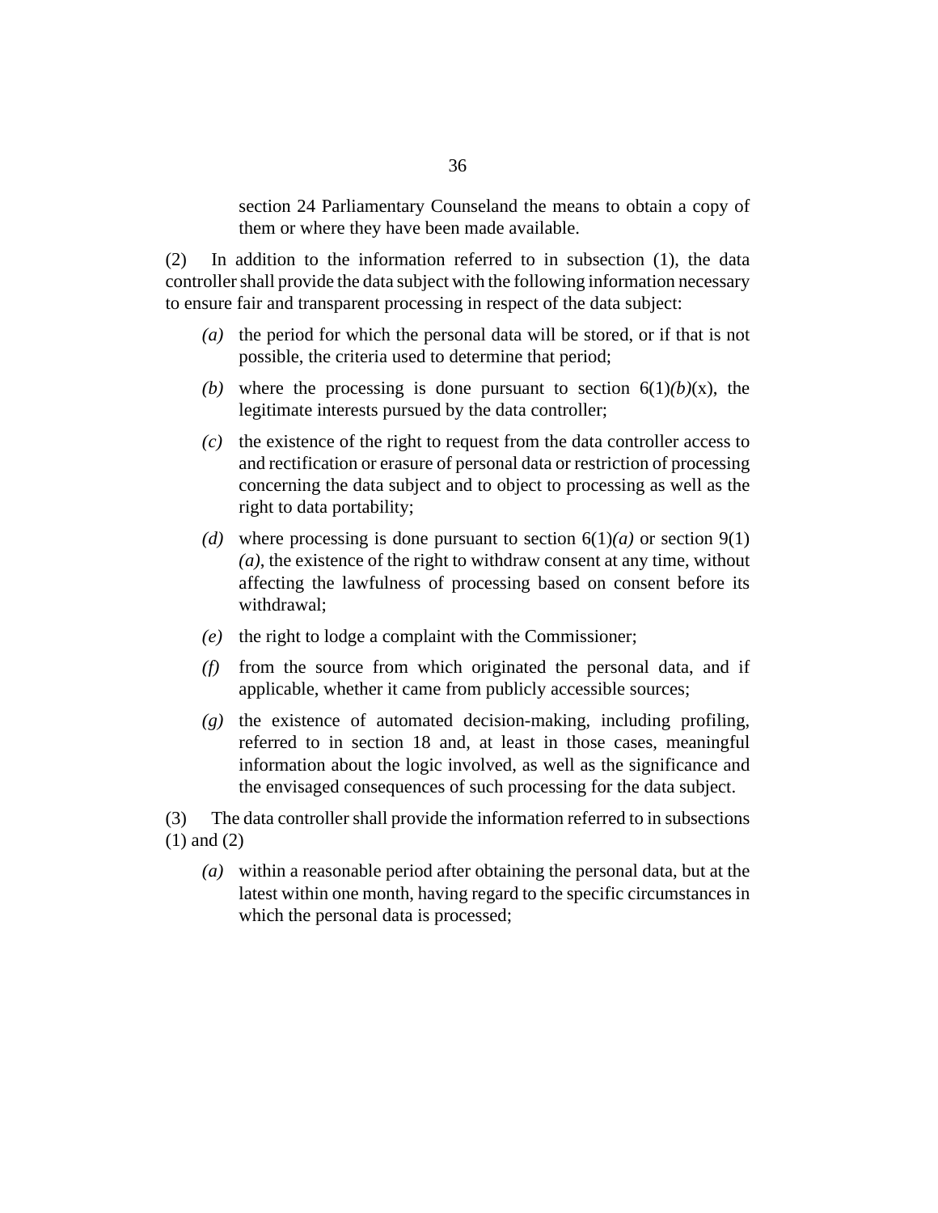section 24 Parliamentary Counseland the means to obtain a copy of them or where they have been made available.

(2) In addition to the information referred to in subsection (1), the data controller shall provide the data subject with the following information necessary to ensure fair and transparent processing in respect of the data subject:

*(a)* the period for which the personal data will be stored, or if that is not possible, the criteria used to determine that period;

*(b)* where the processing is done pursuant to section 6(1)*(b)*(x), the legitimate interests pursued by the data controller;

*(c)* the existence of the right to request from the data controller access to and rectification or erasure of personal data or restriction of processing concerning the data subject and to object to processing as well as the right to data portability;

*(d)* where processing is done pursuant to section 6(1)*(a)* or section 9(1)*(a)*, the existence of the right to withdraw consent at any time, without affecting the lawfulness of processing based on consent before its withdrawal;

*(e)* the right to lodge a complaint with the Commissioner;

*(f)* from the source from which originated the personal data, and if applicable, whether it came from publicly accessible sources;

*(g)* the existence of automated decision-making, including profiling, referred to in section 18 and, at least in those cases, meaningful information about the logic involved, as well as the significance and the envisaged consequences of such processing for the data subject.

(3) The data controller shall provide the information referred to in subsections (1) and (2)

*(a)* within a reasonable period after obtaining the personal data, but at the latest within one month, having regard to the specific circumstances in which the personal data is processed;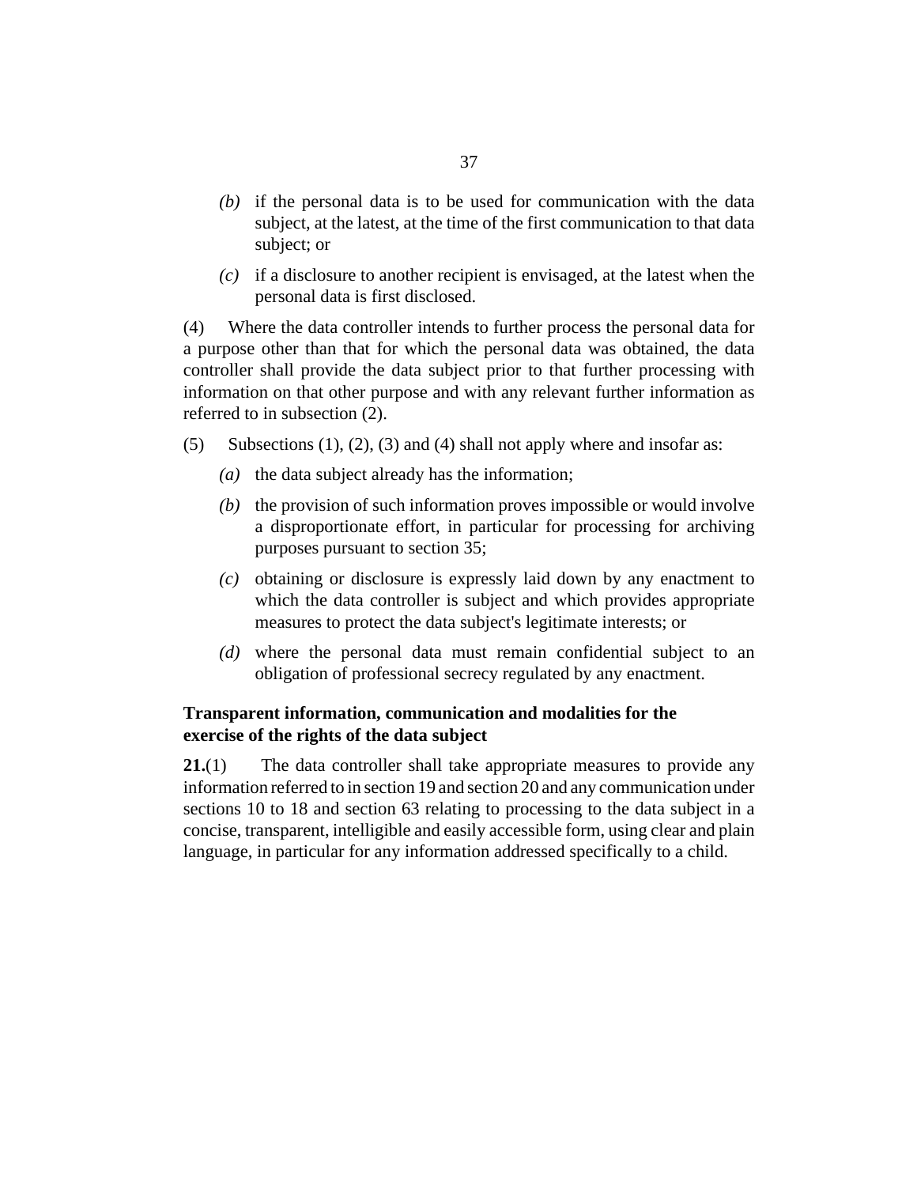- *(b)* if the personal data is to be used for communication with the data subject, at the latest, at the time of the first communication to that data subject; or
- *(c)* if a disclosure to another recipient is envisaged, at the latest when the personal data is first disclosed.

(4) Where the data controller intends to further process the personal data for a purpose other than that for which the personal data was obtained, the data controller shall provide the data subject prior to that further processing with information on that other purpose and with any relevant further information as referred to in subsection (2).

(5) Subsections (1), (2), (3) and (4) shall not apply where and insofar as:

- *(a)* the data subject already has the information;
- *(b)* the provision of such information proves impossible or would involve a disproportionate effort, in particular for processing for archiving purposes pursuant to section 35;
- *(c)* obtaining or disclosure is expressly laid down by any enactment to which the data controller is subject and which provides appropriate measures to protect the data subject's legitimate interests; or
- *(d)* where the personal data must remain confidential subject to an obligation of professional secrecy regulated by any enactment.

**Transparent information, communication and modalities for the exercise of the rights of the data subject**

**21.**(1) The data controller shall take appropriate measures to provide any information referred to in section 19 and section 20 and any communication under sections 10 to 18 and section 63 relating to processing to the data subject in a concise, transparent, intelligible and easily accessible form, using clear and plain language, in particular for any information addressed specifically to a child.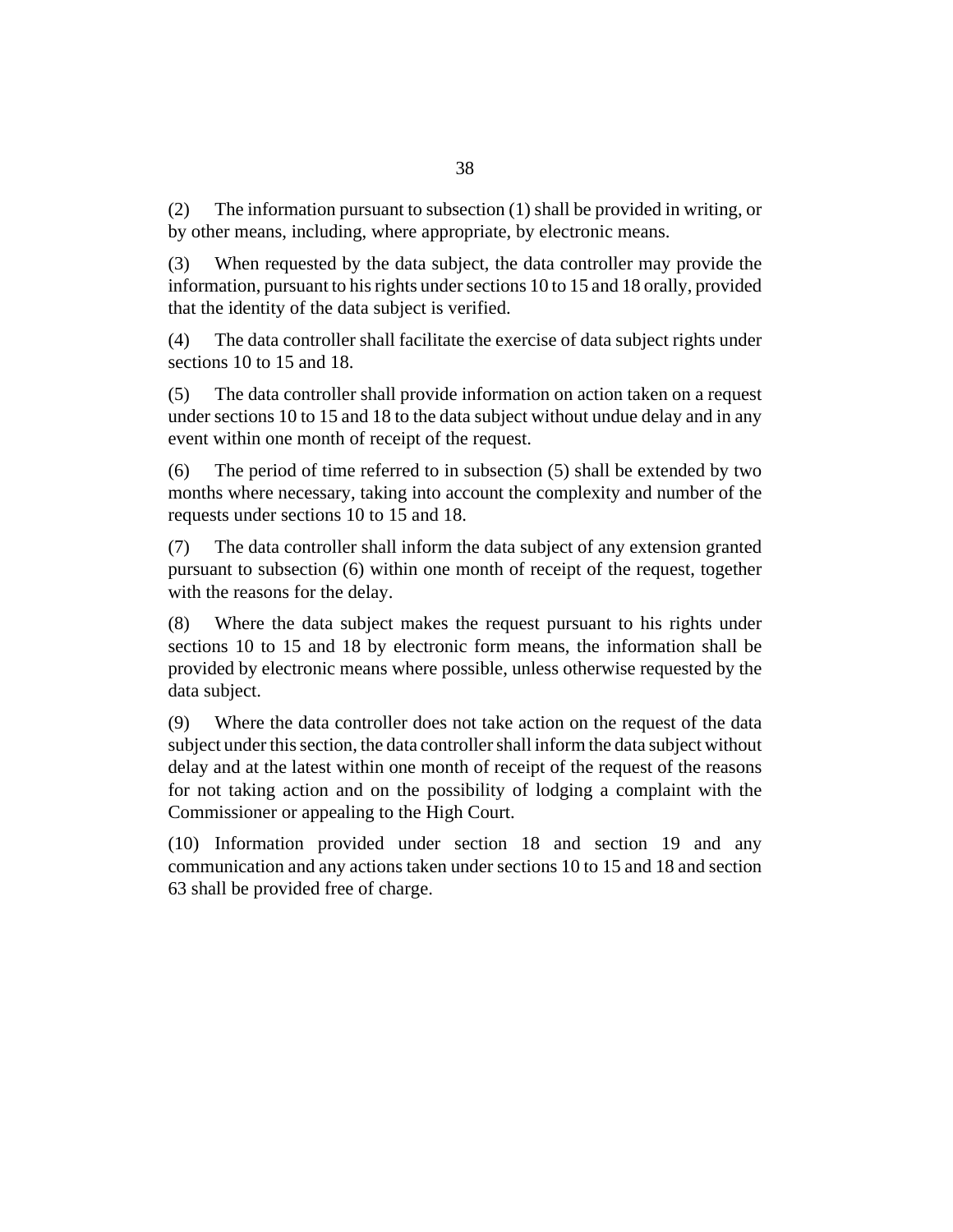(2) The information pursuant to subsection (1) shall be provided in writing, or by other means, including, where appropriate, by electronic means.

(3) When requested by the data subject, the data controller may provide the information, pursuant to his rights under sections 10 to 15 and 18 orally, provided that the identity of the data subject is verified.

(4) The data controller shall facilitate the exercise of data subject rights under sections 10 to 15 and 18.

(5) The data controller shall provide information on action taken on a request under sections 10 to 15 and 18 to the data subject without undue delay and in any event within one month of receipt of the request.

(6) The period of time referred to in subsection (5) shall be extended by two months where necessary, taking into account the complexity and number of the requests under sections 10 to 15 and 18.

(7) The data controller shall inform the data subject of any extension granted pursuant to subsection (6) within one month of receipt of the request, together with the reasons for the delay.

(8) Where the data subject makes the request pursuant to his rights under sections 10 to 15 and 18 by electronic form means, the information shall be provided by electronic means where possible, unless otherwise requested by the data subject.

(9) Where the data controller does not take action on the request of the data subject under this section, the data controller shall inform the data subject without delay and at the latest within one month of receipt of the request of the reasons for not taking action and on the possibility of lodging a complaint with the Commissioner or appealing to the High Court.

(10) Information provided under section 18 and section 19 and any communication and any actions taken under sections 10 to 15 and 18 and section 63 shall be provided free of charge.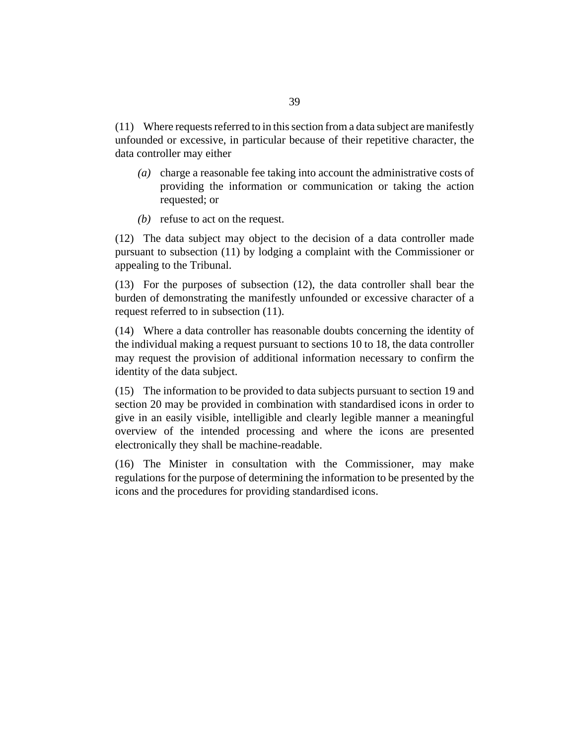(11) Where requests referred to in this section from a data subject are manifestly unfounded or excessive, in particular because of their repetitive character, the data controller may either

*(a)* charge a reasonable fee taking into account the administrative costs of providing the information or communication or taking the action requested; or

*(b)* refuse to act on the request.

(12) The data subject may object to the decision of a data controller made pursuant to subsection (11) by lodging a complaint with the Commissioner or appealing to the Tribunal.

(13) For the purposes of subsection (12), the data controller shall bear the burden of demonstrating the manifestly unfounded or excessive character of a request referred to in subsection (11).

(14) Where a data controller has reasonable doubts concerning the identity of the individual making a request pursuant to sections 10 to 18, the data controller may request the provision of additional information necessary to confirm the identity of the data subject.

(15) The information to be provided to data subjects pursuant to section 19 and section 20 may be provided in combination with standardised icons in order to give in an easily visible, intelligible and clearly legible manner a meaningful overview of the intended processing and where the icons are presented electronically they shall be machine-readable.

(16) The Minister in consultation with the Commissioner, may make regulations for the purpose of determining the information to be presented by the icons and the procedures for providing standardised icons.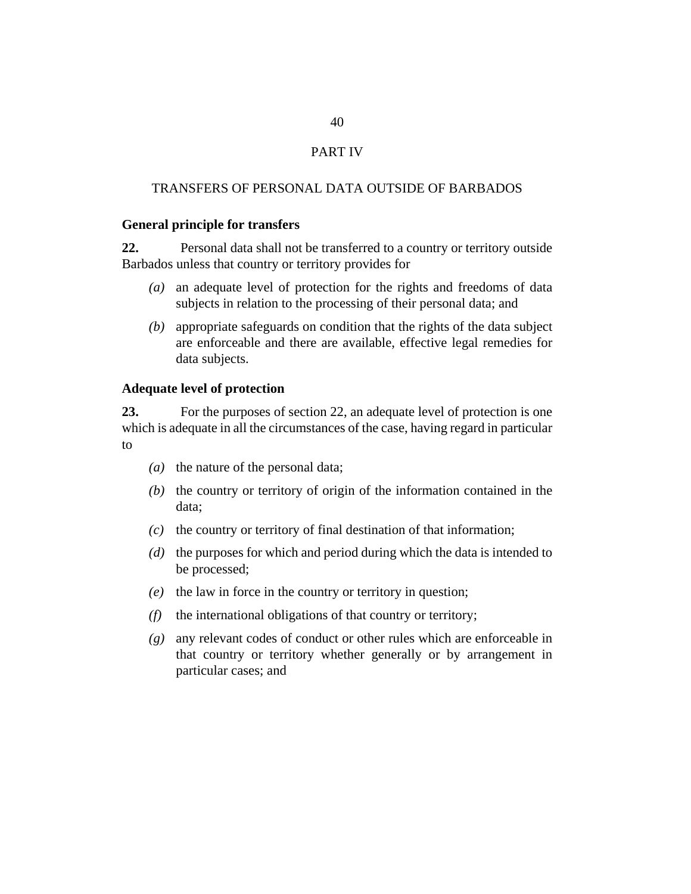## PART IV

## TRANSFERS OF PERSONAL DATA OUTSIDE OF BARBADOS

### General principle for transfers

**22.** Personal data shall not be transferred to a country or territory outside Barbados unless that country or territory provides for

*(a)* an adequate level of protection for the rights and freedoms of data subjects in relation to the processing of their personal data; and

*(b)* appropriate safeguards on condition that the rights of the data subject are enforceable and there are available, effective legal remedies for data subjects.

### Adequate level of protection

**23.** For the purposes of section 22, an adequate level of protection is one which is adequate in all the circumstances of the case, having regard in particular to

*(a)* the nature of the personal data;

*(b)* the country or territory of origin of the information contained in the data;

*(c)* the country or territory of final destination of that information;

*(d)* the purposes for which and period during which the data is intended to be processed;

*(e)* the law in force in the country or territory in question;

*(f)* the international obligations of that country or territory;

*(g)* any relevant codes of conduct or other rules which are enforceable in that country or territory whether generally or by arrangement in particular cases; and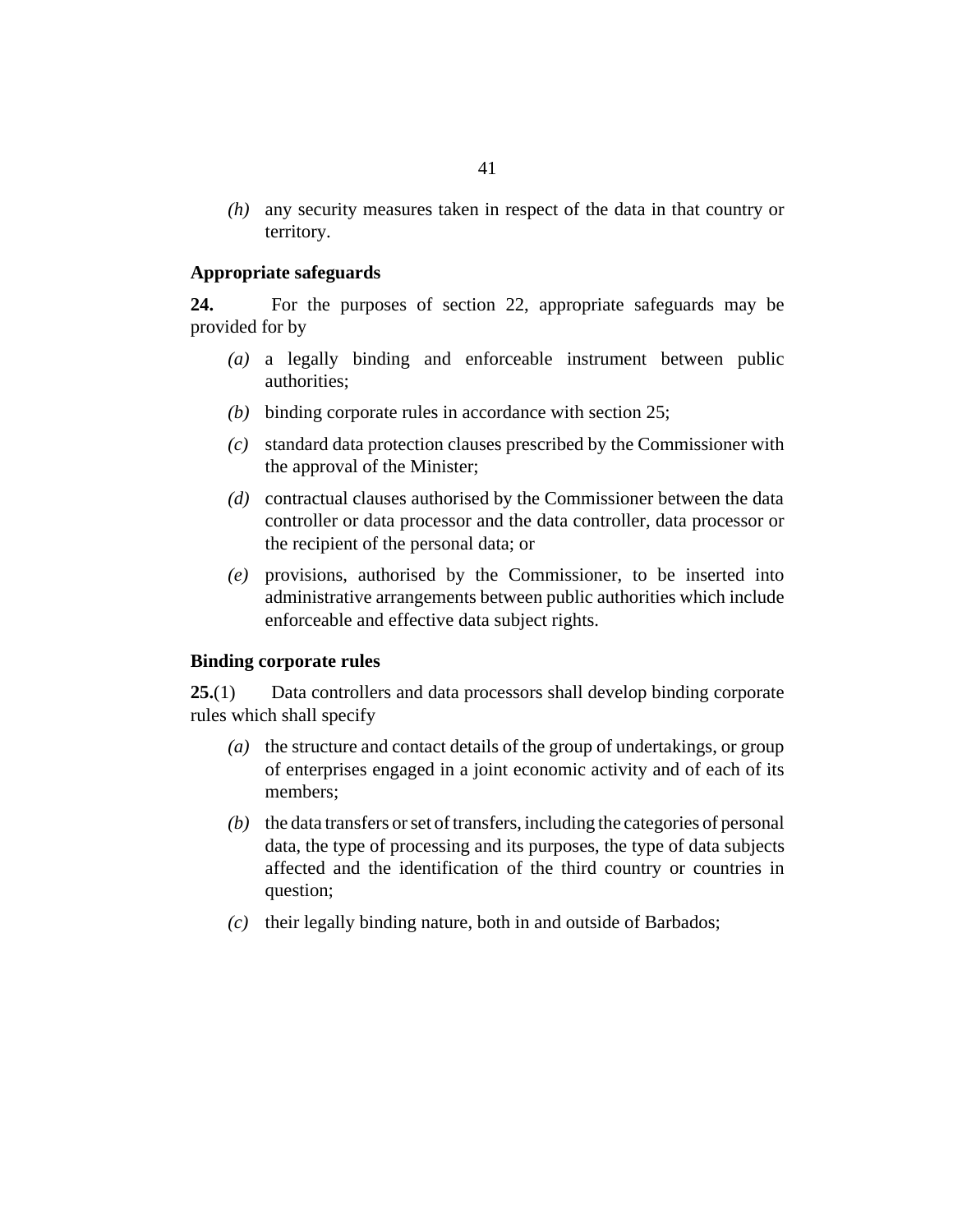*(h)* any security measures taken in respect of the data in that country or territory.

**Appropriate safeguards**

**24.** For the purposes of section 22, appropriate safeguards may be provided for by

*(a)* a legally binding and enforceable instrument between public authorities;

*(b)* binding corporate rules in accordance with section 25;

*(c)* standard data protection clauses prescribed by the Commissioner with the approval of the Minister;

*(d)* contractual clauses authorised by the Commissioner between the data controller or data processor and the data controller, data processor or the recipient of the personal data; or

*(e)* provisions, authorised by the Commissioner, to be inserted into administrative arrangements between public authorities which include enforceable and effective data subject rights.

**Binding corporate rules**

**25.**(1) Data controllers and data processors shall develop binding corporate rules which shall specify

*(a)* the structure and contact details of the group of undertakings, or group of enterprises engaged in a joint economic activity and of each of its members;

*(b)* the data transfers or set of transfers, including the categories of personal data, the type of processing and its purposes, the type of data subjects affected and the identification of the third country or countries in question;

*(c)* their legally binding nature, both in and outside of Barbados;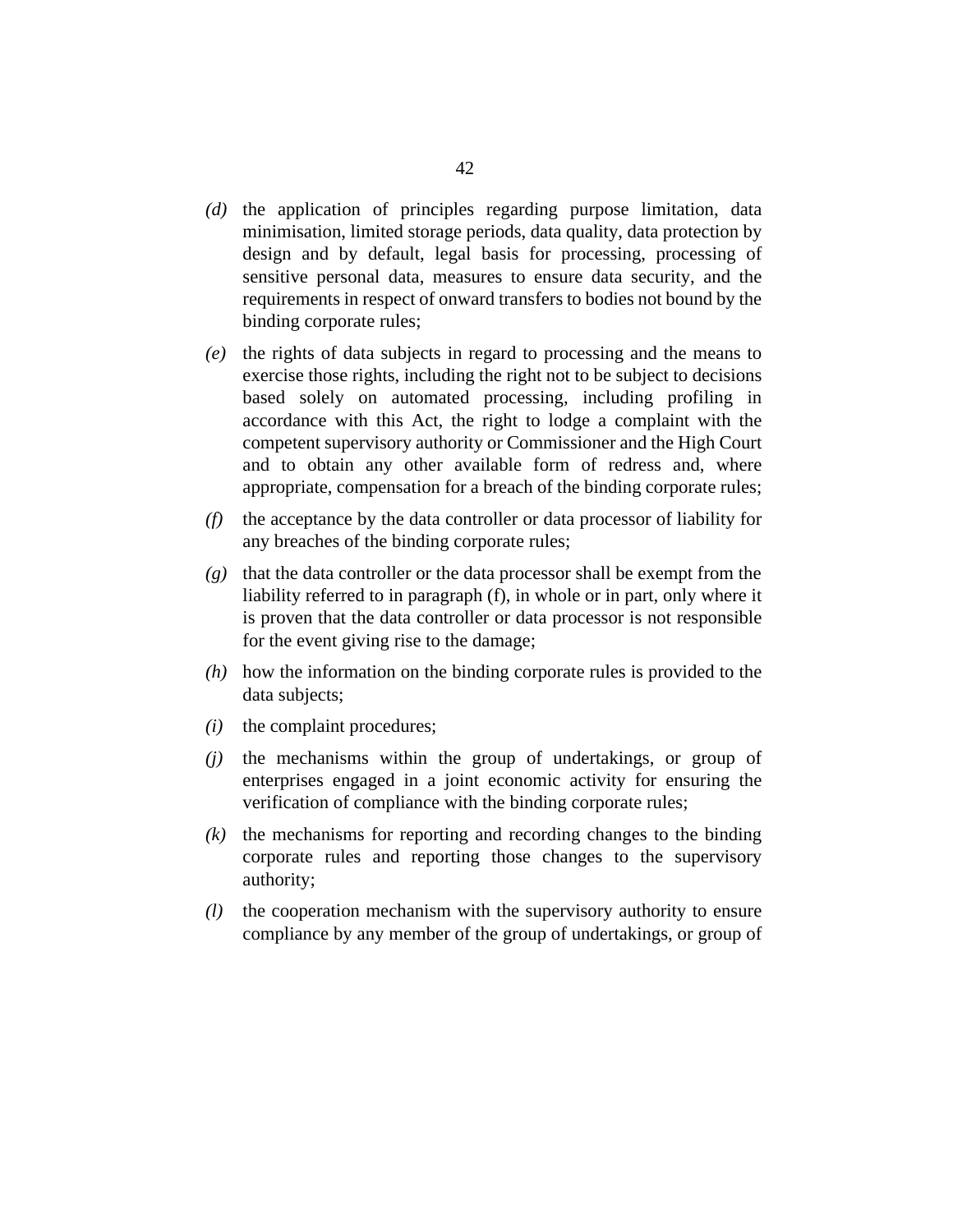*(d)* the application of principles regarding purpose limitation, data minimisation, limited storage periods, data quality, data protection by design and by default, legal basis for processing, processing of sensitive personal data, measures to ensure data security, and the requirements in respect of onward transfers to bodies not bound by the binding corporate rules;

*(e)* the rights of data subjects in regard to processing and the means to exercise those rights, including the right not to be subject to decisions based solely on automated processing, including profiling in accordance with this Act, the right to lodge a complaint with the competent supervisory authority or Commissioner and the High Court and to obtain any other available form of redress and, where appropriate, compensation for a breach of the binding corporate rules;

*(f)* the acceptance by the data controller or data processor of liability for any breaches of the binding corporate rules;

*(g)* that the data controller or the data processor shall be exempt from the liability referred to in paragraph (f), in whole or in part, only where it is proven that the data controller or data processor is not responsible for the event giving rise to the damage;

*(h)* how the information on the binding corporate rules is provided to the data subjects;

*(i)* the complaint procedures;

*(j)* the mechanisms within the group of undertakings, or group of enterprises engaged in a joint economic activity for ensuring the verification of compliance with the binding corporate rules;

*(k)* the mechanisms for reporting and recording changes to the binding corporate rules and reporting those changes to the supervisory authority;

*(l)* the cooperation mechanism with the supervisory authority to ensure compliance by any member of the group of undertakings, or group of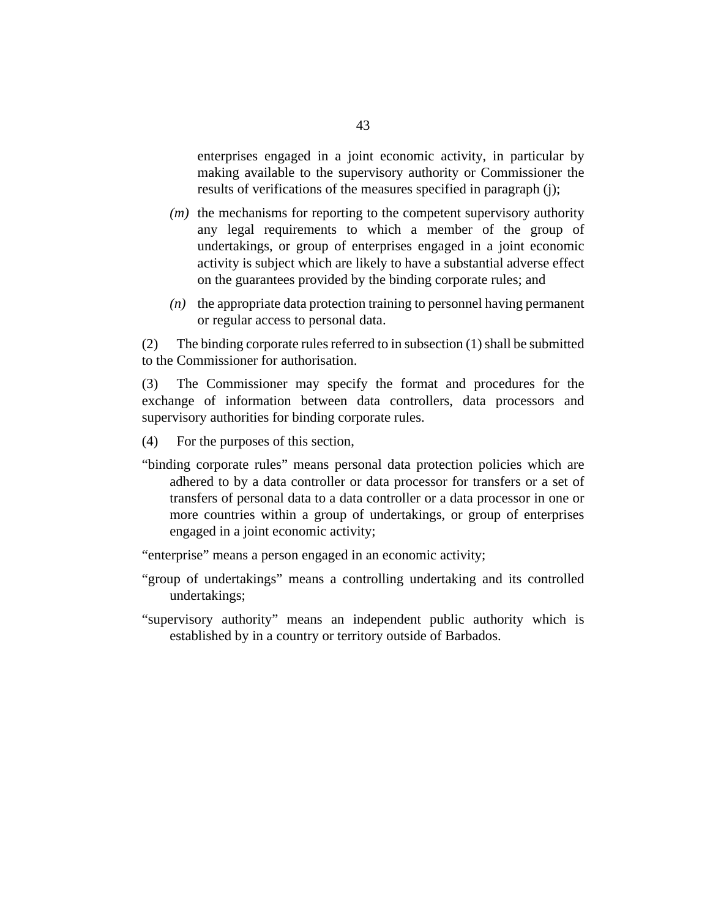enterprises engaged in a joint economic activity, in particular by making available to the supervisory authority or Commissioner the results of verifications of the measures specified in paragraph (j);

*(m)* the mechanisms for reporting to the competent supervisory authority any legal requirements to which a member of the group of undertakings, or group of enterprises engaged in a joint economic activity is subject which are likely to have a substantial adverse effect on the guarantees provided by the binding corporate rules; and

*(n)* the appropriate data protection training to personnel having permanent or regular access to personal data.

(2) The binding corporate rules referred to in subsection (1) shall be submitted to the Commissioner for authorisation.

(3) The Commissioner may specify the format and procedures for the exchange of information between data controllers, data processors and supervisory authorities for binding corporate rules.

(4) For the purposes of this section,

"binding corporate rules" means personal data protection policies which are adhered to by a data controller or data processor for transfers or a set of transfers of personal data to a data controller or a data processor in one or more countries within a group of undertakings, or group of enterprises engaged in a joint economic activity;

"enterprise" means a person engaged in an economic activity;

"group of undertakings" means a controlling undertaking and its controlled undertakings;

"supervisory authority" means an independent public authority which is established by in a country or territory outside of Barbados.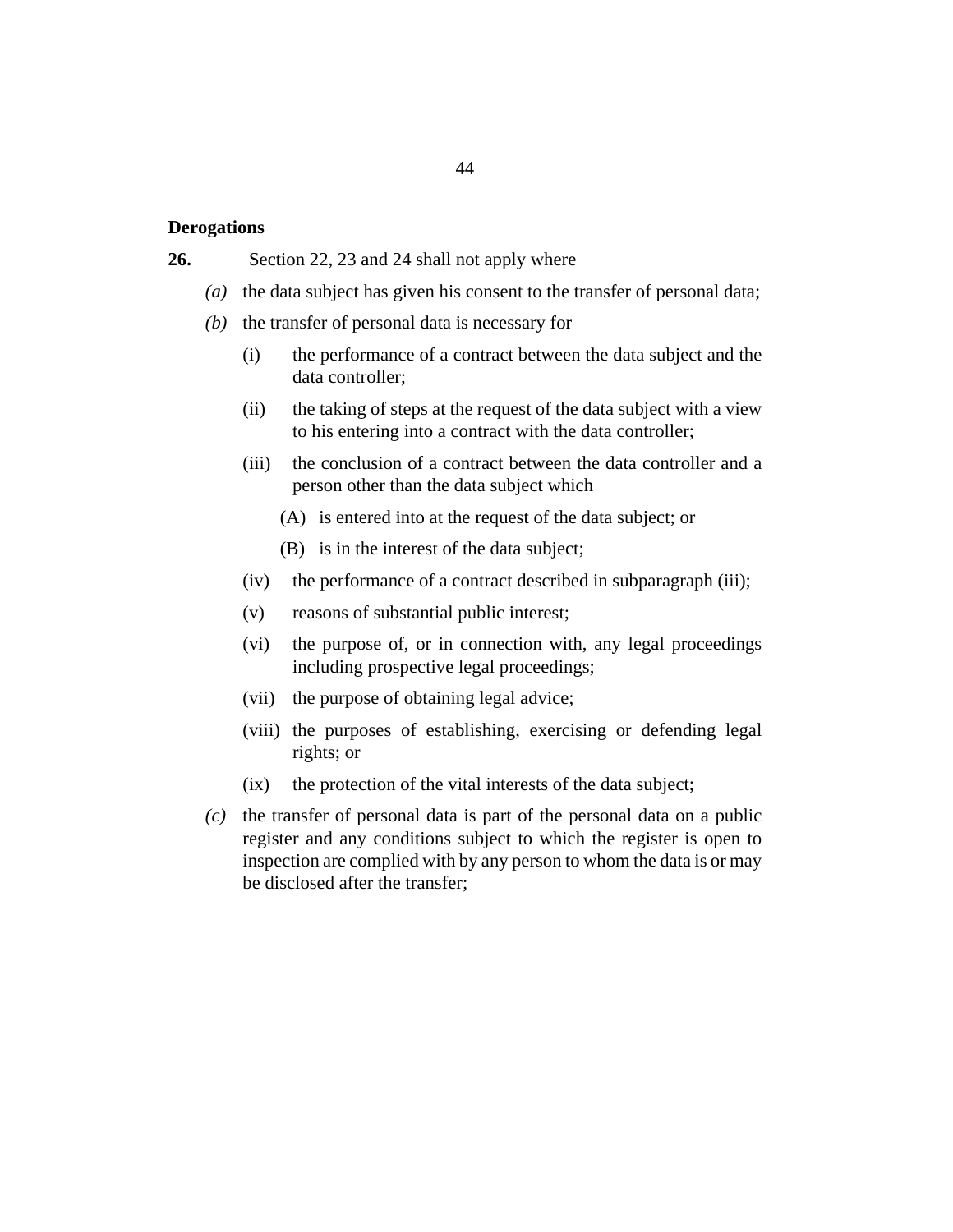**Derogations**

**26.** Section 22, 23 and 24 shall not apply where

*(a)* the data subject has given his consent to the transfer of personal data;

*(b)* the transfer of personal data is necessary for

(i) the performance of a contract between the data subject and the data controller;

(ii) the taking of steps at the request of the data subject with a view to his entering into a contract with the data controller;

(iii) the conclusion of a contract between the data controller and a person other than the data subject which

(A) is entered into at the request of the data subject; or

(B) is in the interest of the data subject;

(iv) the performance of a contract described in subparagraph (iii);

(v) reasons of substantial public interest;

(vi) the purpose of, or in connection with, any legal proceedings including prospective legal proceedings;

(vii) the purpose of obtaining legal advice;

(viii) the purposes of establishing, exercising or defending legal rights; or

(ix) the protection of the vital interests of the data subject;

*(c)* the transfer of personal data is part of the personal data on a public register and any conditions subject to which the register is open to inspection are complied with by any person to whom the data is or may be disclosed after the transfer;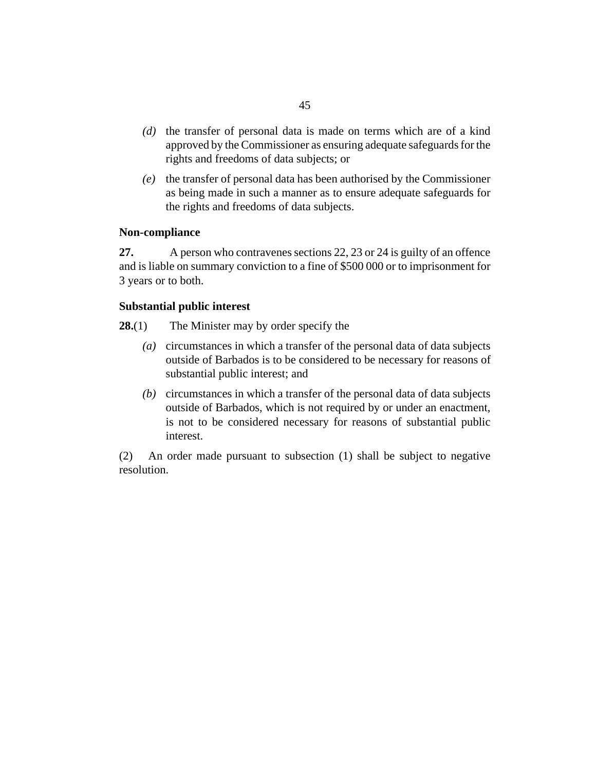*(d)* the transfer of personal data is made on terms which are of a kind approved by the Commissioner as ensuring adequate safeguards for the rights and freedoms of data subjects; or

*(e)* the transfer of personal data has been authorised by the Commissioner as being made in such a manner as to ensure adequate safeguards for the rights and freedoms of data subjects.

**Non-compliance**

**27.** A person who contravenes sections 22, 23 or 24 is guilty of an offence and is liable on summary conviction to a fine of $500 000 or to imprisonment for 3 years or to both.

**Substantial public interest**

**28.**(1) The Minister may by order specify the

*(a)* circumstances in which a transfer of the personal data of data subjects outside of Barbados is to be considered to be necessary for reasons of substantial public interest; and

*(b)* circumstances in which a transfer of the personal data of data subjects outside of Barbados, which is not required by or under an enactment, is not to be considered necessary for reasons of substantial public interest.

(2) An order made pursuant to subsection (1) shall be subject to negative resolution.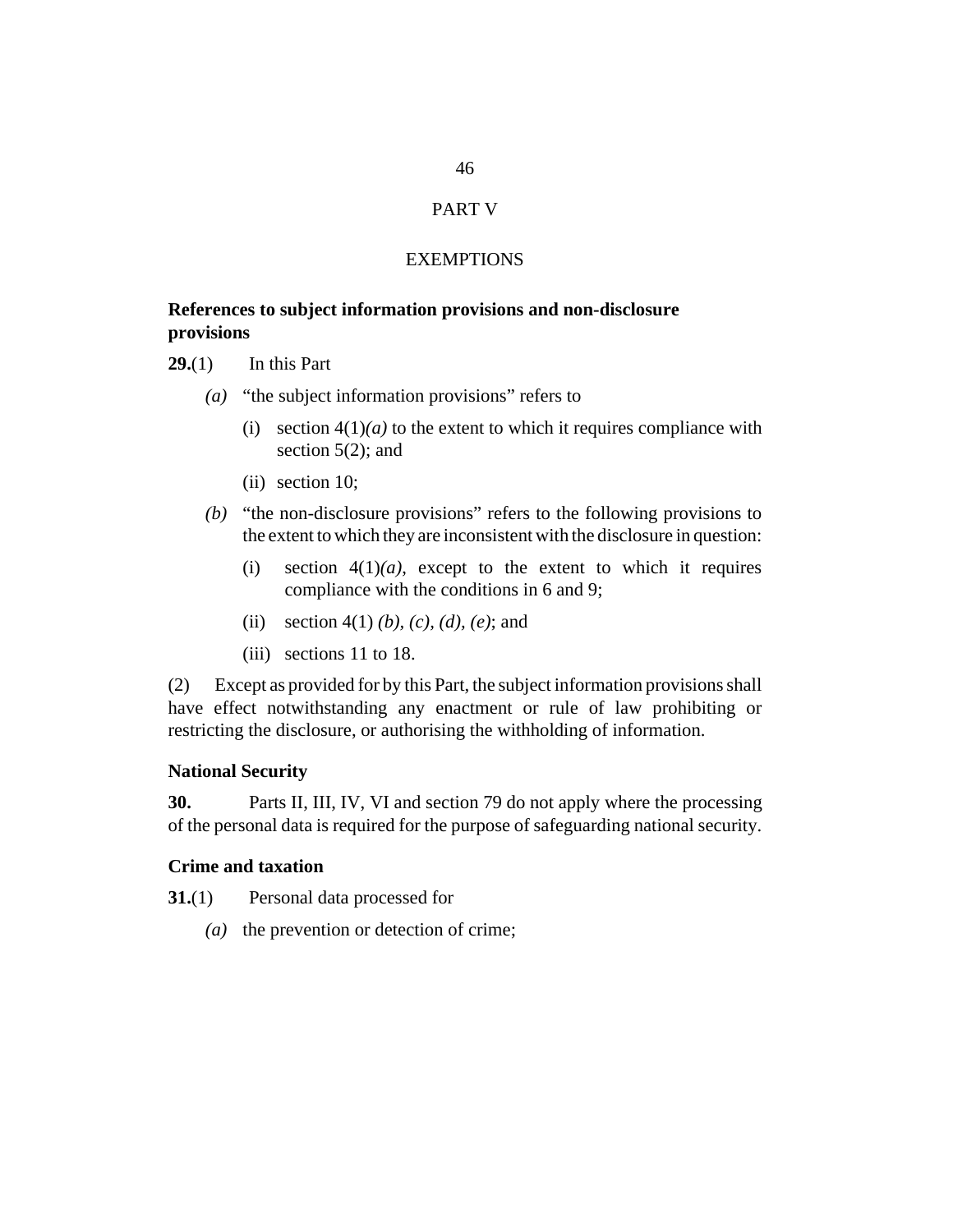# PART V

# EXEMPTIONS

### References to subject information provisions and non-disclosure provisions

**29.**(1) In this Part

*(a)* "the subject information provisions" refers to

(i) section 4(1)*(a)* to the extent to which it requires compliance with section 5(2); and

(ii) section 10;

*(b)* "the non-disclosure provisions" refers to the following provisions to the extent to which they are inconsistent with the disclosure in question:

(i) section 4(1)*(a)*, except to the extent to which it requires compliance with the conditions in 6 and 9;

(ii) section 4(1) *(b), (c), (d), (e)*; and

(iii) sections 11 to 18.

(2) Except as provided for by this Part, the subject information provisions shall have effect notwithstanding any enactment or rule of law prohibiting or restricting the disclosure, or authorising the withholding of information.

### National Security

**30.** Parts II, III, IV, VI and section 79 do not apply where the processing of the personal data is required for the purpose of safeguarding national security.

### Crime and taxation

**31.**(1) Personal data processed for

*(a)* the prevention or detection of crime;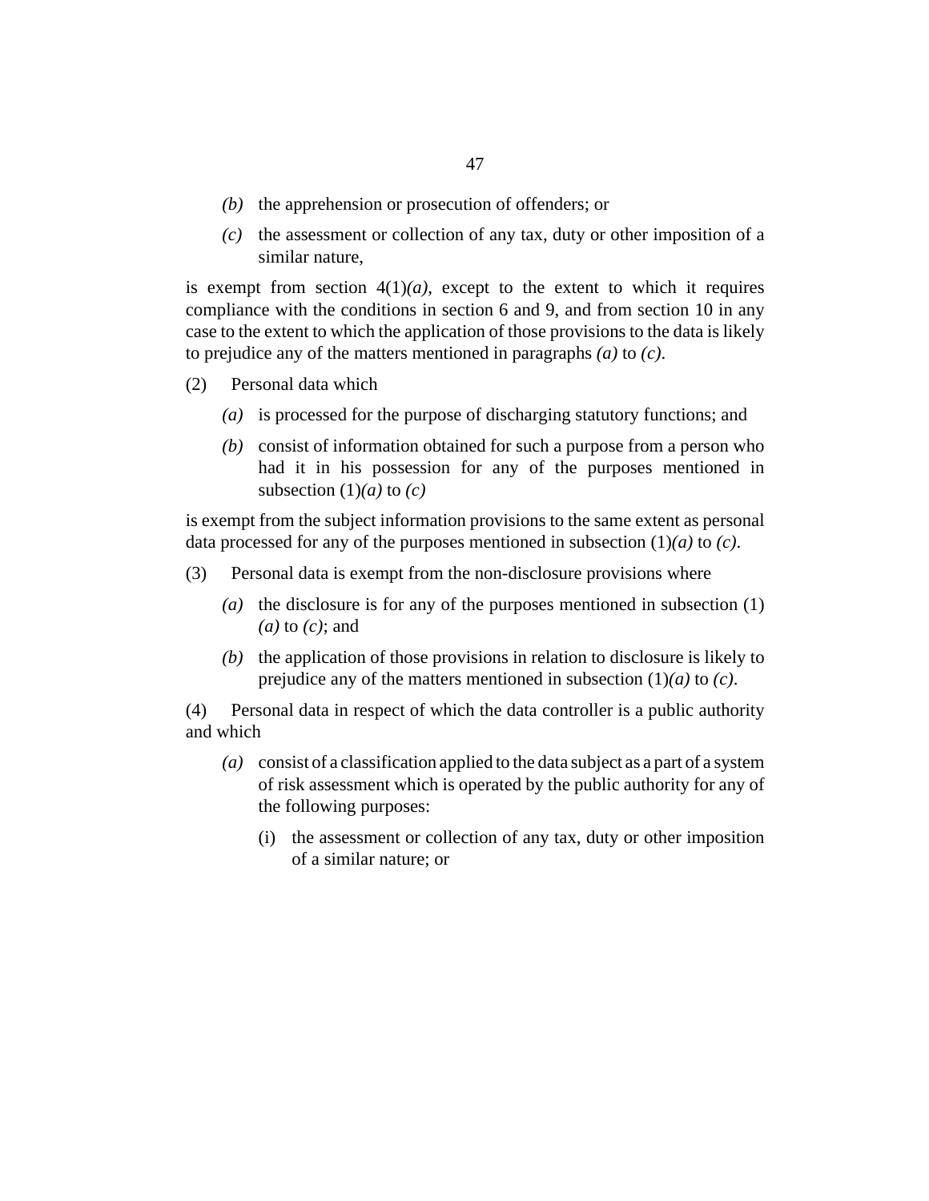*(b)* the apprehension or prosecution of offenders; or

*(c)* the assessment or collection of any tax, duty or other imposition of a similar nature,

is exempt from section 4(1)*(a)*, except to the extent to which it requires compliance with the conditions in section 6 and 9, and from section 10 in any case to the extent to which the application of those provisions to the data is likely to prejudice any of the matters mentioned in paragraphs *(a)* to *(c)*.

(2) Personal data which

*(a)* is processed for the purpose of discharging statutory functions; and

*(b)* consist of information obtained for such a purpose from a person who had it in his possession for any of the purposes mentioned in subsection (1)*(a)* to *(c)*

is exempt from the subject information provisions to the same extent as personal data processed for any of the purposes mentioned in subsection (1)*(a)* to *(c)*.

(3) Personal data is exempt from the non-disclosure provisions where

*(a)* the disclosure is for any of the purposes mentioned in subsection (1)*(a)* to *(c)*; and

*(b)* the application of those provisions in relation to disclosure is likely to prejudice any of the matters mentioned in subsection (1)*(a)* to *(c)*.

(4) Personal data in respect of which the data controller is a public authority and which

*(a)* consist of a classification applied to the data subject as a part of a system of risk assessment which is operated by the public authority for any of the following purposes:

(i) the assessment or collection of any tax, duty or other imposition of a similar nature; or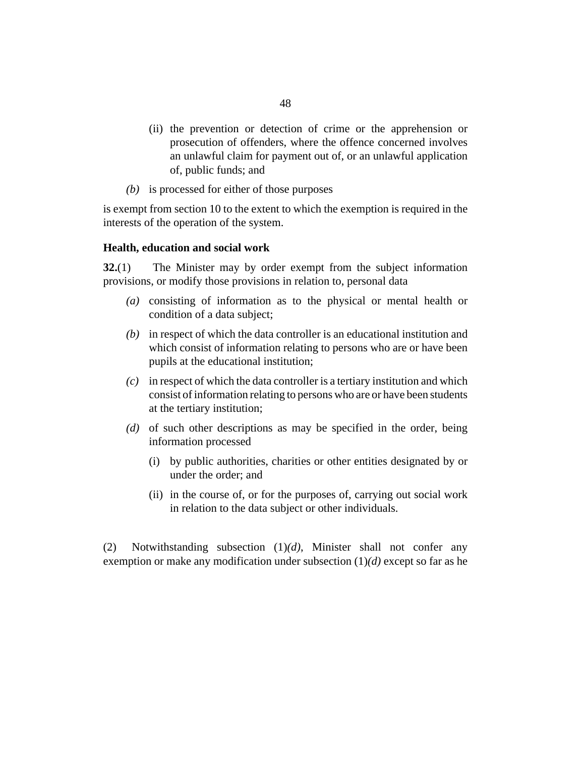(ii) the prevention or detection of crime or the apprehension or prosecution of offenders, where the offence concerned involves an unlawful claim for payment out of, or an unlawful application of, public funds; and

*(b)* is processed for either of those purposes

is exempt from section 10 to the extent to which the exemption is required in the interests of the operation of the system.

**Health, education and social work**

**32.**(1) The Minister may by order exempt from the subject information provisions, or modify those provisions in relation to, personal data

*(a)* consisting of information as to the physical or mental health or condition of a data subject;

*(b)* in respect of which the data controller is an educational institution and which consist of information relating to persons who are or have been pupils at the educational institution;

*(c)* in respect of which the data controller is a tertiary institution and which consist of information relating to persons who are or have been students at the tertiary institution;

*(d)* of such other descriptions as may be specified in the order, being information processed

(i) by public authorities, charities or other entities designated by or under the order; and

(ii) in the course of, or for the purposes of, carrying out social work in relation to the data subject or other individuals.

(2) Notwithstanding subsection (1)*(d)*, Minister shall not confer any exemption or make any modification under subsection (1)*(d)* except so far as he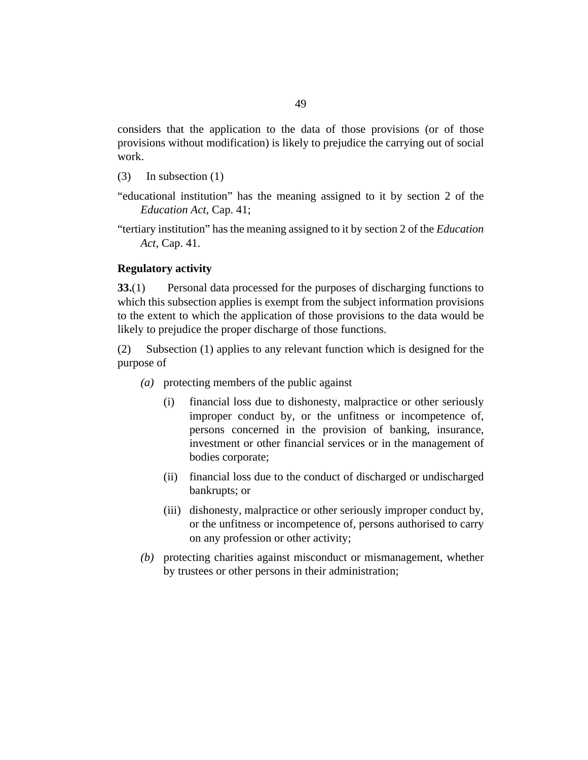considers that the application to the data of those provisions (or of those provisions without modification) is likely to prejudice the carrying out of social work.

(3) In subsection (1)

"educational institution" has the meaning assigned to it by section 2 of the *Education Act*, Cap. 41;

"tertiary institution" has the meaning assigned to it by section 2 of the *Education Act*, Cap. 41.

**Regulatory activity**

**33.**(1) Personal data processed for the purposes of discharging functions to which this subsection applies is exempt from the subject information provisions to the extent to which the application of those provisions to the data would be likely to prejudice the proper discharge of those functions.

(2) Subsection (1) applies to any relevant function which is designed for the purpose of

*(a)* protecting members of the public against

(i) financial loss due to dishonesty, malpractice or other seriously improper conduct by, or the unfitness or incompetence of, persons concerned in the provision of banking, insurance, investment or other financial services or in the management of bodies corporate;

(ii) financial loss due to the conduct of discharged or undischarged bankrupts; or

(iii) dishonesty, malpractice or other seriously improper conduct by, or the unfitness or incompetence of, persons authorised to carry on any profession or other activity;

*(b)* protecting charities against misconduct or mismanagement, whether by trustees or other persons in their administration;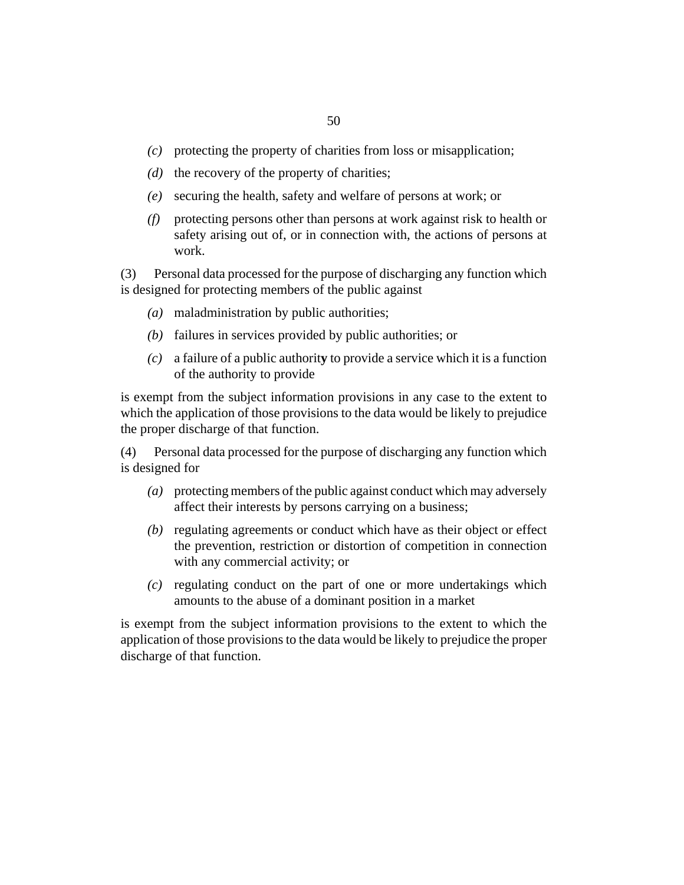*(c)* protecting the property of charities from loss or misapplication;

*(d)* the recovery of the property of charities;

*(e)* securing the health, safety and welfare of persons at work; or

*(f)* protecting persons other than persons at work against risk to health or safety arising out of, or in connection with, the actions of persons at work.

(3) Personal data processed for the purpose of discharging any function which is designed for protecting members of the public against

*(a)* maladministration by public authorities;

*(b)* failures in services provided by public authorities; or

*(c)* a failure of a public authority to provide a service which it is a function of the authority to provide

is exempt from the subject information provisions in any case to the extent to which the application of those provisions to the data would be likely to prejudice the proper discharge of that function.

(4) Personal data processed for the purpose of discharging any function which is designed for

*(a)* protecting members of the public against conduct which may adversely affect their interests by persons carrying on a business;

*(b)* regulating agreements or conduct which have as their object or effect the prevention, restriction or distortion of competition in connection with any commercial activity; or

*(c)* regulating conduct on the part of one or more undertakings which amounts to the abuse of a dominant position in a market

is exempt from the subject information provisions to the extent to which the application of those provisions to the data would be likely to prejudice the proper discharge of that function.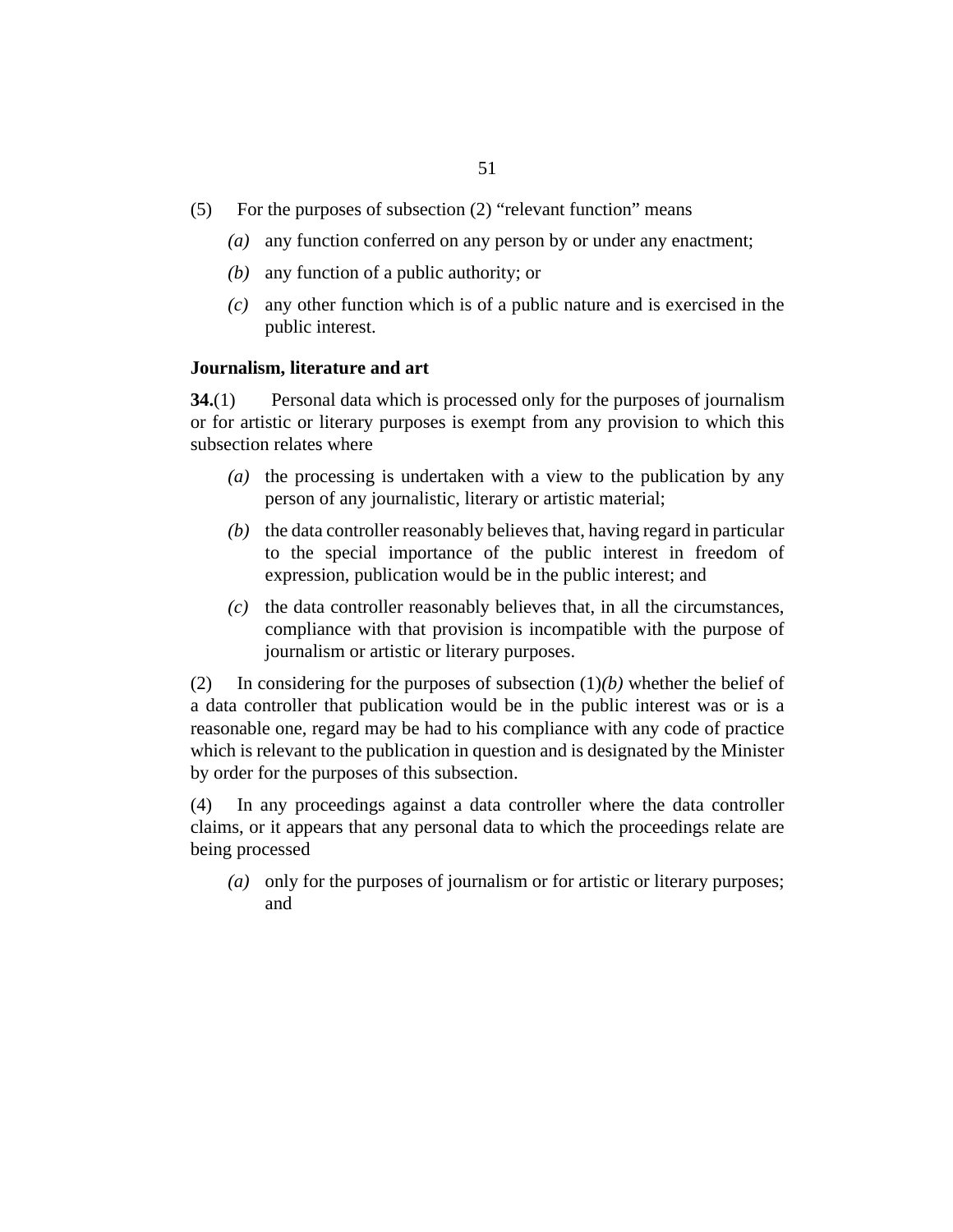(5) For the purposes of subsection (2) "relevant function" means

*(a)* any function conferred on any person by or under any enactment;

*(b)* any function of a public authority; or

*(c)* any other function which is of a public nature and is exercised in the public interest.

**Journalism, literature and art**

**34.**(1) Personal data which is processed only for the purposes of journalism or for artistic or literary purposes is exempt from any provision to which this subsection relates where

*(a)* the processing is undertaken with a view to the publication by any person of any journalistic, literary or artistic material;

*(b)* the data controller reasonably believes that, having regard in particular to the special importance of the public interest in freedom of expression, publication would be in the public interest; and

*(c)* the data controller reasonably believes that, in all the circumstances, compliance with that provision is incompatible with the purpose of journalism or artistic or literary purposes.

(2) In considering for the purposes of subsection (1)*(b)* whether the belief of a data controller that publication would be in the public interest was or is a reasonable one, regard may be had to his compliance with any code of practice which is relevant to the publication in question and is designated by the Minister by order for the purposes of this subsection.

(4) In any proceedings against a data controller where the data controller claims, or it appears that any personal data to which the proceedings relate are being processed

*(a)* only for the purposes of journalism or for artistic or literary purposes; and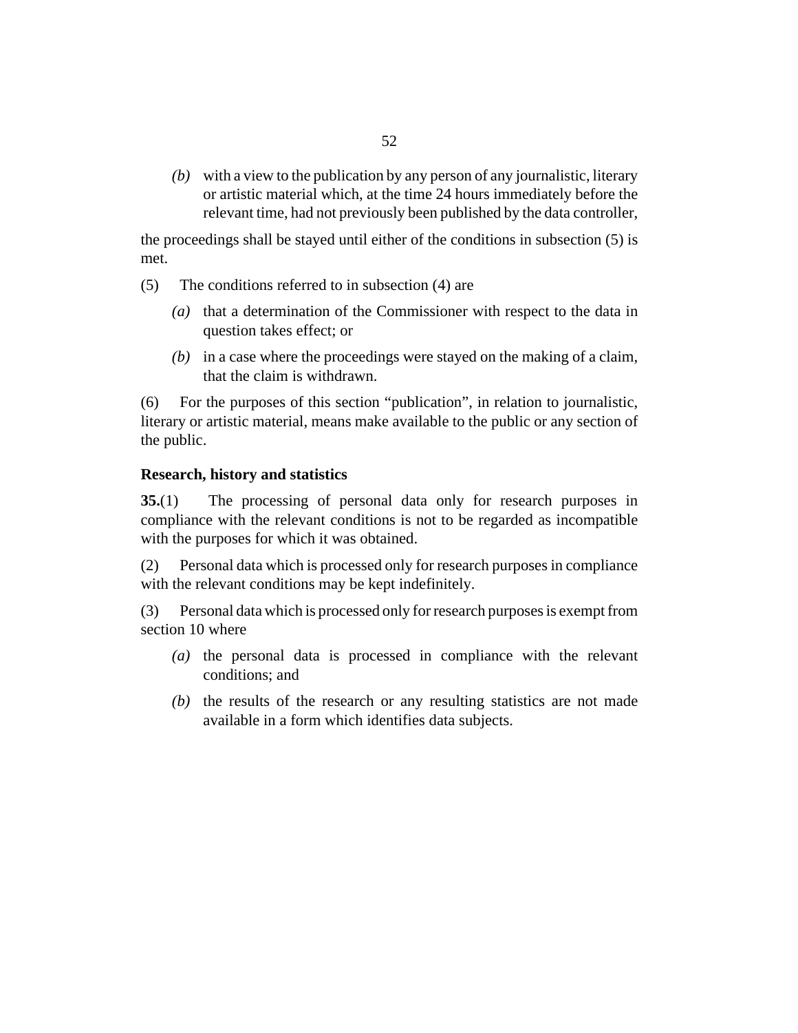(b) with a view to the publication by any person of any journalistic, literary or artistic material which, at the time 24 hours immediately before the relevant time, had not previously been published by the data controller,

the proceedings shall be stayed until either of the conditions in subsection (5) is met.

(5) The conditions referred to in subsection (4) are

(a) that a determination of the Commissioner with respect to the data in question takes effect; or

(b) in a case where the proceedings were stayed on the making of a claim, that the claim is withdrawn.

(6) For the purposes of this section "publication", in relation to journalistic, literary or artistic material, means make available to the public or any section of the public.

### Research, history and statistics

**35.**(1) The processing of personal data only for research purposes in compliance with the relevant conditions is not to be regarded as incompatible with the purposes for which it was obtained.

(2) Personal data which is processed only for research purposes in compliance with the relevant conditions may be kept indefinitely.

(3) Personal data which is processed only for research purposes is exempt from section 10 where

(a) the personal data is processed in compliance with the relevant conditions; and

(b) the results of the research or any resulting statistics are not made available in a form which identifies data subjects.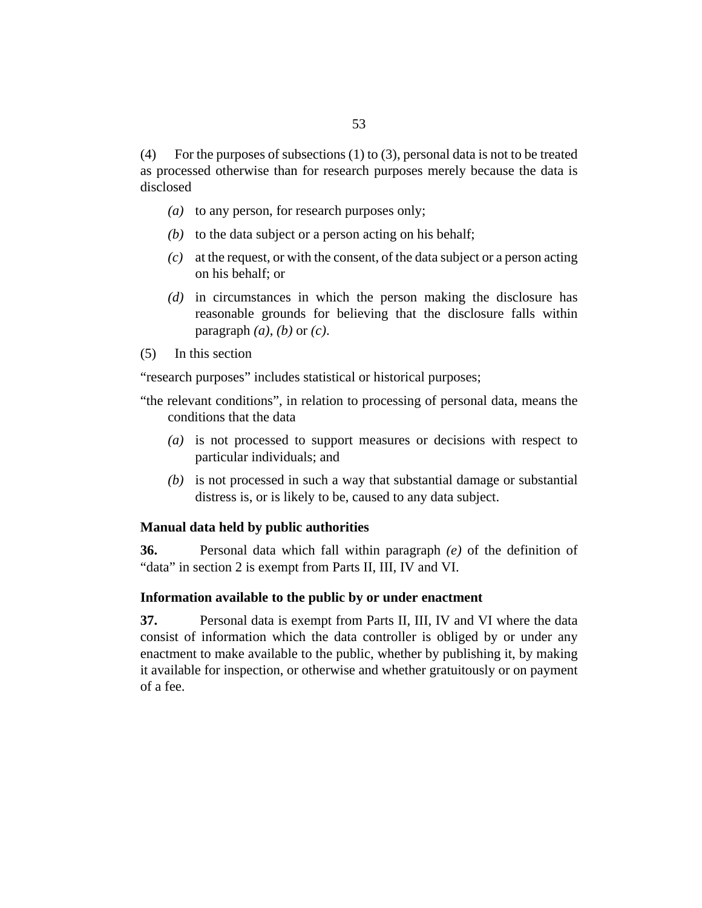(4) For the purposes of subsections (1) to (3), personal data is not to be treated as processed otherwise than for research purposes merely because the data is disclosed

*(a)* to any person, for research purposes only;

*(b)* to the data subject or a person acting on his behalf;

*(c)* at the request, or with the consent, of the data subject or a person acting on his behalf; or

*(d)* in circumstances in which the person making the disclosure has reasonable grounds for believing that the disclosure falls within paragraph *(a)*, *(b)* or *(c)*.

(5) In this section

"research purposes" includes statistical or historical purposes;

"the relevant conditions", in relation to processing of personal data, means the conditions that the data

*(a)* is not processed to support measures or decisions with respect to particular individuals; and

*(b)* is not processed in such a way that substantial damage or substantial distress is, or is likely to be, caused to any data subject.

### Manual data held by public authorities

**36.** Personal data which fall within paragraph *(e)* of the definition of "data" in section 2 is exempt from Parts II, III, IV and VI.

### Information available to the public by or under enactment

**37.** Personal data is exempt from Parts II, III, IV and VI where the data consist of information which the data controller is obliged by or under any enactment to make available to the public, whether by publishing it, by making it available for inspection, or otherwise and whether gratuitously or on payment of a fee.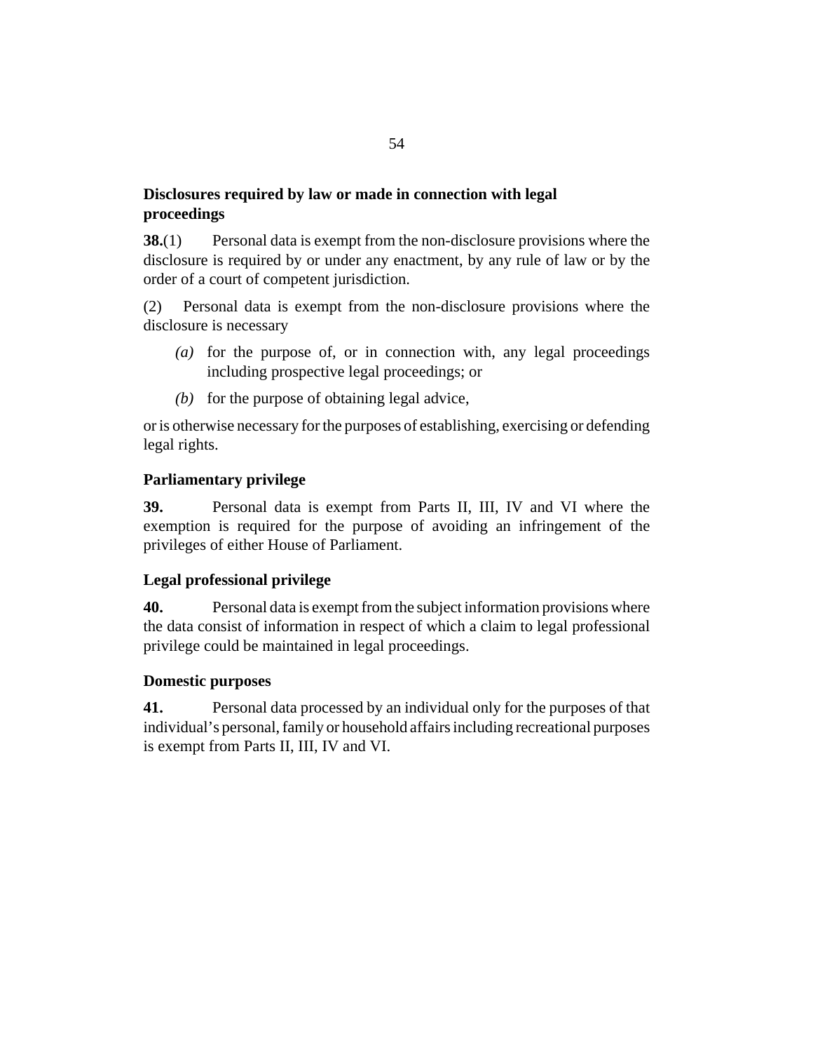### Disclosures required by law or made in connection with legal proceedings

**38.**(1) Personal data is exempt from the non-disclosure provisions where the disclosure is required by or under any enactment, by any rule of law or by the order of a court of competent jurisdiction.

(2) Personal data is exempt from the non-disclosure provisions where the disclosure is necessary

*(a)* for the purpose of, or in connection with, any legal proceedings including prospective legal proceedings; or

*(b)* for the purpose of obtaining legal advice,

or is otherwise necessary for the purposes of establishing, exercising or defending legal rights.

### Parliamentary privilege

**39.** Personal data is exempt from Parts II, III, IV and VI where the exemption is required for the purpose of avoiding an infringement of the privileges of either House of Parliament.

### Legal professional privilege

**40.** Personal data is exempt from the subject information provisions where the data consist of information in respect of which a claim to legal professional privilege could be maintained in legal proceedings.

### Domestic purposes

**41.** Personal data processed by an individual only for the purposes of that individual's personal, family or household affairs including recreational purposes is exempt from Parts II, III, IV and VI.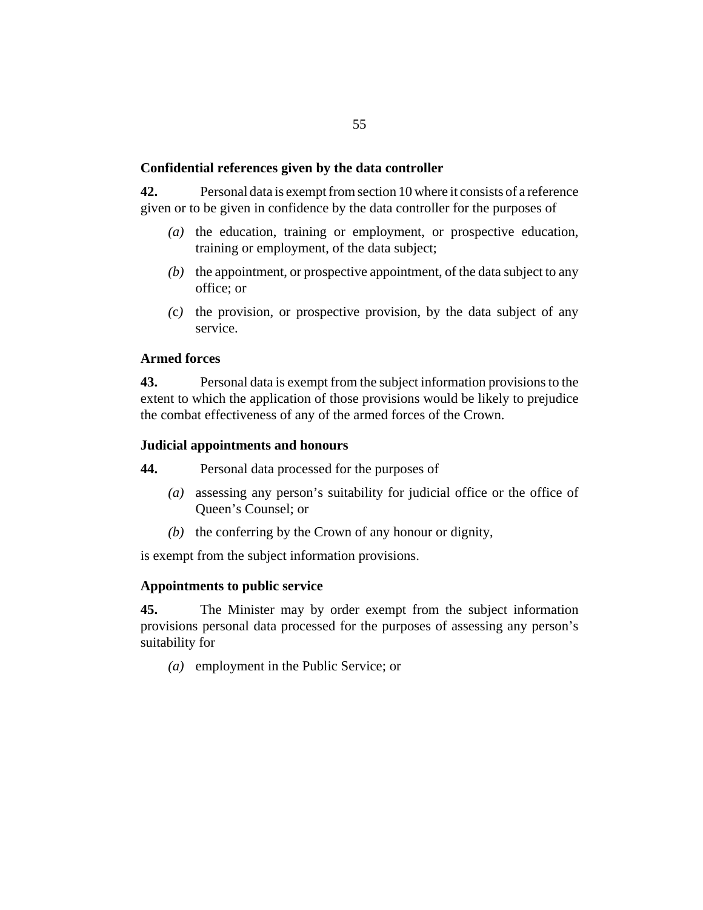### Confidential references given by the data controller

**42.** Personal data is exempt from section 10 where it consists of a reference given or to be given in confidence by the data controller for the purposes of

- *(a)* the education, training or employment, or prospective education, training or employment, of the data subject;
- *(b)* the appointment, or prospective appointment, of the data subject to any office; or
- *(c)* the provision, or prospective provision, by the data subject of any service.

### Armed forces

**43.** Personal data is exempt from the subject information provisions to the extent to which the application of those provisions would be likely to prejudice the combat effectiveness of any of the armed forces of the Crown.

### Judicial appointments and honours

**44.** Personal data processed for the purposes of

- *(a)* assessing any person's suitability for judicial office or the office of Queen's Counsel; or
- *(b)* the conferring by the Crown of any honour or dignity,

is exempt from the subject information provisions.

### Appointments to public service

**45.** The Minister may by order exempt from the subject information provisions personal data processed for the purposes of assessing any person's suitability for

- *(a)* employment in the Public Service; or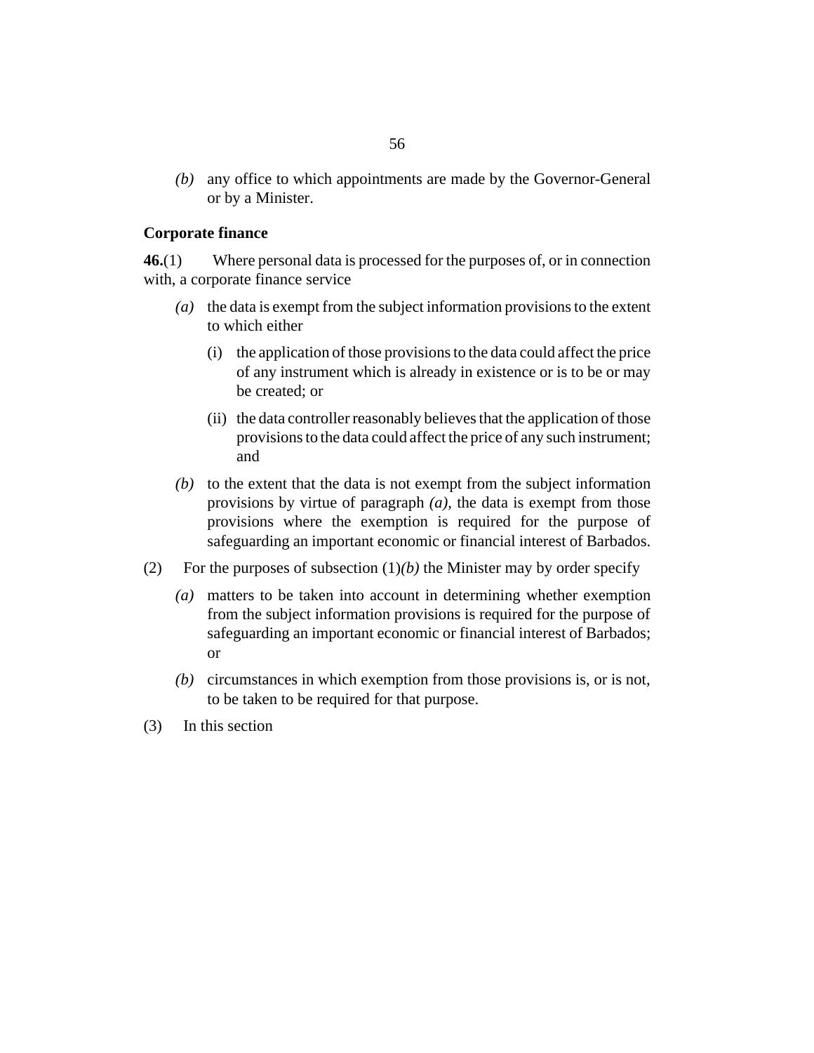*(b)* any office to which appointments are made by the Governor-General or by a Minister.

**Corporate finance**

**46.**(1) Where personal data is processed for the purposes of, or in connection with, a corporate finance service

*(a)* the data is exempt from the subject information provisions to the extent to which either

(i) the application of those provisions to the data could affect the price of any instrument which is already in existence or is to be or may be created; or

(ii) the data controller reasonably believes that the application of those provisions to the data could affect the price of any such instrument; and

*(b)* to the extent that the data is not exempt from the subject information provisions by virtue of paragraph *(a)*, the data is exempt from those provisions where the exemption is required for the purpose of safeguarding an important economic or financial interest of Barbados.

(2) For the purposes of subsection (1)*(b)* the Minister may by order specify

*(a)* matters to be taken into account in determining whether exemption from the subject information provisions is required for the purpose of safeguarding an important economic or financial interest of Barbados; or

*(b)* circumstances in which exemption from those provisions is, or is not, to be taken to be required for that purpose.

(3) In this section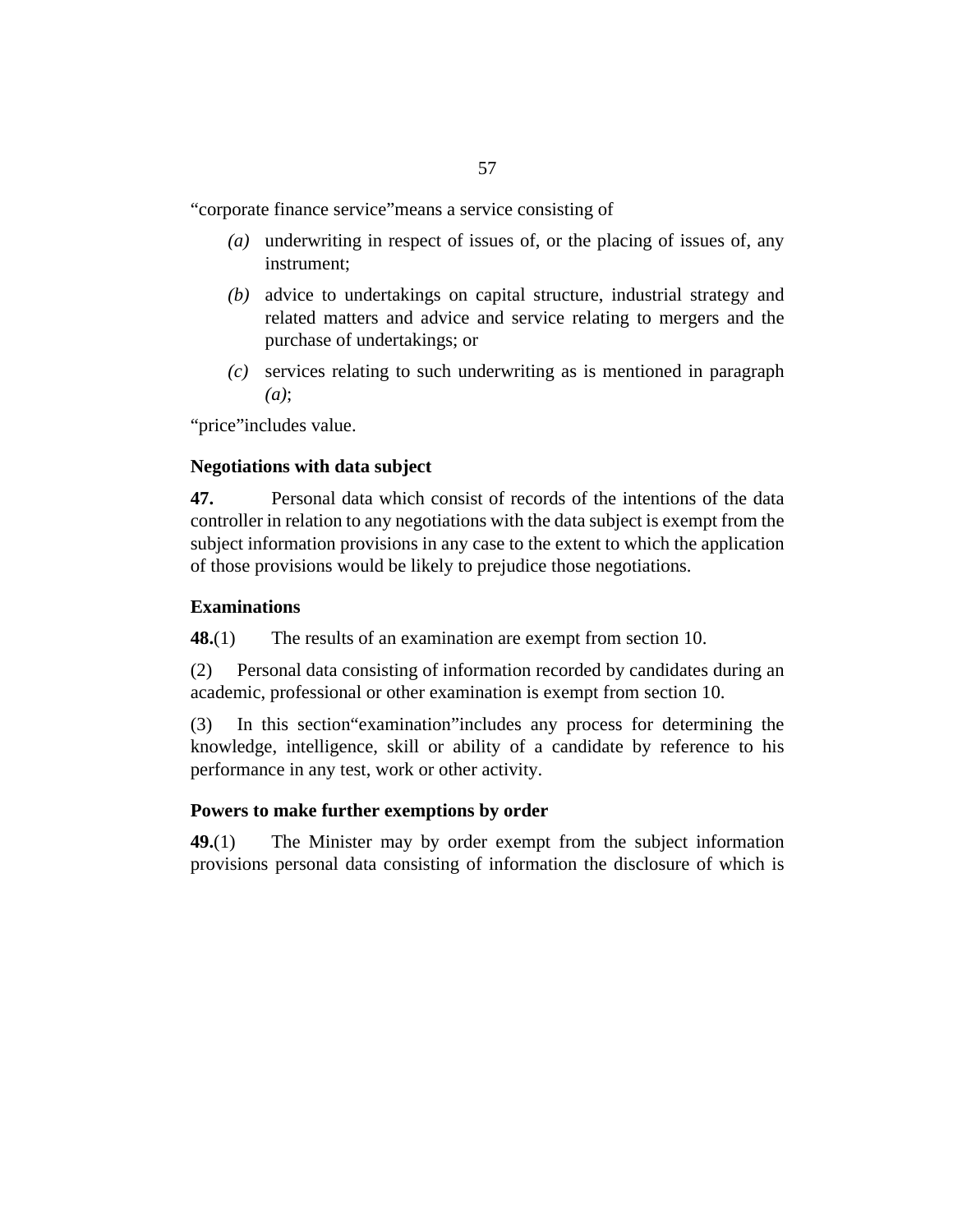"corporate finance service"means a service consisting of

- *(a)* underwriting in respect of issues of, or the placing of issues of, any instrument;
- *(b)* advice to undertakings on capital structure, industrial strategy and related matters and advice and service relating to mergers and the purchase of undertakings; or
- *(c)* services relating to such underwriting as is mentioned in paragraph *(a)*;

"price"includes value.

### Negotiations with data subject

**47.** Personal data which consist of records of the intentions of the data controller in relation to any negotiations with the data subject is exempt from the subject information provisions in any case to the extent to which the application of those provisions would be likely to prejudice those negotiations.

### Examinations

**48.**(1) The results of an examination are exempt from section 10.

(2) Personal data consisting of information recorded by candidates during an academic, professional or other examination is exempt from section 10.

(3) In this section"examination"includes any process for determining the knowledge, intelligence, skill or ability of a candidate by reference to his performance in any test, work or other activity.

### Powers to make further exemptions by order

**49.**(1) The Minister may by order exempt from the subject information provisions personal data consisting of information the disclosure of which is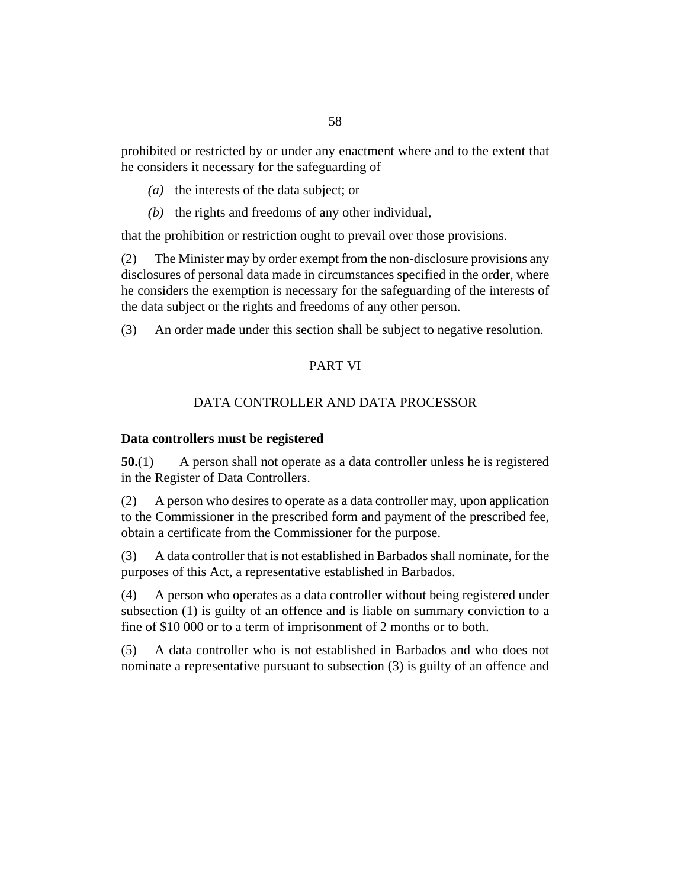prohibited or restricted by or under any enactment where and to the extent that he considers it necessary for the safeguarding of

*(a)* the interests of the data subject; or

*(b)* the rights and freedoms of any other individual,

that the prohibition or restriction ought to prevail over those provisions.

(2) The Minister may by order exempt from the non-disclosure provisions any disclosures of personal data made in circumstances specified in the order, where he considers the exemption is necessary for the safeguarding of the interests of the data subject or the rights and freedoms of any other person.

(3) An order made under this section shall be subject to negative resolution.

## PART VI

## DATA CONTROLLER AND DATA PROCESSOR

**Data controllers must be registered**

**50.**(1) A person shall not operate as a data controller unless he is registered in the Register of Data Controllers.

(2) A person who desires to operate as a data controller may, upon application to the Commissioner in the prescribed form and payment of the prescribed fee, obtain a certificate from the Commissioner for the purpose.

(3) A data controller that is not established in Barbados shall nominate, for the purposes of this Act, a representative established in Barbados.

(4) A person who operates as a data controller without being registered under subsection (1) is guilty of an offence and is liable on summary conviction to a fine of $10 000 or to a term of imprisonment of 2 months or to both.

(5) A data controller who is not established in Barbados and who does not nominate a representative pursuant to subsection (3) is guilty of an offence and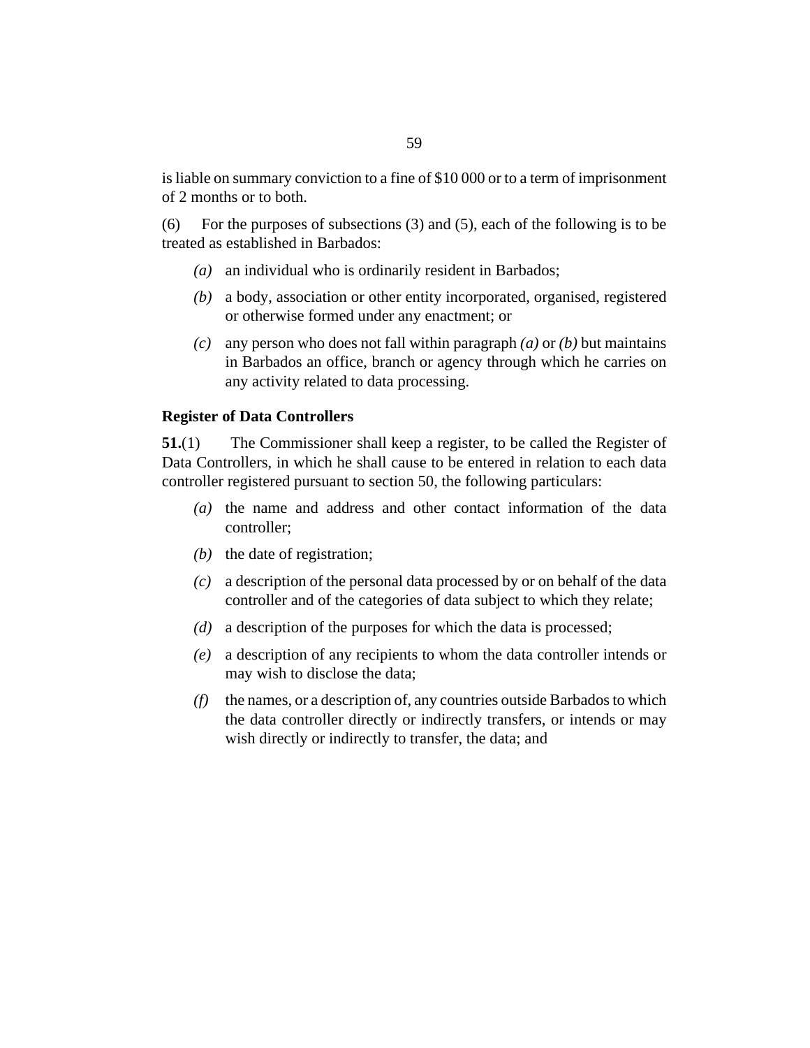is liable on summary conviction to a fine of $10 000 or to a term of imprisonment of 2 months or to both.

(6) For the purposes of subsections (3) and (5), each of the following is to be treated as established in Barbados:

*(a)* an individual who is ordinarily resident in Barbados;

*(b)* a body, association or other entity incorporated, organised, registered or otherwise formed under any enactment; or

*(c)* any person who does not fall within paragraph *(a)* or *(b)* but maintains in Barbados an office, branch or agency through which he carries on any activity related to data processing.

**Register of Data Controllers**

**51.**(1) The Commissioner shall keep a register, to be called the Register of Data Controllers, in which he shall cause to be entered in relation to each data controller registered pursuant to section 50, the following particulars:

*(a)* the name and address and other contact information of the data controller;

*(b)* the date of registration;

*(c)* a description of the personal data processed by or on behalf of the data controller and of the categories of data subject to which they relate;

*(d)* a description of the purposes for which the data is processed;

*(e)* a description of any recipients to whom the data controller intends or may wish to disclose the data;

*(f)* the names, or a description of, any countries outside Barbados to which the data controller directly or indirectly transfers, or intends or may wish directly or indirectly to transfer, the data; and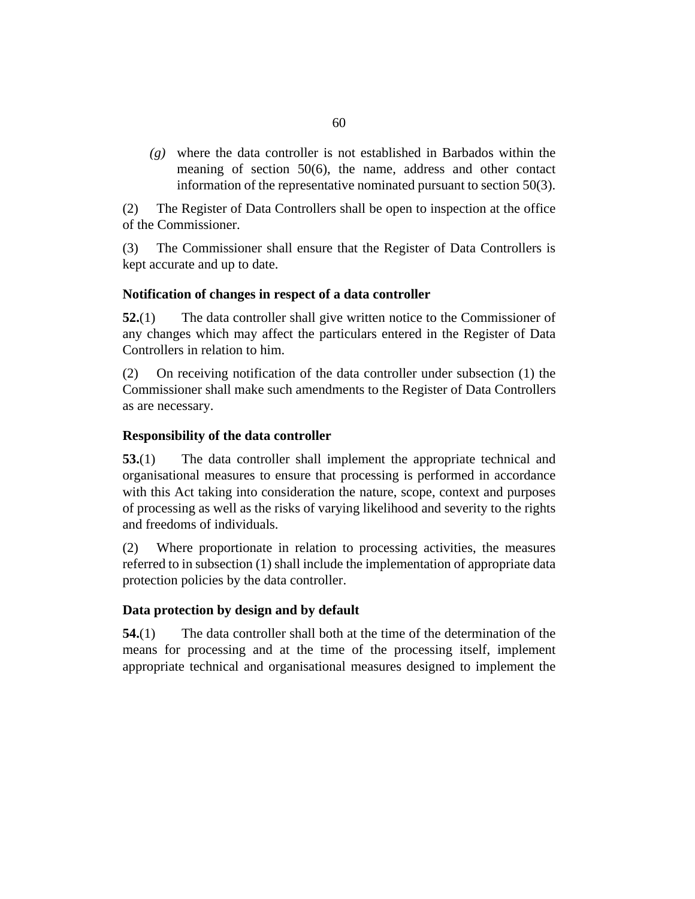*(g)* where the data controller is not established in Barbados within the meaning of section 50(6), the name, address and other contact information of the representative nominated pursuant to section 50(3).

(2) The Register of Data Controllers shall be open to inspection at the office of the Commissioner.

(3) The Commissioner shall ensure that the Register of Data Controllers is kept accurate and up to date.

### Notification of changes in respect of a data controller

**52.**(1) The data controller shall give written notice to the Commissioner of any changes which may affect the particulars entered in the Register of Data Controllers in relation to him.

(2) On receiving notification of the data controller under subsection (1) the Commissioner shall make such amendments to the Register of Data Controllers as are necessary.

### Responsibility of the data controller

**53.**(1) The data controller shall implement the appropriate technical and organisational measures to ensure that processing is performed in accordance with this Act taking into consideration the nature, scope, context and purposes of processing as well as the risks of varying likelihood and severity to the rights and freedoms of individuals.

(2) Where proportionate in relation to processing activities, the measures referred to in subsection (1) shall include the implementation of appropriate data protection policies by the data controller.

### Data protection by design and by default

**54.**(1) The data controller shall both at the time of the determination of the means for processing and at the time of the processing itself, implement appropriate technical and organisational measures designed to implement the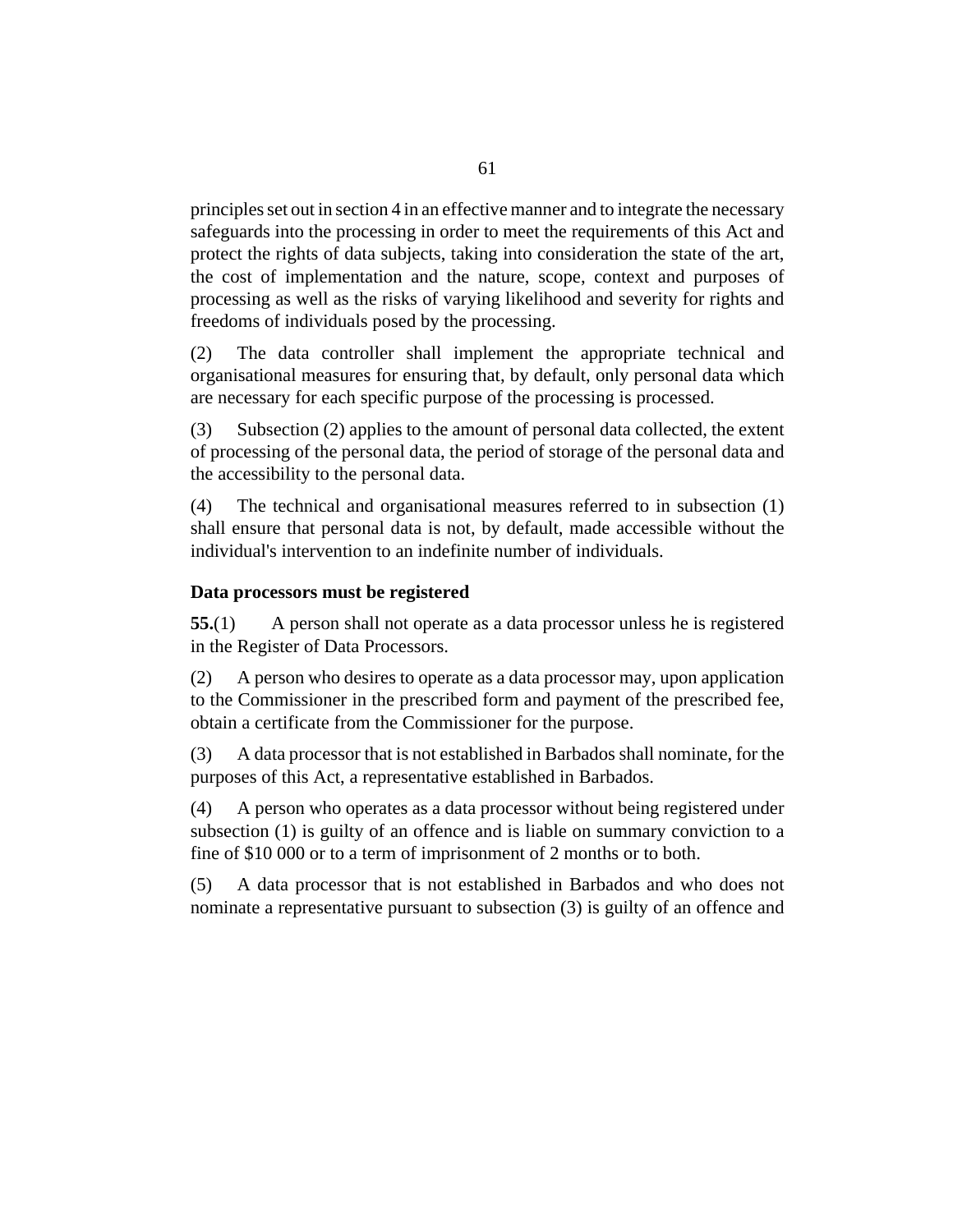principles set out in section 4 in an effective manner and to integrate the necessary safeguards into the processing in order to meet the requirements of this Act and protect the rights of data subjects, taking into consideration the state of the art, the cost of implementation and the nature, scope, context and purposes of processing as well as the risks of varying likelihood and severity for rights and freedoms of individuals posed by the processing.

(2) The data controller shall implement the appropriate technical and organisational measures for ensuring that, by default, only personal data which are necessary for each specific purpose of the processing is processed.

(3) Subsection (2) applies to the amount of personal data collected, the extent of processing of the personal data, the period of storage of the personal data and the accessibility to the personal data.

(4) The technical and organisational measures referred to in subsection (1) shall ensure that personal data is not, by default, made accessible without the individual's intervention to an indefinite number of individuals.

### Data processors must be registered

**55.**(1) A person shall not operate as a data processor unless he is registered in the Register of Data Processors.

(2) A person who desires to operate as a data processor may, upon application to the Commissioner in the prescribed form and payment of the prescribed fee, obtain a certificate from the Commissioner for the purpose.

(3) A data processor that is not established in Barbados shall nominate, for the purposes of this Act, a representative established in Barbados.

(4) A person who operates as a data processor without being registered under subsection (1) is guilty of an offence and is liable on summary conviction to a fine of $10 000 or to a term of imprisonment of 2 months or to both.

(5) A data processor that is not established in Barbados and who does not nominate a representative pursuant to subsection (3) is guilty of an offence and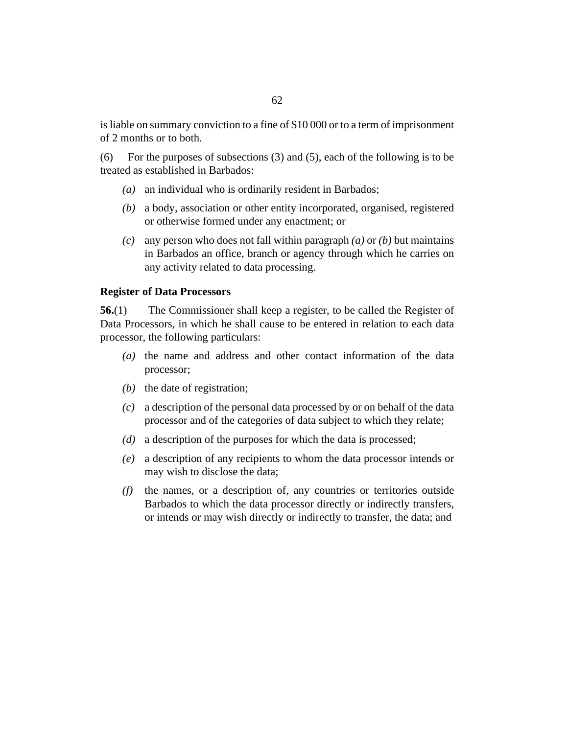is liable on summary conviction to a fine of $10 000 or to a term of imprisonment of 2 months or to both.

(6) For the purposes of subsections (3) and (5), each of the following is to be treated as established in Barbados:

*(a)* an individual who is ordinarily resident in Barbados;

*(b)* a body, association or other entity incorporated, organised, registered or otherwise formed under any enactment; or

*(c)* any person who does not fall within paragraph *(a)* or *(b)* but maintains in Barbados an office, branch or agency through which he carries on any activity related to data processing.

**Register of Data Processors**

**56.**(1) The Commissioner shall keep a register, to be called the Register of Data Processors, in which he shall cause to be entered in relation to each data processor, the following particulars:

*(a)* the name and address and other contact information of the data processor;

*(b)* the date of registration;

*(c)* a description of the personal data processed by or on behalf of the data processor and of the categories of data subject to which they relate;

*(d)* a description of the purposes for which the data is processed;

*(e)* a description of any recipients to whom the data processor intends or may wish to disclose the data;

*(f)* the names, or a description of, any countries or territories outside Barbados to which the data processor directly or indirectly transfers, or intends or may wish directly or indirectly to transfer, the data; and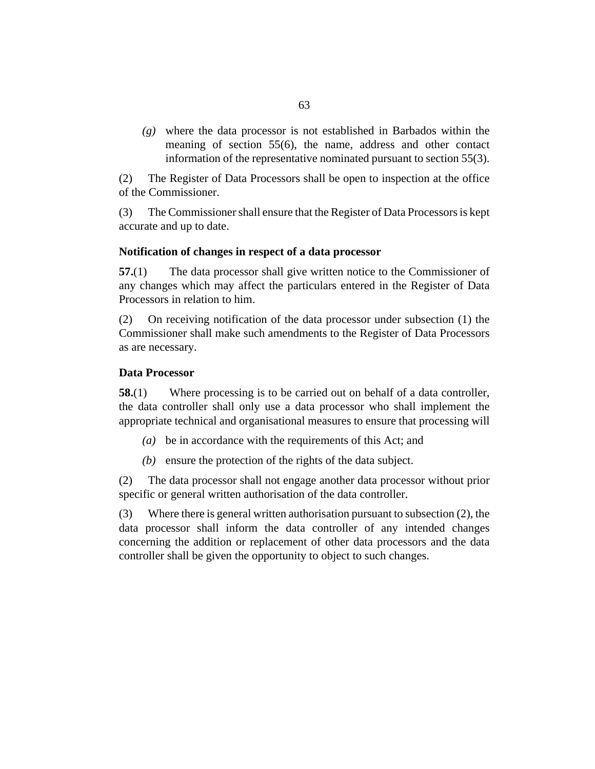*(g)* where the data processor is not established in Barbados within the meaning of section 55(6), the name, address and other contact information of the representative nominated pursuant to section 55(3).

(2) The Register of Data Processors shall be open to inspection at the office of the Commissioner.

(3) The Commissioner shall ensure that the Register of Data Processors is kept accurate and up to date.

### Notification of changes in respect of a data processor

**57.**(1) The data processor shall give written notice to the Commissioner of any changes which may affect the particulars entered in the Register of Data Processors in relation to him.

(2) On receiving notification of the data processor under subsection (1) the Commissioner shall make such amendments to the Register of Data Processors as are necessary.

### Data Processor

**58.**(1) Where processing is to be carried out on behalf of a data controller, the data controller shall only use a data processor who shall implement the appropriate technical and organisational measures to ensure that processing will

*(a)* be in accordance with the requirements of this Act; and

*(b)* ensure the protection of the rights of the data subject.

(2) The data processor shall not engage another data processor without prior specific or general written authorisation of the data controller.

(3) Where there is general written authorisation pursuant to subsection (2), the data processor shall inform the data controller of any intended changes concerning the addition or replacement of other data processors and the data controller shall be given the opportunity to object to such changes.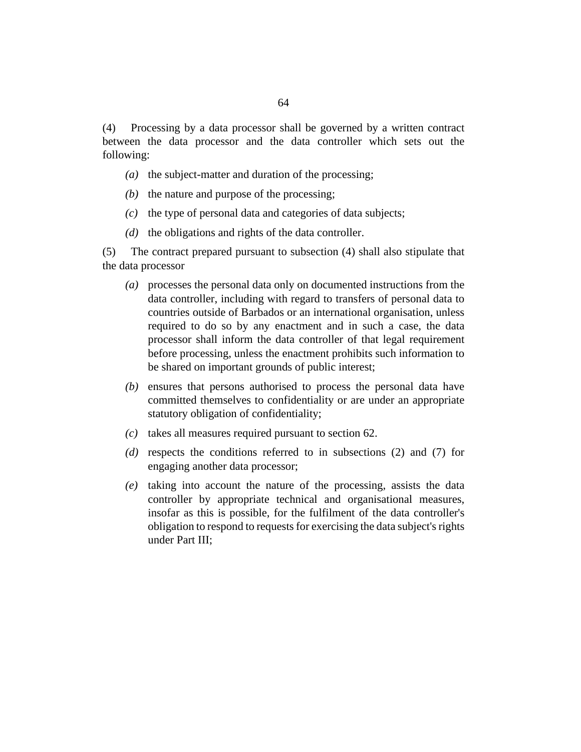(4) Processing by a data processor shall be governed by a written contract between the data processor and the data controller which sets out the following:

*(a)* the subject-matter and duration of the processing;

*(b)* the nature and purpose of the processing;

*(c)* the type of personal data and categories of data subjects;

*(d)* the obligations and rights of the data controller.

(5) The contract prepared pursuant to subsection (4) shall also stipulate that the data processor

*(a)* processes the personal data only on documented instructions from the data controller, including with regard to transfers of personal data to countries outside of Barbados or an international organisation, unless required to do so by any enactment and in such a case, the data processor shall inform the data controller of that legal requirement before processing, unless the enactment prohibits such information to be shared on important grounds of public interest;

*(b)* ensures that persons authorised to process the personal data have committed themselves to confidentiality or are under an appropriate statutory obligation of confidentiality;

*(c)* takes all measures required pursuant to section 62.

*(d)* respects the conditions referred to in subsections (2) and (7) for engaging another data processor;

*(e)* taking into account the nature of the processing, assists the data controller by appropriate technical and organisational measures, insofar as this is possible, for the fulfilment of the data controller's obligation to respond to requests for exercising the data subject's rights under Part III;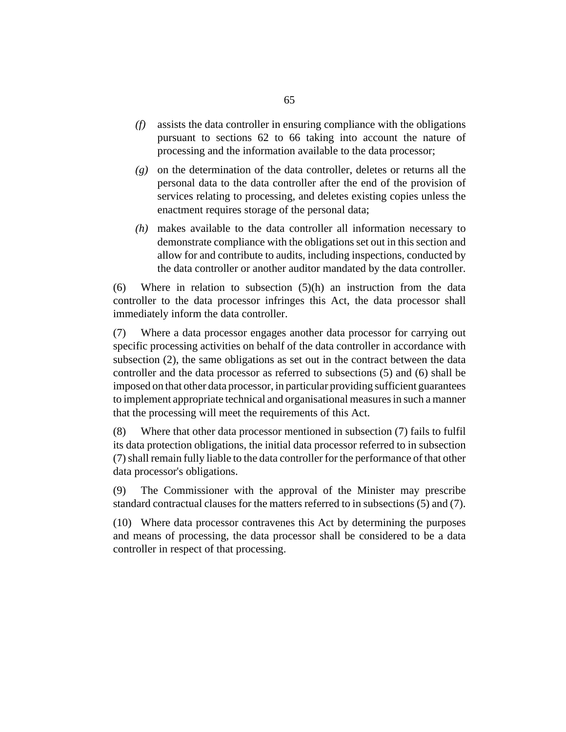*(f)* assists the data controller in ensuring compliance with the obligations pursuant to sections 62 to 66 taking into account the nature of processing and the information available to the data processor;

*(g)* on the determination of the data controller, deletes or returns all the personal data to the data controller after the end of the provision of services relating to processing, and deletes existing copies unless the enactment requires storage of the personal data;

*(h)* makes available to the data controller all information necessary to demonstrate compliance with the obligations set out in this section and allow for and contribute to audits, including inspections, conducted by the data controller or another auditor mandated by the data controller.

(6) Where in relation to subsection (5)(h) an instruction from the data controller to the data processor infringes this Act, the data processor shall immediately inform the data controller.

(7) Where a data processor engages another data processor for carrying out specific processing activities on behalf of the data controller in accordance with subsection (2), the same obligations as set out in the contract between the data controller and the data processor as referred to subsections (5) and (6) shall be imposed on that other data processor, in particular providing sufficient guarantees to implement appropriate technical and organisational measures in such a manner that the processing will meet the requirements of this Act.

(8) Where that other data processor mentioned in subsection (7) fails to fulfil its data protection obligations, the initial data processor referred to in subsection (7) shall remain fully liable to the data controller for the performance of that other data processor's obligations.

(9) The Commissioner with the approval of the Minister may prescribe standard contractual clauses for the matters referred to in subsections (5) and (7).

(10) Where data processor contravenes this Act by determining the purposes and means of processing, the data processor shall be considered to be a data controller in respect of that processing.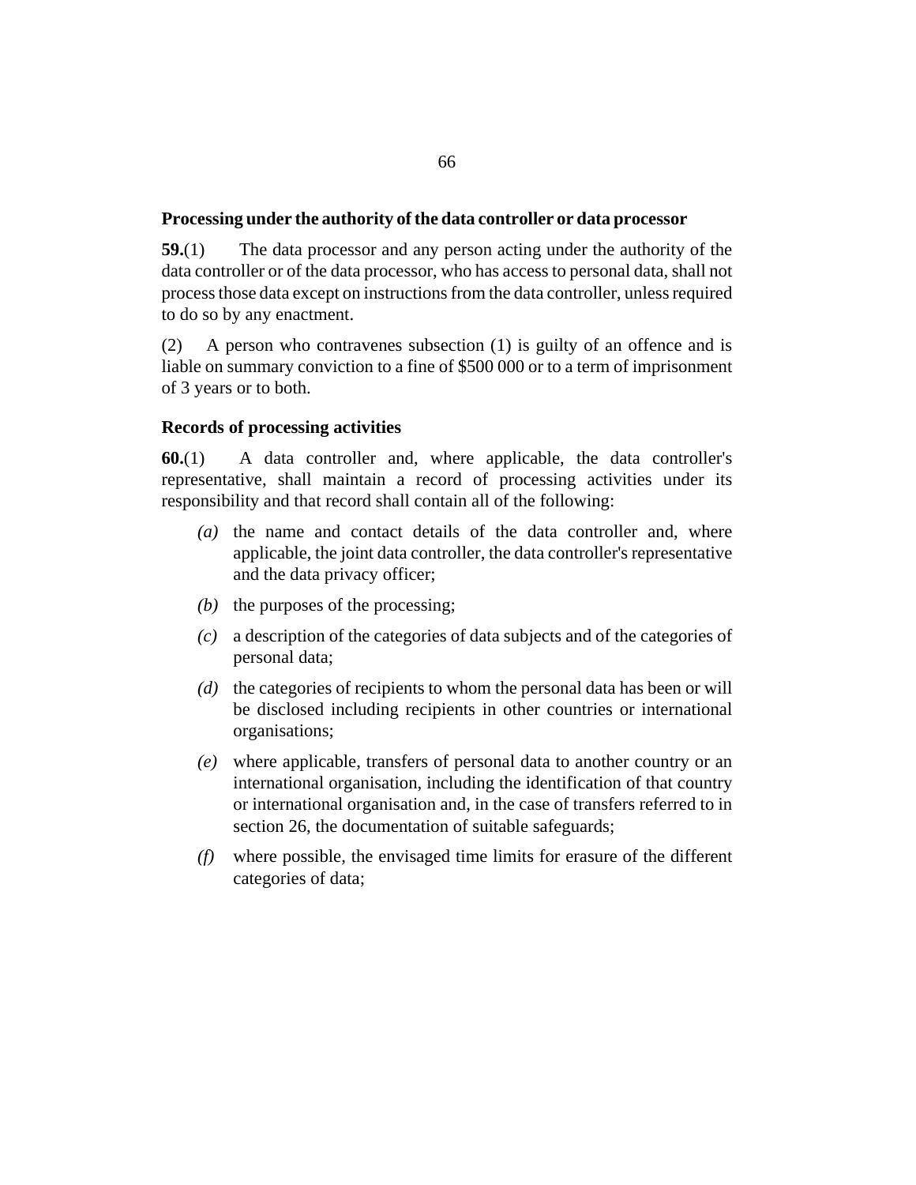### Processing under the authority of the data controller or data processor

**59.**(1) The data processor and any person acting under the authority of the data controller or of the data processor, who has access to personal data, shall not process those data except on instructions from the data controller, unless required to do so by any enactment.

(2) A person who contravenes subsection (1) is guilty of an offence and is liable on summary conviction to a fine of $500 000 or to a term of imprisonment of 3 years or to both.

### Records of processing activities

**60.**(1) A data controller and, where applicable, the data controller's representative, shall maintain a record of processing activities under its responsibility and that record shall contain all of the following:

*(a)* the name and contact details of the data controller and, where applicable, the joint data controller, the data controller's representative and the data privacy officer;

*(b)* the purposes of the processing;

*(c)* a description of the categories of data subjects and of the categories of personal data;

*(d)* the categories of recipients to whom the personal data has been or will be disclosed including recipients in other countries or international organisations;

*(e)* where applicable, transfers of personal data to another country or an international organisation, including the identification of that country or international organisation and, in the case of transfers referred to in section 26, the documentation of suitable safeguards;

*(f)* where possible, the envisaged time limits for erasure of the different categories of data;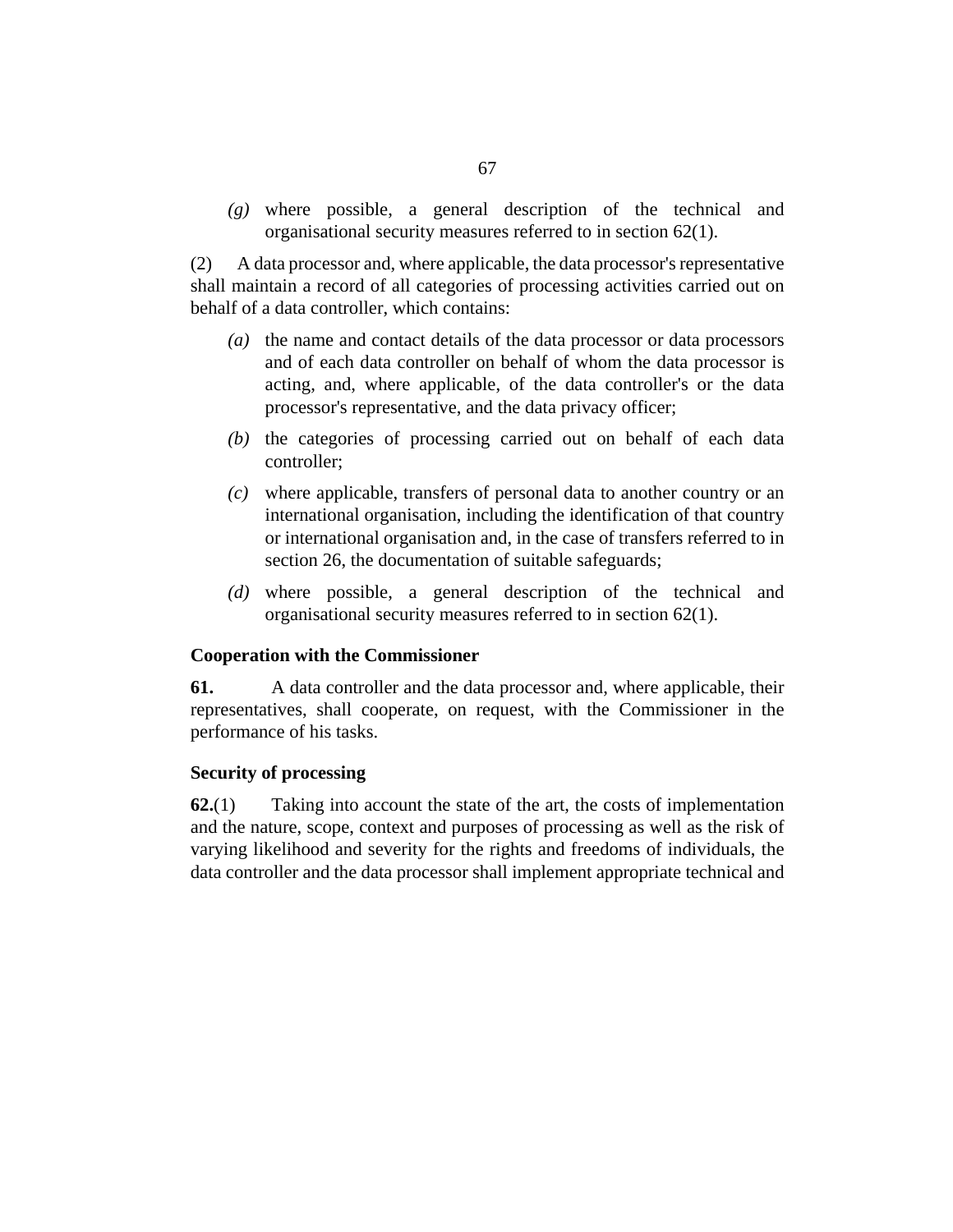*(g)* where possible, a general description of the technical and organisational security measures referred to in section 62(1).

(2) A data processor and, where applicable, the data processor's representative shall maintain a record of all categories of processing activities carried out on behalf of a data controller, which contains:

*(a)* the name and contact details of the data processor or data processors and of each data controller on behalf of whom the data processor is acting, and, where applicable, of the data controller's or the data processor's representative, and the data privacy officer;

*(b)* the categories of processing carried out on behalf of each data controller;

*(c)* where applicable, transfers of personal data to another country or an international organisation, including the identification of that country or international organisation and, in the case of transfers referred to in section 26, the documentation of suitable safeguards;

*(d)* where possible, a general description of the technical and organisational security measures referred to in section 62(1).

**Cooperation with the Commissioner**

**61.** A data controller and the data processor and, where applicable, their representatives, shall cooperate, on request, with the Commissioner in the performance of his tasks.

**Security of processing**

**62.**(1) Taking into account the state of the art, the costs of implementation and the nature, scope, context and purposes of processing as well as the risk of varying likelihood and severity for the rights and freedoms of individuals, the data controller and the data processor shall implement appropriate technical and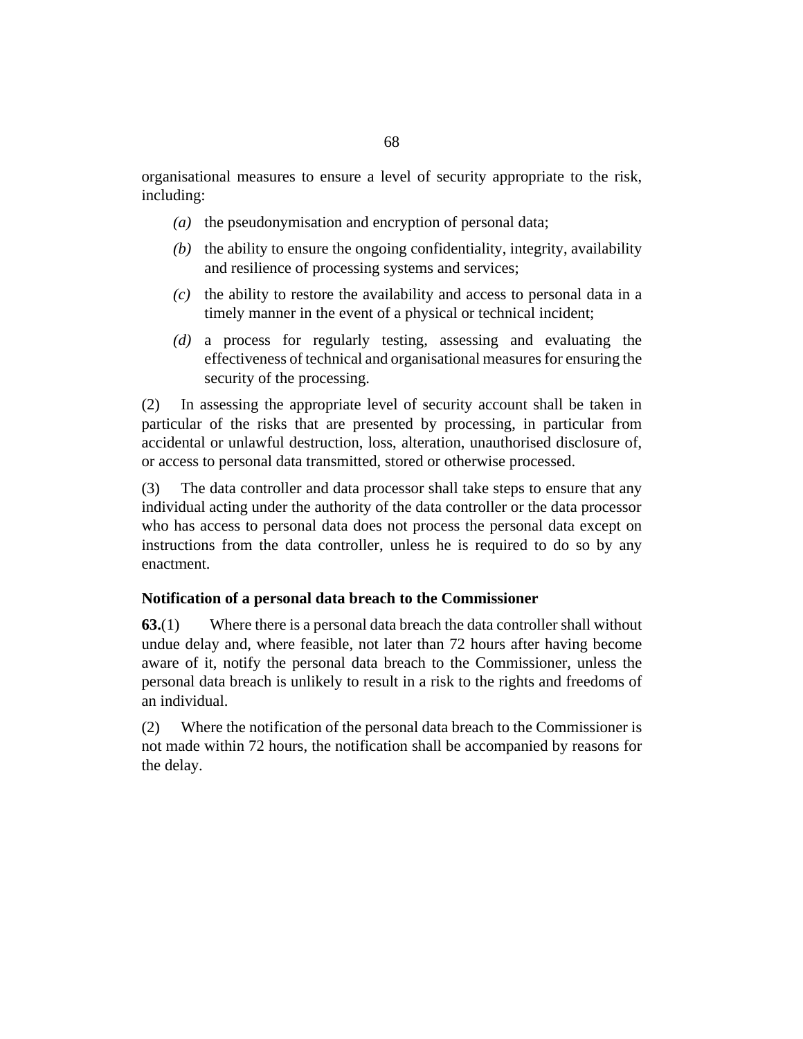organisational measures to ensure a level of security appropriate to the risk, including:

*(a)* the pseudonymisation and encryption of personal data;

*(b)* the ability to ensure the ongoing confidentiality, integrity, availability and resilience of processing systems and services;

*(c)* the ability to restore the availability and access to personal data in a timely manner in the event of a physical or technical incident;

*(d)* a process for regularly testing, assessing and evaluating the effectiveness of technical and organisational measures for ensuring the security of the processing.

(2) In assessing the appropriate level of security account shall be taken in particular of the risks that are presented by processing, in particular from accidental or unlawful destruction, loss, alteration, unauthorised disclosure of, or access to personal data transmitted, stored or otherwise processed.

(3) The data controller and data processor shall take steps to ensure that any individual acting under the authority of the data controller or the data processor who has access to personal data does not process the personal data except on instructions from the data controller, unless he is required to do so by any enactment.

**Notification of a personal data breach to the Commissioner**

**63.**(1) Where there is a personal data breach the data controller shall without undue delay and, where feasible, not later than 72 hours after having become aware of it, notify the personal data breach to the Commissioner, unless the personal data breach is unlikely to result in a risk to the rights and freedoms of an individual.

(2) Where the notification of the personal data breach to the Commissioner is not made within 72 hours, the notification shall be accompanied by reasons for the delay.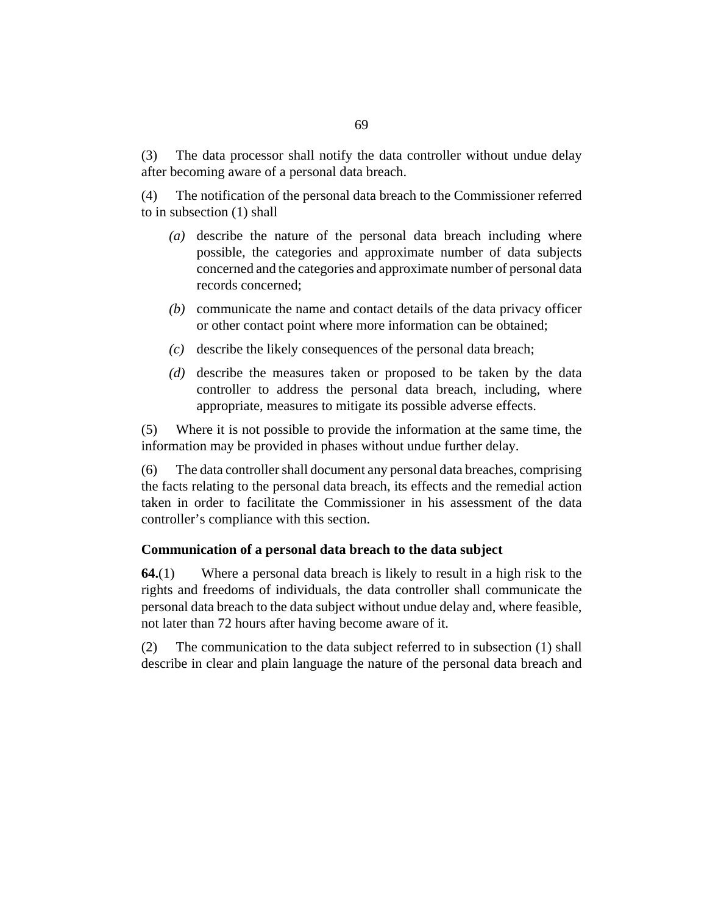(3) The data processor shall notify the data controller without undue delay after becoming aware of a personal data breach.

(4) The notification of the personal data breach to the Commissioner referred to in subsection (1) shall

*(a)* describe the nature of the personal data breach including where possible, the categories and approximate number of data subjects concerned and the categories and approximate number of personal data records concerned;

*(b)* communicate the name and contact details of the data privacy officer or other contact point where more information can be obtained;

*(c)* describe the likely consequences of the personal data breach;

*(d)* describe the measures taken or proposed to be taken by the data controller to address the personal data breach, including, where appropriate, measures to mitigate its possible adverse effects.

(5) Where it is not possible to provide the information at the same time, the information may be provided in phases without undue further delay.

(6) The data controller shall document any personal data breaches, comprising the facts relating to the personal data breach, its effects and the remedial action taken in order to facilitate the Commissioner in his assessment of the data controller's compliance with this section.

**Communication of a personal data breach to the data subject**

**64.**(1) Where a personal data breach is likely to result in a high risk to the rights and freedoms of individuals, the data controller shall communicate the personal data breach to the data subject without undue delay and, where feasible, not later than 72 hours after having become aware of it.

(2) The communication to the data subject referred to in subsection (1) shall describe in clear and plain language the nature of the personal data breach and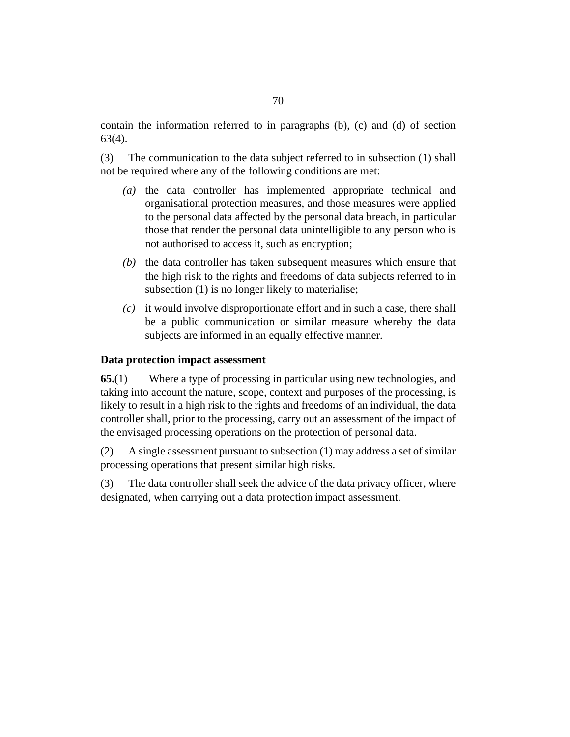contain the information referred to in paragraphs (b), (c) and (d) of section 63(4).

(3) The communication to the data subject referred to in subsection (1) shall not be required where any of the following conditions are met:

*(a)* the data controller has implemented appropriate technical and organisational protection measures, and those measures were applied to the personal data affected by the personal data breach, in particular those that render the personal data unintelligible to any person who is not authorised to access it, such as encryption;

*(b)* the data controller has taken subsequent measures which ensure that the high risk to the rights and freedoms of data subjects referred to in subsection (1) is no longer likely to materialise;

*(c)* it would involve disproportionate effort and in such a case, there shall be a public communication or similar measure whereby the data subjects are informed in an equally effective manner.

**Data protection impact assessment**

**65.**(1) Where a type of processing in particular using new technologies, and taking into account the nature, scope, context and purposes of the processing, is likely to result in a high risk to the rights and freedoms of an individual, the data controller shall, prior to the processing, carry out an assessment of the impact of the envisaged processing operations on the protection of personal data.

(2) A single assessment pursuant to subsection (1) may address a set of similar processing operations that present similar high risks.

(3) The data controller shall seek the advice of the data privacy officer, where designated, when carrying out a data protection impact assessment.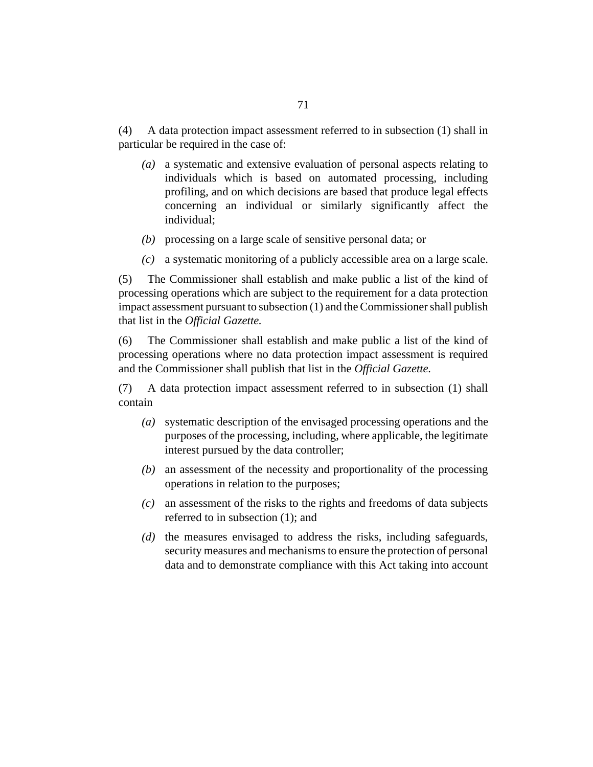(4) A data protection impact assessment referred to in subsection (1) shall in particular be required in the case of:

*(a)* a systematic and extensive evaluation of personal aspects relating to individuals which is based on automated processing, including profiling, and on which decisions are based that produce legal effects concerning an individual or similarly significantly affect the individual;

*(b)* processing on a large scale of sensitive personal data; or

*(c)* a systematic monitoring of a publicly accessible area on a large scale.

(5) The Commissioner shall establish and make public a list of the kind of processing operations which are subject to the requirement for a data protection impact assessment pursuant to subsection (1) and the Commissioner shall publish that list in the *Official Gazette.*

(6) The Commissioner shall establish and make public a list of the kind of processing operations where no data protection impact assessment is required and the Commissioner shall publish that list in the *Official Gazette.*

(7) A data protection impact assessment referred to in subsection (1) shall contain

*(a)* systematic description of the envisaged processing operations and the purposes of the processing, including, where applicable, the legitimate interest pursued by the data controller;

*(b)* an assessment of the necessity and proportionality of the processing operations in relation to the purposes;

*(c)* an assessment of the risks to the rights and freedoms of data subjects referred to in subsection (1); and

*(d)* the measures envisaged to address the risks, including safeguards, security measures and mechanisms to ensure the protection of personal data and to demonstrate compliance with this Act taking into account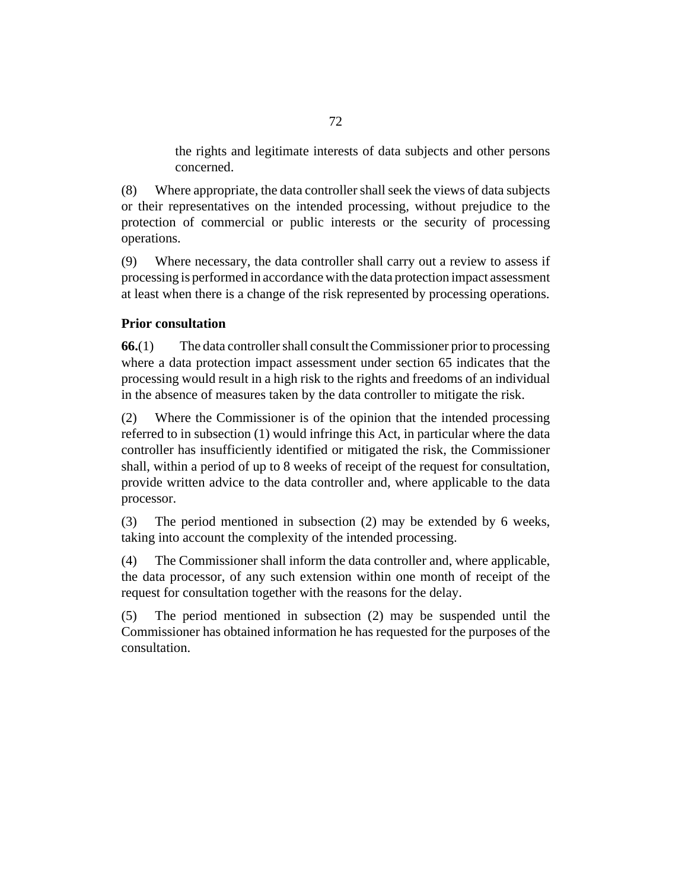the rights and legitimate interests of data subjects and other persons concerned.

(8) Where appropriate, the data controller shall seek the views of data subjects or their representatives on the intended processing, without prejudice to the protection of commercial or public interests or the security of processing operations.

(9) Where necessary, the data controller shall carry out a review to assess if processing is performed in accordance with the data protection impact assessment at least when there is a change of the risk represented by processing operations.

**Prior consultation**

**66.**(1) The data controller shall consult the Commissioner prior to processing where a data protection impact assessment under section 65 indicates that the processing would result in a high risk to the rights and freedoms of an individual in the absence of measures taken by the data controller to mitigate the risk.

(2) Where the Commissioner is of the opinion that the intended processing referred to in subsection (1) would infringe this Act, in particular where the data controller has insufficiently identified or mitigated the risk, the Commissioner shall, within a period of up to 8 weeks of receipt of the request for consultation, provide written advice to the data controller and, where applicable to the data processor.

(3) The period mentioned in subsection (2) may be extended by 6 weeks, taking into account the complexity of the intended processing.

(4) The Commissioner shall inform the data controller and, where applicable, the data processor, of any such extension within one month of receipt of the request for consultation together with the reasons for the delay.

(5) The period mentioned in subsection (2) may be suspended until the Commissioner has obtained information he has requested for the purposes of the consultation.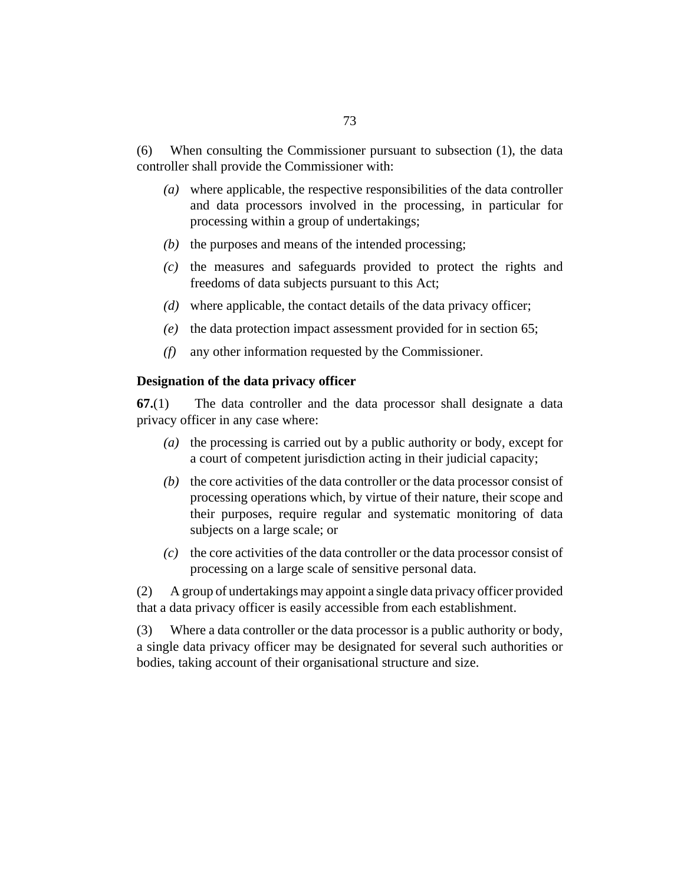(6) When consulting the Commissioner pursuant to subsection (1), the data controller shall provide the Commissioner with:

*(a)* where applicable, the respective responsibilities of the data controller and data processors involved in the processing, in particular for processing within a group of undertakings;

*(b)* the purposes and means of the intended processing;

*(c)* the measures and safeguards provided to protect the rights and freedoms of data subjects pursuant to this Act;

*(d)* where applicable, the contact details of the data privacy officer;

*(e)* the data protection impact assessment provided for in section 65;

*(f)* any other information requested by the Commissioner.

**Designation of the data privacy officer**

**67.**(1) The data controller and the data processor shall designate a data privacy officer in any case where:

*(a)* the processing is carried out by a public authority or body, except for a court of competent jurisdiction acting in their judicial capacity;

*(b)* the core activities of the data controller or the data processor consist of processing operations which, by virtue of their nature, their scope and their purposes, require regular and systematic monitoring of data subjects on a large scale; or

*(c)* the core activities of the data controller or the data processor consist of processing on a large scale of sensitive personal data.

(2) A group of undertakings may appoint a single data privacy officer provided that a data privacy officer is easily accessible from each establishment.

(3) Where a data controller or the data processor is a public authority or body, a single data privacy officer may be designated for several such authorities or bodies, taking account of their organisational structure and size.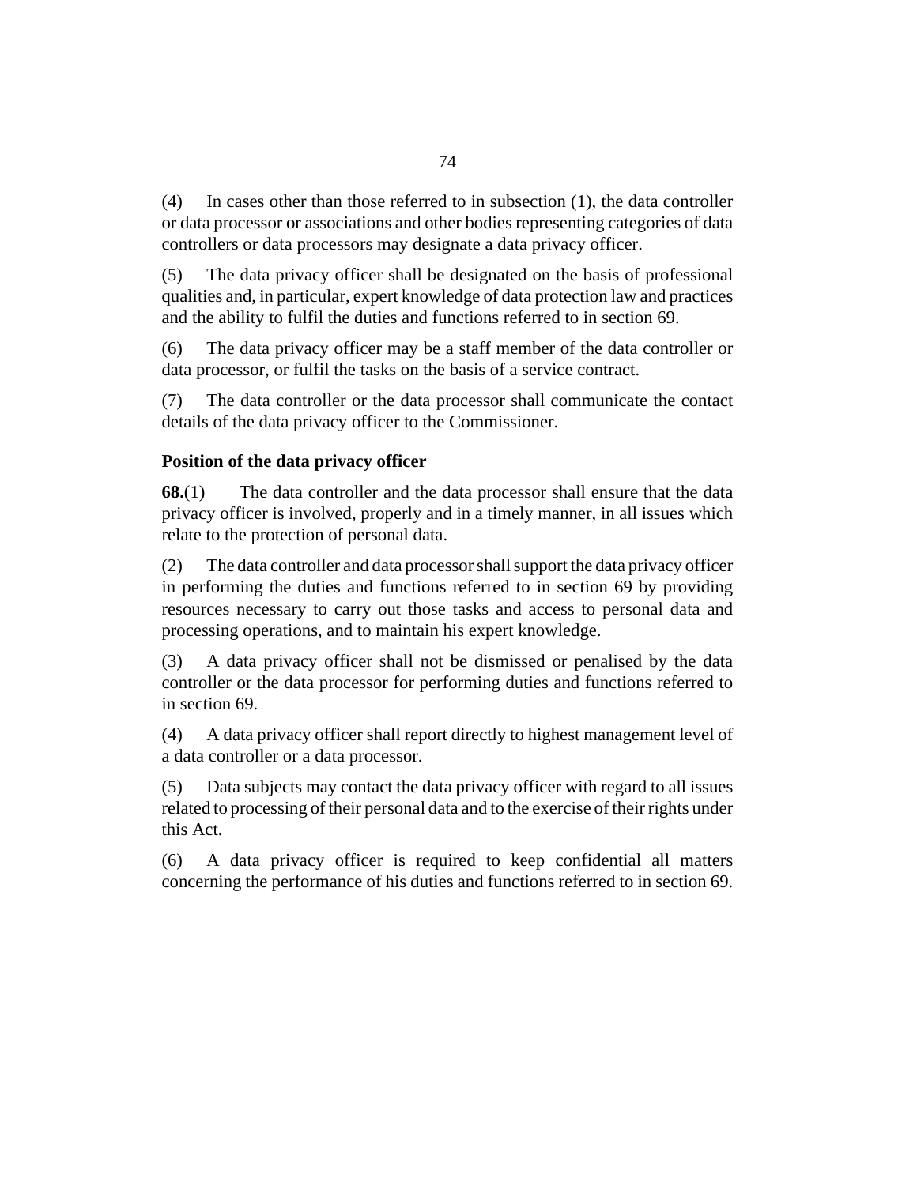(4) In cases other than those referred to in subsection (1), the data controller or data processor or associations and other bodies representing categories of data controllers or data processors may designate a data privacy officer.

(5) The data privacy officer shall be designated on the basis of professional qualities and, in particular, expert knowledge of data protection law and practices and the ability to fulfil the duties and functions referred to in section 69.

(6) The data privacy officer may be a staff member of the data controller or data processor, or fulfil the tasks on the basis of a service contract.

(7) The data controller or the data processor shall communicate the contact details of the data privacy officer to the Commissioner.

### Position of the data privacy officer

**68.**(1) The data controller and the data processor shall ensure that the data privacy officer is involved, properly and in a timely manner, in all issues which relate to the protection of personal data.

(2) The data controller and data processor shall support the data privacy officer in performing the duties and functions referred to in section 69 by providing resources necessary to carry out those tasks and access to personal data and processing operations, and to maintain his expert knowledge.

(3) A data privacy officer shall not be dismissed or penalised by the data controller or the data processor for performing duties and functions referred to in section 69.

(4) A data privacy officer shall report directly to highest management level of a data controller or a data processor.

(5) Data subjects may contact the data privacy officer with regard to all issues related to processing of their personal data and to the exercise of their rights under this Act.

(6) A data privacy officer is required to keep confidential all matters concerning the performance of his duties and functions referred to in section 69.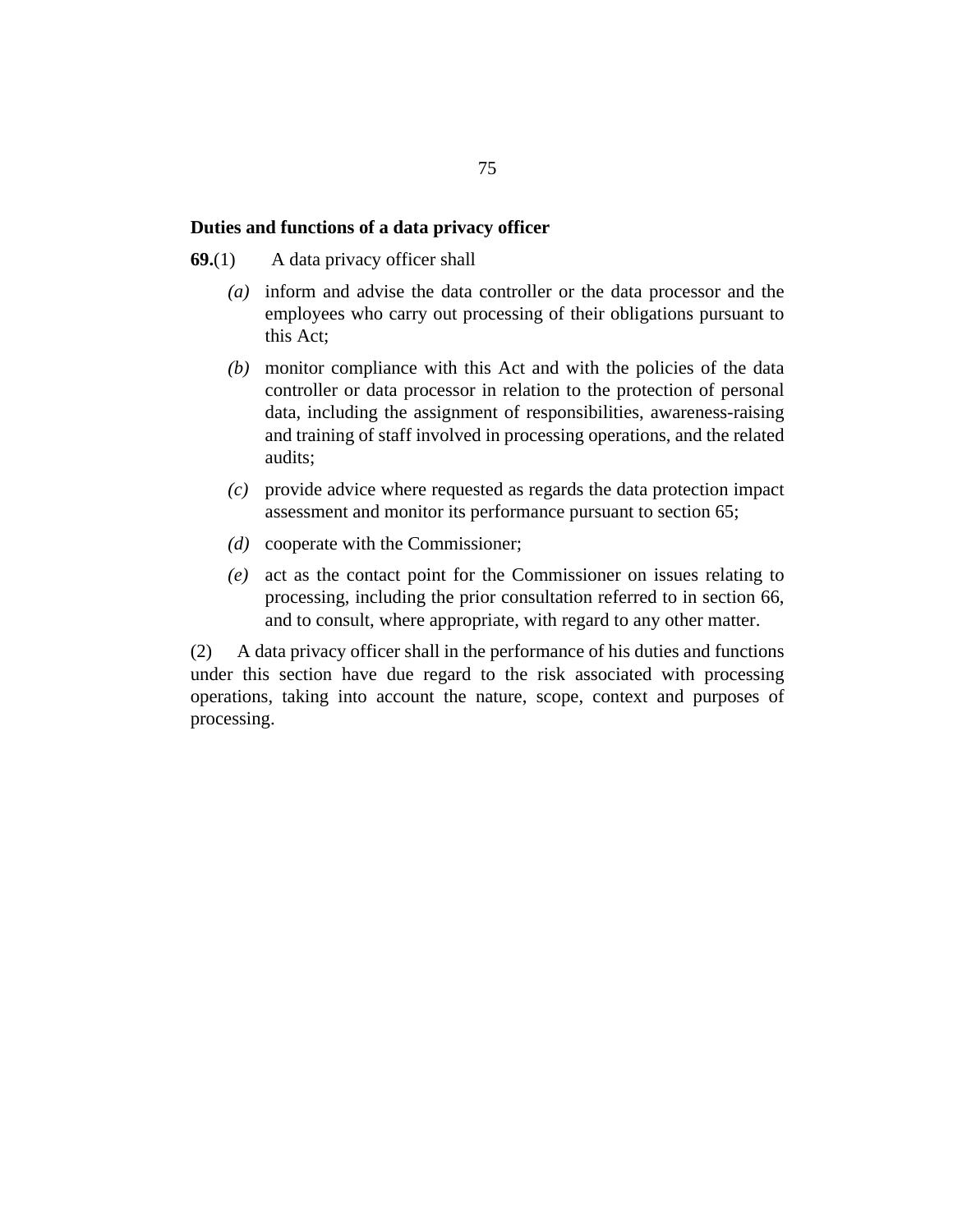**Duties and functions of a data privacy officer**

**69.**(1) A data privacy officer shall

*(a)* inform and advise the data controller or the data processor and the employees who carry out processing of their obligations pursuant to this Act;

*(b)* monitor compliance with this Act and with the policies of the data controller or data processor in relation to the protection of personal data, including the assignment of responsibilities, awareness-raising and training of staff involved in processing operations, and the related audits;

*(c)* provide advice where requested as regards the data protection impact assessment and monitor its performance pursuant to section 65;

*(d)* cooperate with the Commissioner;

*(e)* act as the contact point for the Commissioner on issues relating to processing, including the prior consultation referred to in section 66, and to consult, where appropriate, with regard to any other matter.

(2) A data privacy officer shall in the performance of his duties and functions under this section have due regard to the risk associated with processing operations, taking into account the nature, scope, context and purposes of processing.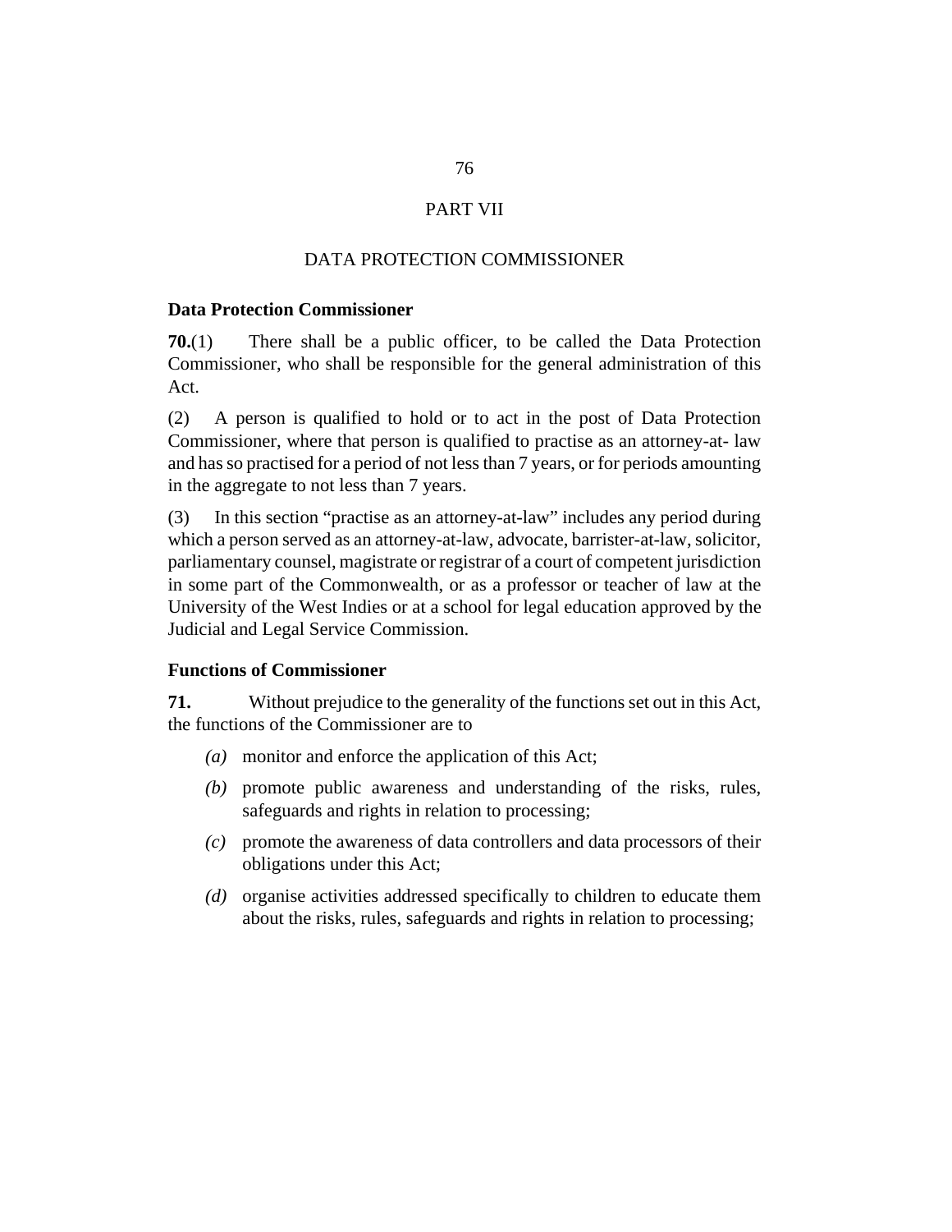# PART VII

## DATA PROTECTION COMMISSIONER

### Data Protection Commissioner

**70.**(1) There shall be a public officer, to be called the Data Protection Commissioner, who shall be responsible for the general administration of this Act.

(2) A person is qualified to hold or to act in the post of Data Protection Commissioner, where that person is qualified to practise as an attorney-at- law and has so practised for a period of not less than 7 years, or for periods amounting in the aggregate to not less than 7 years.

(3) In this section "practise as an attorney-at-law" includes any period during which a person served as an attorney-at-law, advocate, barrister-at-law, solicitor, parliamentary counsel, magistrate or registrar of a court of competent jurisdiction in some part of the Commonwealth, or as a professor or teacher of law at the University of the West Indies or at a school for legal education approved by the Judicial and Legal Service Commission.

### Functions of Commissioner

**71.** Without prejudice to the generality of the functions set out in this Act, the functions of the Commissioner are to

*(a)* monitor and enforce the application of this Act;

*(b)* promote public awareness and understanding of the risks, rules, safeguards and rights in relation to processing;

*(c)* promote the awareness of data controllers and data processors of their obligations under this Act;

*(d)* organise activities addressed specifically to children to educate them about the risks, rules, safeguards and rights in relation to processing;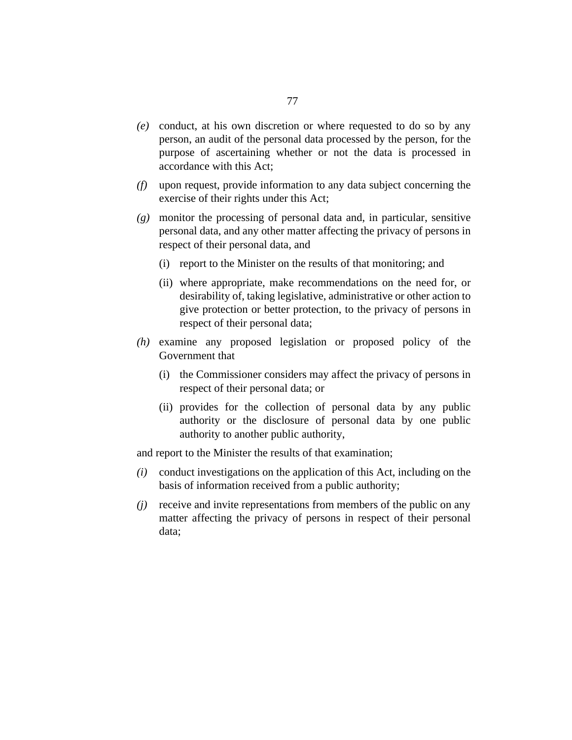*(e)* conduct, at his own discretion or where requested to do so by any person, an audit of the personal data processed by the person, for the purpose of ascertaining whether or not the data is processed in accordance with this Act;

*(f)* upon request, provide information to any data subject concerning the exercise of their rights under this Act;

*(g)* monitor the processing of personal data and, in particular, sensitive personal data, and any other matter affecting the privacy of persons in respect of their personal data, and

(i) report to the Minister on the results of that monitoring; and

(ii) where appropriate, make recommendations on the need for, or desirability of, taking legislative, administrative or other action to give protection or better protection, to the privacy of persons in respect of their personal data;

*(h)* examine any proposed legislation or proposed policy of the Government that

(i) the Commissioner considers may affect the privacy of persons in respect of their personal data; or

(ii) provides for the collection of personal data by any public authority or the disclosure of personal data by one public authority to another public authority,

and report to the Minister the results of that examination;

*(i)* conduct investigations on the application of this Act, including on the basis of information received from a public authority;

*(j)* receive and invite representations from members of the public on any matter affecting the privacy of persons in respect of their personal data;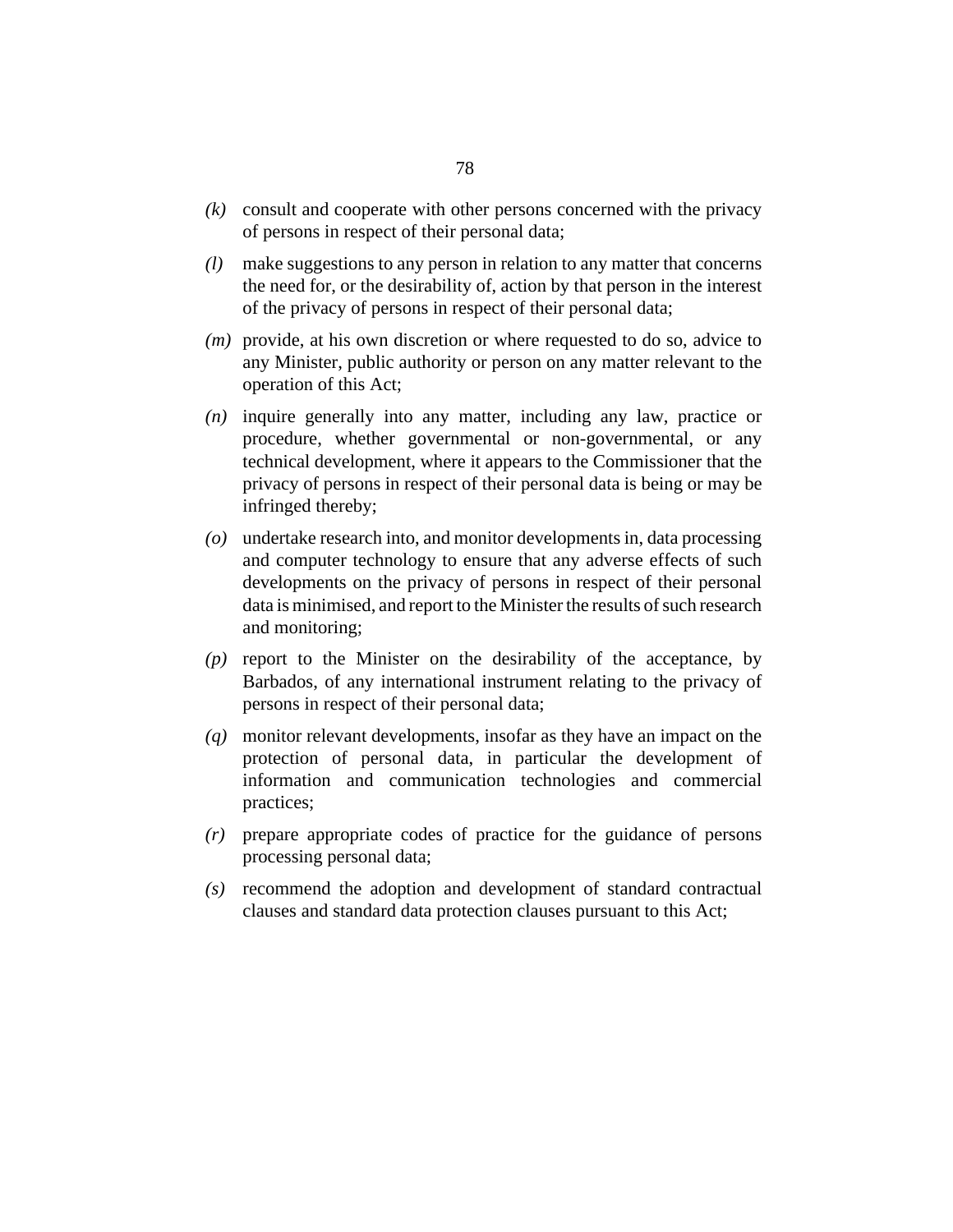*(k)* consult and cooperate with other persons concerned with the privacy of persons in respect of their personal data;

*(l)* make suggestions to any person in relation to any matter that concerns the need for, or the desirability of, action by that person in the interest of the privacy of persons in respect of their personal data;

*(m)* provide, at his own discretion or where requested to do so, advice to any Minister, public authority or person on any matter relevant to the operation of this Act;

*(n)* inquire generally into any matter, including any law, practice or procedure, whether governmental or non-governmental, or any technical development, where it appears to the Commissioner that the privacy of persons in respect of their personal data is being or may be infringed thereby;

*(o)* undertake research into, and monitor developments in, data processing and computer technology to ensure that any adverse effects of such developments on the privacy of persons in respect of their personal data is minimised, and report to the Minister the results of such research and monitoring;

*(p)* report to the Minister on the desirability of the acceptance, by Barbados, of any international instrument relating to the privacy of persons in respect of their personal data;

*(q)* monitor relevant developments, insofar as they have an impact on the protection of personal data, in particular the development of information and communication technologies and commercial practices;

*(r)* prepare appropriate codes of practice for the guidance of persons processing personal data;

*(s)* recommend the adoption and development of standard contractual clauses and standard data protection clauses pursuant to this Act;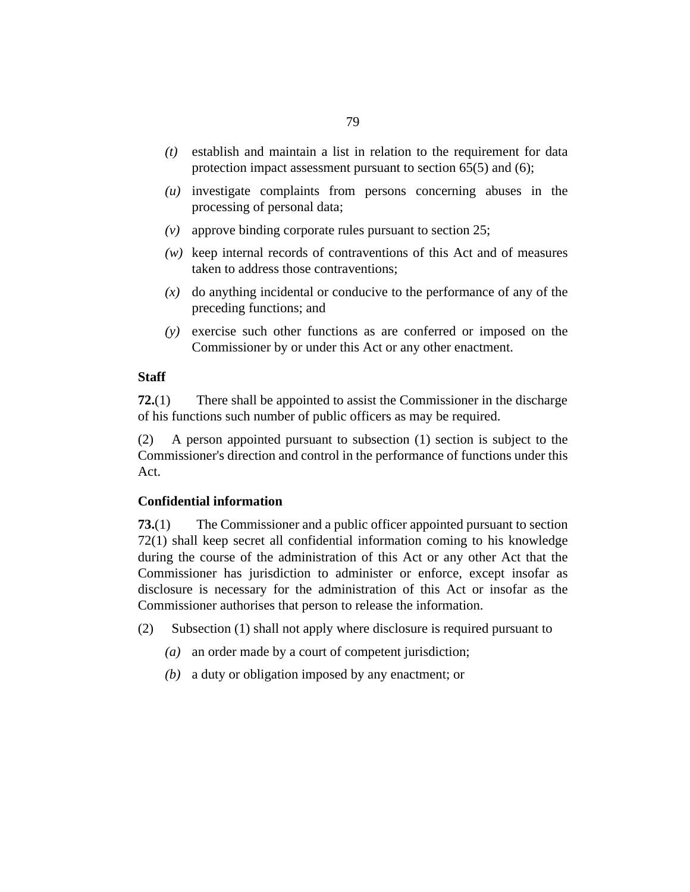*(t)* establish and maintain a list in relation to the requirement for data protection impact assessment pursuant to section 65(5) and (6);

*(u)* investigate complaints from persons concerning abuses in the processing of personal data;

*(v)* approve binding corporate rules pursuant to section 25;

*(w)* keep internal records of contraventions of this Act and of measures taken to address those contraventions;

*(x)* do anything incidental or conducive to the performance of any of the preceding functions; and

*(y)* exercise such other functions as are conferred or imposed on the Commissioner by or under this Act or any other enactment.

**Staff**

**72.**(1) There shall be appointed to assist the Commissioner in the discharge of his functions such number of public officers as may be required.

(2) A person appointed pursuant to subsection (1) section is subject to the Commissioner's direction and control in the performance of functions under this Act.

**Confidential information**

**73.**(1) The Commissioner and a public officer appointed pursuant to section 72(1) shall keep secret all confidential information coming to his knowledge during the course of the administration of this Act or any other Act that the Commissioner has jurisdiction to administer or enforce, except insofar as disclosure is necessary for the administration of this Act or insofar as the Commissioner authorises that person to release the information.

(2) Subsection (1) shall not apply where disclosure is required pursuant to

*(a)* an order made by a court of competent jurisdiction;

*(b)* a duty or obligation imposed by any enactment; or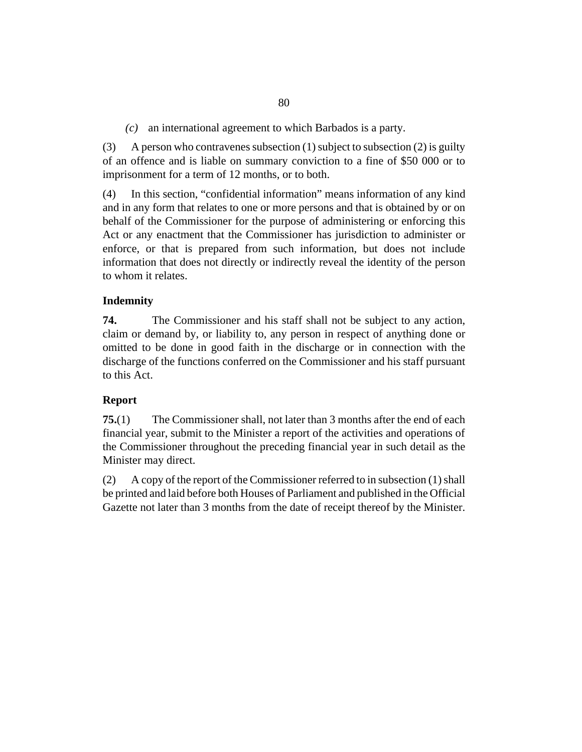*(c)* an international agreement to which Barbados is a party.

(3) A person who contravenes subsection (1) subject to subsection (2) is guilty of an offence and is liable on summary conviction to a fine of $50 000 or to imprisonment for a term of 12 months, or to both.

(4) In this section, "confidential information" means information of any kind and in any form that relates to one or more persons and that is obtained by or on behalf of the Commissioner for the purpose of administering or enforcing this Act or any enactment that the Commissioner has jurisdiction to administer or enforce, or that is prepared from such information, but does not include information that does not directly or indirectly reveal the identity of the person to whom it relates.

**Indemnity**

**74.** The Commissioner and his staff shall not be subject to any action, claim or demand by, or liability to, any person in respect of anything done or omitted to be done in good faith in the discharge or in connection with the discharge of the functions conferred on the Commissioner and his staff pursuant to this Act.

**Report**

**75.**(1) The Commissioner shall, not later than 3 months after the end of each financial year, submit to the Minister a report of the activities and operations of the Commissioner throughout the preceding financial year in such detail as the Minister may direct.

(2) A copy of the report of the Commissioner referred to in subsection (1) shall be printed and laid before both Houses of Parliament and published in the Official Gazette not later than 3 months from the date of receipt thereof by the Minister.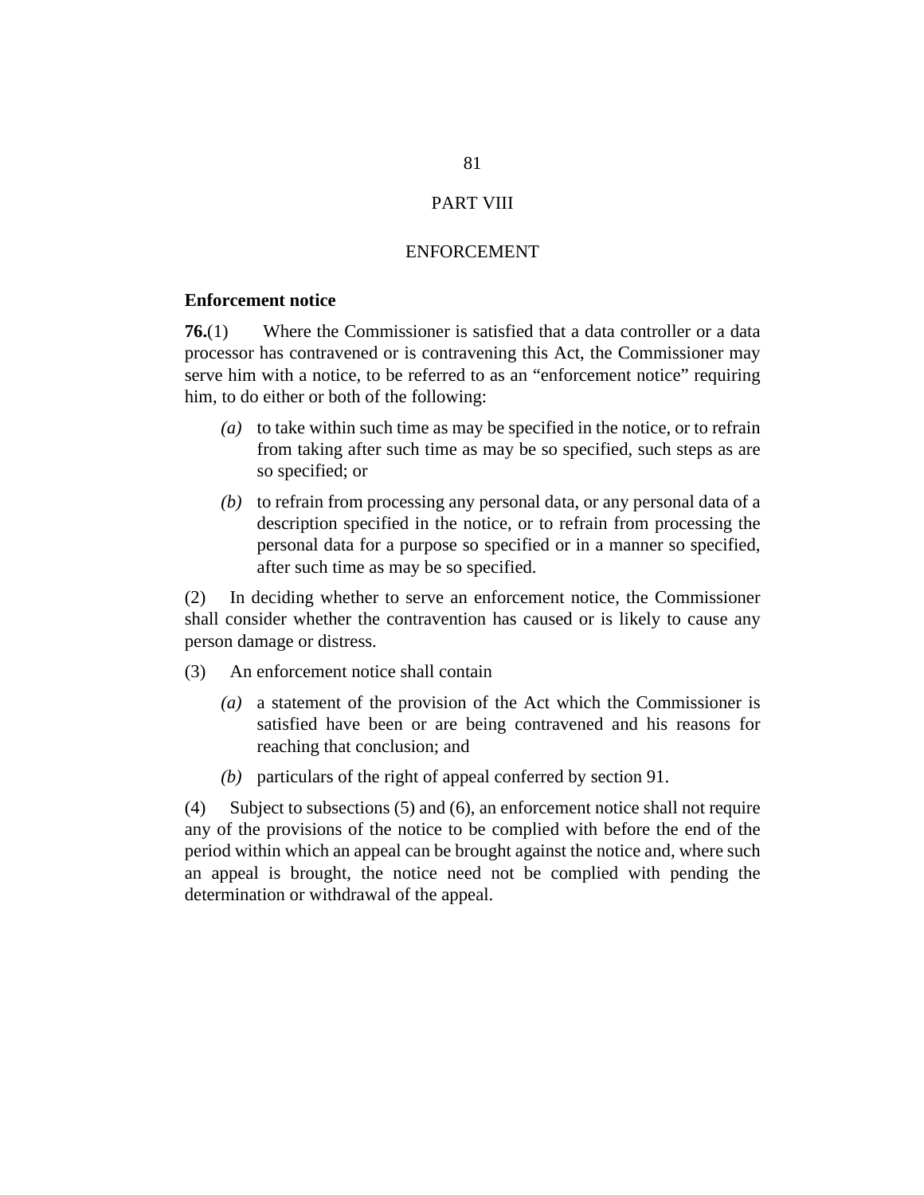# PART VIII

## ENFORCEMENT

### Enforcement notice

**76.**(1) Where the Commissioner is satisfied that a data controller or a data processor has contravened or is contravening this Act, the Commissioner may serve him with a notice, to be referred to as an "enforcement notice" requiring him, to do either or both of the following:

*(a)* to take within such time as may be specified in the notice, or to refrain from taking after such time as may be so specified, such steps as are so specified; or

*(b)* to refrain from processing any personal data, or any personal data of a description specified in the notice, or to refrain from processing the personal data for a purpose so specified or in a manner so specified, after such time as may be so specified.

(2) In deciding whether to serve an enforcement notice, the Commissioner shall consider whether the contravention has caused or is likely to cause any person damage or distress.

(3) An enforcement notice shall contain

*(a)* a statement of the provision of the Act which the Commissioner is satisfied have been or are being contravened and his reasons for reaching that conclusion; and

*(b)* particulars of the right of appeal conferred by section 91.

(4) Subject to subsections (5) and (6), an enforcement notice shall not require any of the provisions of the notice to be complied with before the end of the period within which an appeal can be brought against the notice and, where such an appeal is brought, the notice need not be complied with pending the determination or withdrawal of the appeal.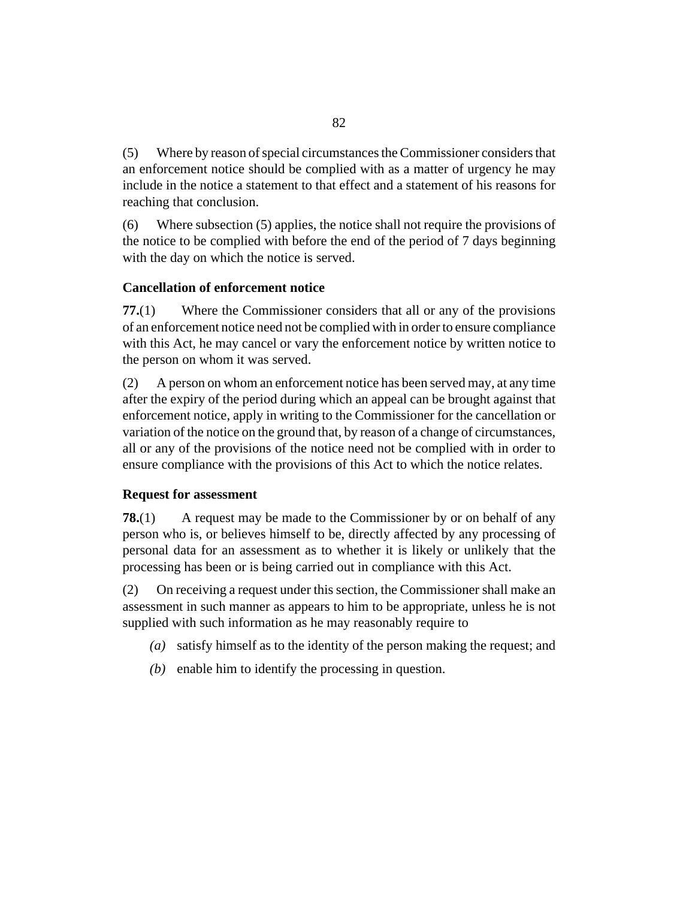(5) Where by reason of special circumstances the Commissioner considers that an enforcement notice should be complied with as a matter of urgency he may include in the notice a statement to that effect and a statement of his reasons for reaching that conclusion.

(6) Where subsection (5) applies, the notice shall not require the provisions of the notice to be complied with before the end of the period of 7 days beginning with the day on which the notice is served.

### Cancellation of enforcement notice

**77.**(1) Where the Commissioner considers that all or any of the provisions of an enforcement notice need not be complied with in order to ensure compliance with this Act, he may cancel or vary the enforcement notice by written notice to the person on whom it was served.

(2) A person on whom an enforcement notice has been served may, at any time after the expiry of the period during which an appeal can be brought against that enforcement notice, apply in writing to the Commissioner for the cancellation or variation of the notice on the ground that, by reason of a change of circumstances, all or any of the provisions of the notice need not be complied with in order to ensure compliance with the provisions of this Act to which the notice relates.

### Request for assessment

**78.**(1) A request may be made to the Commissioner by or on behalf of any person who is, or believes himself to be, directly affected by any processing of personal data for an assessment as to whether it is likely or unlikely that the processing has been or is being carried out in compliance with this Act.

(2) On receiving a request under this section, the Commissioner shall make an assessment in such manner as appears to him to be appropriate, unless he is not supplied with such information as he may reasonably require to

*(a)* satisfy himself as to the identity of the person making the request; and

*(b)* enable him to identify the processing in question.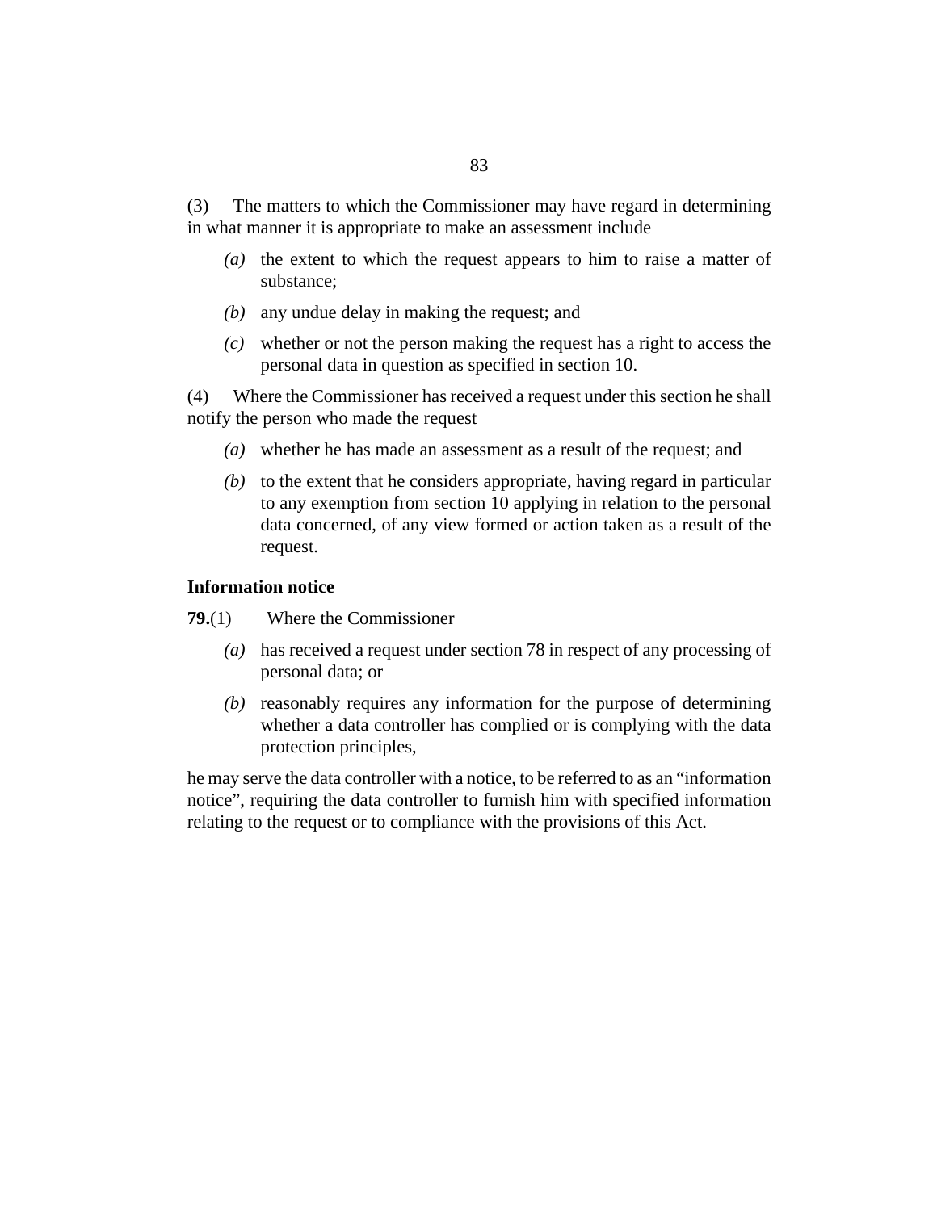(3) The matters to which the Commissioner may have regard in determining in what manner it is appropriate to make an assessment include

- *(a)* the extent to which the request appears to him to raise a matter of substance;
- *(b)* any undue delay in making the request; and
- *(c)* whether or not the person making the request has a right to access the personal data in question as specified in section 10.

(4) Where the Commissioner has received a request under this section he shall notify the person who made the request

- *(a)* whether he has made an assessment as a result of the request; and
- *(b)* to the extent that he considers appropriate, having regard in particular to any exemption from section 10 applying in relation to the personal data concerned, of any view formed or action taken as a result of the request.

**Information notice**

**79.**(1) Where the Commissioner

- *(a)* has received a request under section 78 in respect of any processing of personal data; or
- *(b)* reasonably requires any information for the purpose of determining whether a data controller has complied or is complying with the data protection principles,

he may serve the data controller with a notice, to be referred to as an "information notice", requiring the data controller to furnish him with specified information relating to the request or to compliance with the provisions of this Act.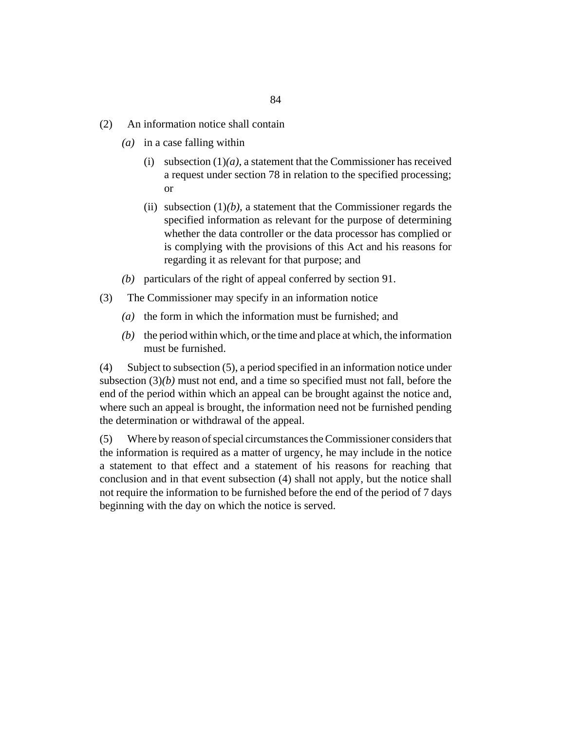(2) An information notice shall contain

*(a)* in a case falling within

(i) subsection (1)*(a)*, a statement that the Commissioner has received a request under section 78 in relation to the specified processing; or

(ii) subsection (1)*(b)*, a statement that the Commissioner regards the specified information as relevant for the purpose of determining whether the data controller or the data processor has complied or is complying with the provisions of this Act and his reasons for regarding it as relevant for that purpose; and

*(b)* particulars of the right of appeal conferred by section 91.

(3) The Commissioner may specify in an information notice

*(a)* the form in which the information must be furnished; and

*(b)* the period within which, or the time and place at which, the information must be furnished.

(4) Subject to subsection (5), a period specified in an information notice under subsection (3)*(b)* must not end, and a time so specified must not fall, before the end of the period within which an appeal can be brought against the notice and, where such an appeal is brought, the information need not be furnished pending the determination or withdrawal of the appeal.

(5) Where by reason of special circumstances the Commissioner considers that the information is required as a matter of urgency, he may include in the notice a statement to that effect and a statement of his reasons for reaching that conclusion and in that event subsection (4) shall not apply, but the notice shall not require the information to be furnished before the end of the period of 7 days beginning with the day on which the notice is served.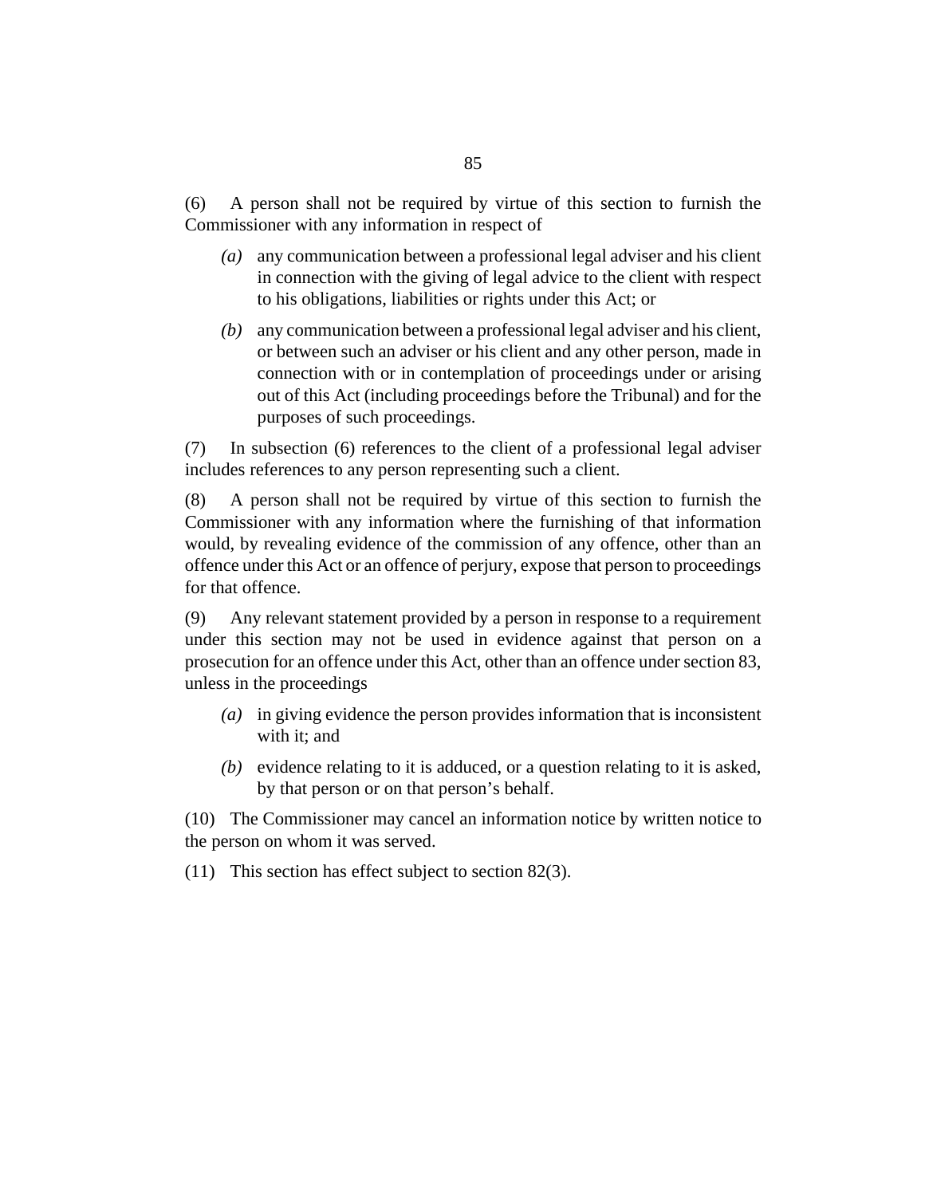(6) A person shall not be required by virtue of this section to furnish the Commissioner with any information in respect of

*(a)* any communication between a professional legal adviser and his client in connection with the giving of legal advice to the client with respect to his obligations, liabilities or rights under this Act; or

*(b)* any communication between a professional legal adviser and his client, or between such an adviser or his client and any other person, made in connection with or in contemplation of proceedings under or arising out of this Act (including proceedings before the Tribunal) and for the purposes of such proceedings.

(7) In subsection (6) references to the client of a professional legal adviser includes references to any person representing such a client.

(8) A person shall not be required by virtue of this section to furnish the Commissioner with any information where the furnishing of that information would, by revealing evidence of the commission of any offence, other than an offence under this Act or an offence of perjury, expose that person to proceedings for that offence.

(9) Any relevant statement provided by a person in response to a requirement under this section may not be used in evidence against that person on a prosecution for an offence under this Act, other than an offence under section 83, unless in the proceedings

*(a)* in giving evidence the person provides information that is inconsistent with it; and

*(b)* evidence relating to it is adduced, or a question relating to it is asked, by that person or on that person's behalf.

(10) The Commissioner may cancel an information notice by written notice to the person on whom it was served.

(11) This section has effect subject to section 82(3).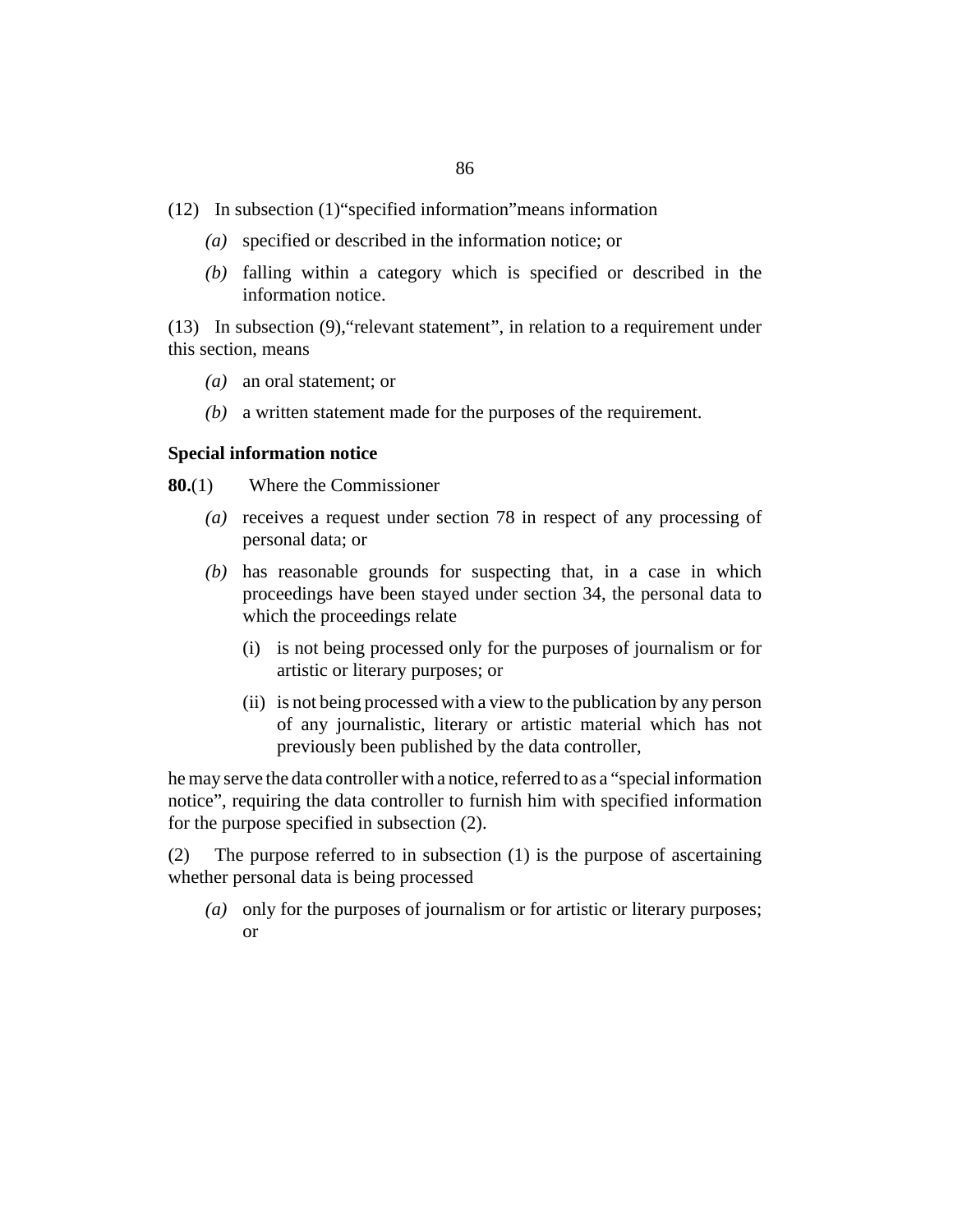(12) In subsection (1)“specified information”means information

*(a)* specified or described in the information notice; or

*(b)* falling within a category which is specified or described in the information notice.

(13) In subsection (9),“relevant statement”, in relation to a requirement under this section, means

*(a)* an oral statement; or

*(b)* a written statement made for the purposes of the requirement.

**Special information notice**

**80.**(1) Where the Commissioner

*(a)* receives a request under section 78 in respect of any processing of personal data; or

*(b)* has reasonable grounds for suspecting that, in a case in which proceedings have been stayed under section 34, the personal data to which the proceedings relate

(i) is not being processed only for the purposes of journalism or for artistic or literary purposes; or

(ii) is not being processed with a view to the publication by any person of any journalistic, literary or artistic material which has not previously been published by the data controller,

he may serve the data controller with a notice, referred to as a “special information notice”, requiring the data controller to furnish him with specified information for the purpose specified in subsection (2).

(2) The purpose referred to in subsection (1) is the purpose of ascertaining whether personal data is being processed

*(a)* only for the purposes of journalism or for artistic or literary purposes; or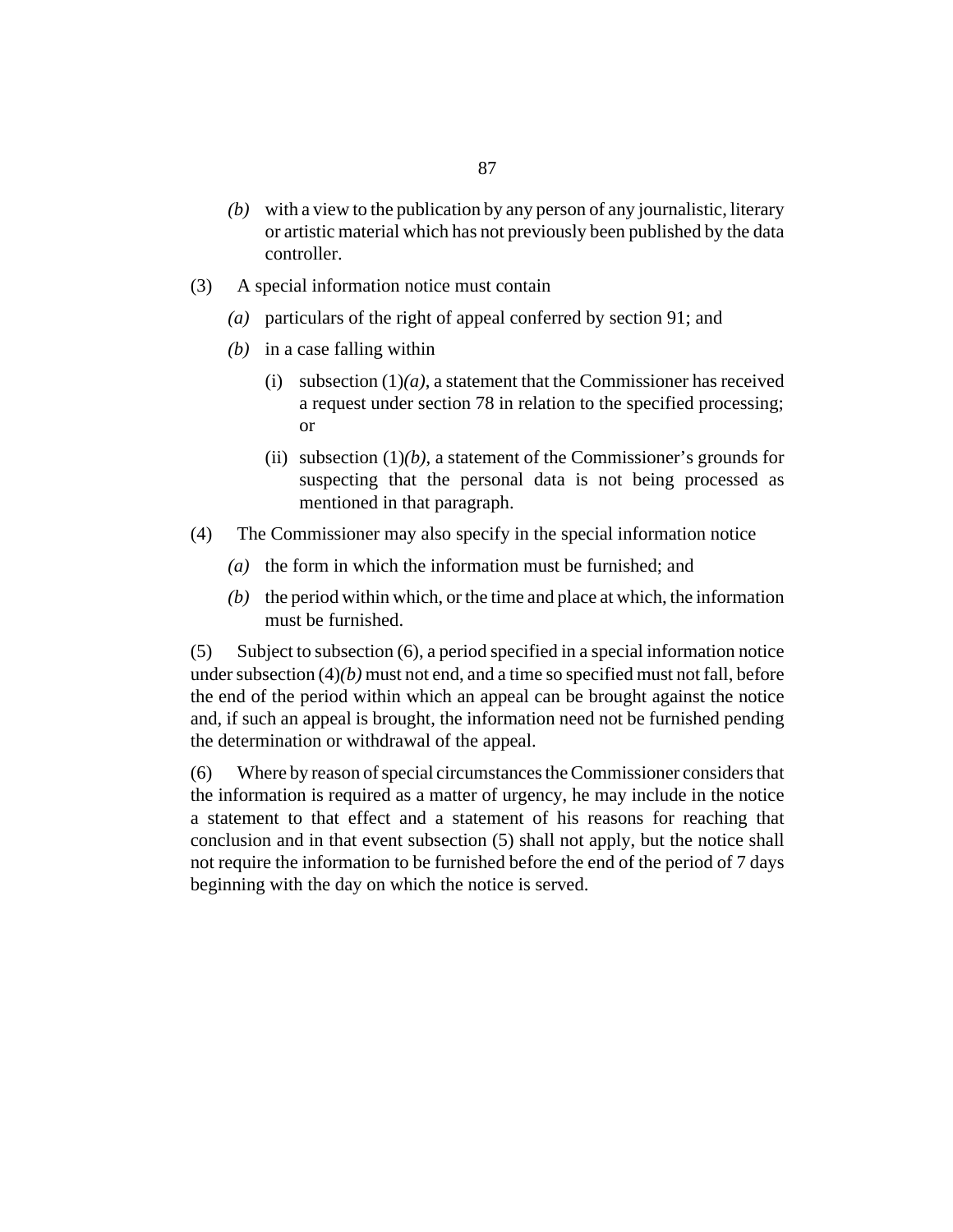*(b)* with a view to the publication by any person of any journalistic, literary or artistic material which has not previously been published by the data controller.

(3) A special information notice must contain

*(a)* particulars of the right of appeal conferred by section 91; and

*(b)* in a case falling within

(i) subsection (1)*(a)*, a statement that the Commissioner has received a request under section 78 in relation to the specified processing; or

(ii) subsection (1)*(b)*, a statement of the Commissioner's grounds for suspecting that the personal data is not being processed as mentioned in that paragraph.

(4) The Commissioner may also specify in the special information notice

*(a)* the form in which the information must be furnished; and

*(b)* the period within which, or the time and place at which, the information must be furnished.

(5) Subject to subsection (6), a period specified in a special information notice under subsection (4)*(b)* must not end, and a time so specified must not fall, before the end of the period within which an appeal can be brought against the notice and, if such an appeal is brought, the information need not be furnished pending the determination or withdrawal of the appeal.

(6) Where by reason of special circumstances the Commissioner considers that the information is required as a matter of urgency, he may include in the notice a statement to that effect and a statement of his reasons for reaching that conclusion and in that event subsection (5) shall not apply, but the notice shall not require the information to be furnished before the end of the period of 7 days beginning with the day on which the notice is served.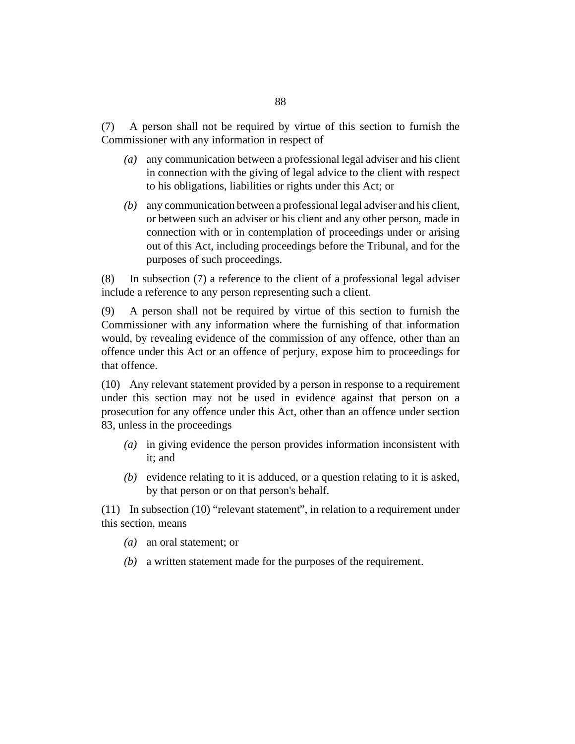(7) A person shall not be required by virtue of this section to furnish the Commissioner with any information in respect of

*(a)* any communication between a professional legal adviser and his client in connection with the giving of legal advice to the client with respect to his obligations, liabilities or rights under this Act; or

*(b)* any communication between a professional legal adviser and his client, or between such an adviser or his client and any other person, made in connection with or in contemplation of proceedings under or arising out of this Act, including proceedings before the Tribunal, and for the purposes of such proceedings.

(8) In subsection (7) a reference to the client of a professional legal adviser include a reference to any person representing such a client.

(9) A person shall not be required by virtue of this section to furnish the Commissioner with any information where the furnishing of that information would, by revealing evidence of the commission of any offence, other than an offence under this Act or an offence of perjury, expose him to proceedings for that offence.

(10) Any relevant statement provided by a person in response to a requirement under this section may not be used in evidence against that person on a prosecution for any offence under this Act, other than an offence under section 83, unless in the proceedings

*(a)* in giving evidence the person provides information inconsistent with it; and

*(b)* evidence relating to it is adduced, or a question relating to it is asked, by that person or on that person's behalf.

(11) In subsection (10) "relevant statement", in relation to a requirement under this section, means

*(a)* an oral statement; or

*(b)* a written statement made for the purposes of the requirement.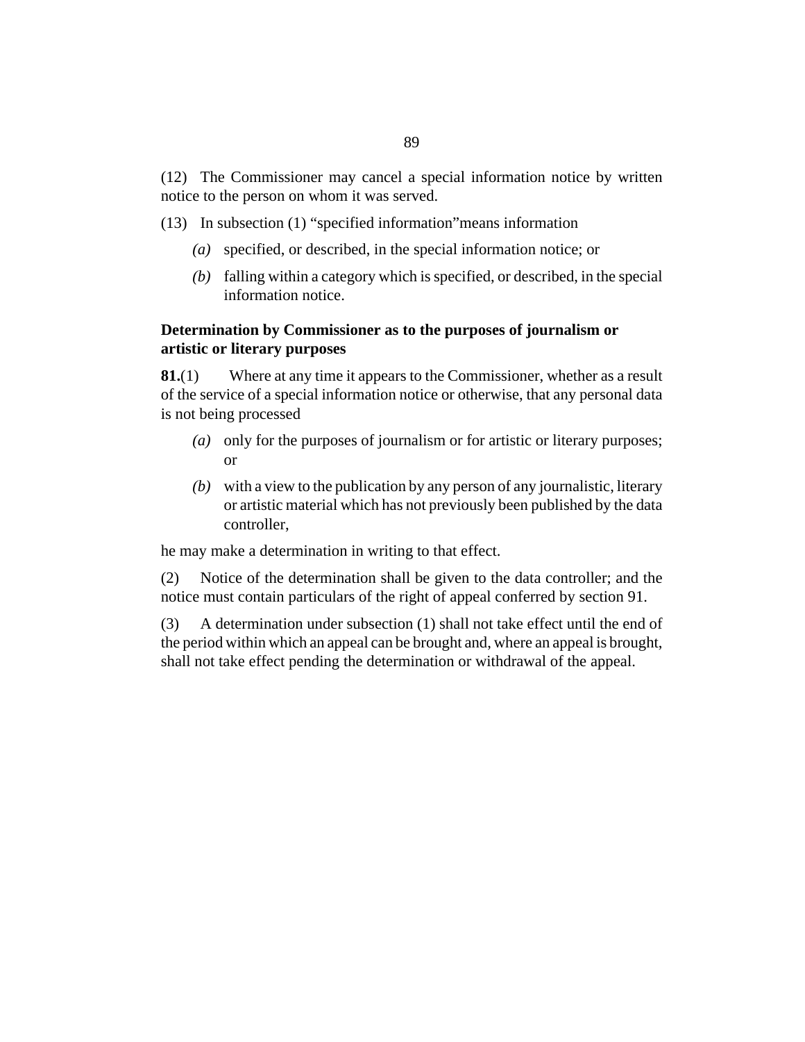(12) The Commissioner may cancel a special information notice by written notice to the person on whom it was served.

(13) In subsection (1) “specified information”means information

*(a)* specified, or described, in the special information notice; or

*(b)* falling within a category which is specified, or described, in the special information notice.

**Determination by Commissioner as to the purposes of journalism or artistic or literary purposes**

**81.**(1) Where at any time it appears to the Commissioner, whether as a result of the service of a special information notice or otherwise, that any personal data is not being processed

*(a)* only for the purposes of journalism or for artistic or literary purposes; or

*(b)* with a view to the publication by any person of any journalistic, literary or artistic material which has not previously been published by the data controller,

he may make a determination in writing to that effect.

(2) Notice of the determination shall be given to the data controller; and the notice must contain particulars of the right of appeal conferred by section 91.

(3) A determination under subsection (1) shall not take effect until the end of the period within which an appeal can be brought and, where an appeal is brought, shall not take effect pending the determination or withdrawal of the appeal.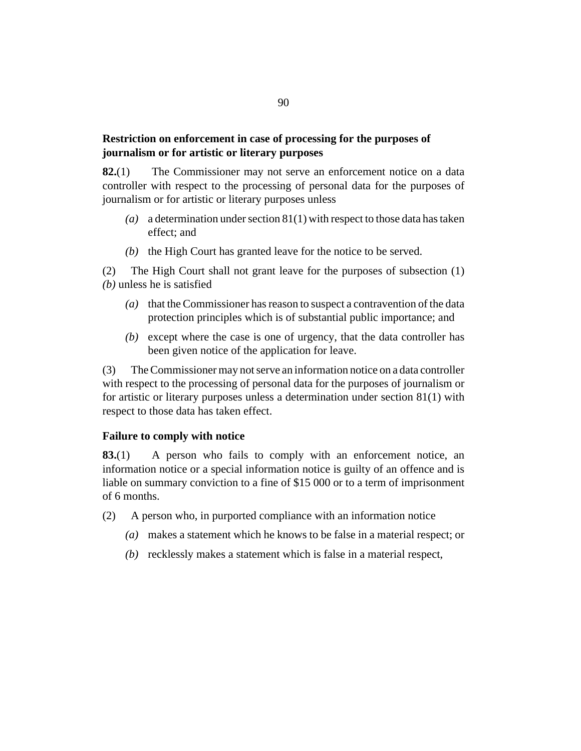**Restriction on enforcement in case of processing for the purposes of journalism or for artistic or literary purposes**

**82.**(1) The Commissioner may not serve an enforcement notice on a data controller with respect to the processing of personal data for the purposes of journalism or for artistic or literary purposes unless

*(a)* a determination under section 81(1) with respect to those data has taken effect; and

*(b)* the High Court has granted leave for the notice to be served.

(2) The High Court shall not grant leave for the purposes of subsection (1) *(b)* unless he is satisfied

*(a)* that the Commissioner has reason to suspect a contravention of the data protection principles which is of substantial public importance; and

*(b)* except where the case is one of urgency, that the data controller has been given notice of the application for leave.

(3) The Commissioner may not serve an information notice on a data controller with respect to the processing of personal data for the purposes of journalism or for artistic or literary purposes unless a determination under section 81(1) with respect to those data has taken effect.

**Failure to comply with notice**

**83.**(1) A person who fails to comply with an enforcement notice, an information notice or a special information notice is guilty of an offence and is liable on summary conviction to a fine of $15 000 or to a term of imprisonment of 6 months.

(2) A person who, in purported compliance with an information notice

*(a)* makes a statement which he knows to be false in a material respect; or

*(b)* recklessly makes a statement which is false in a material respect,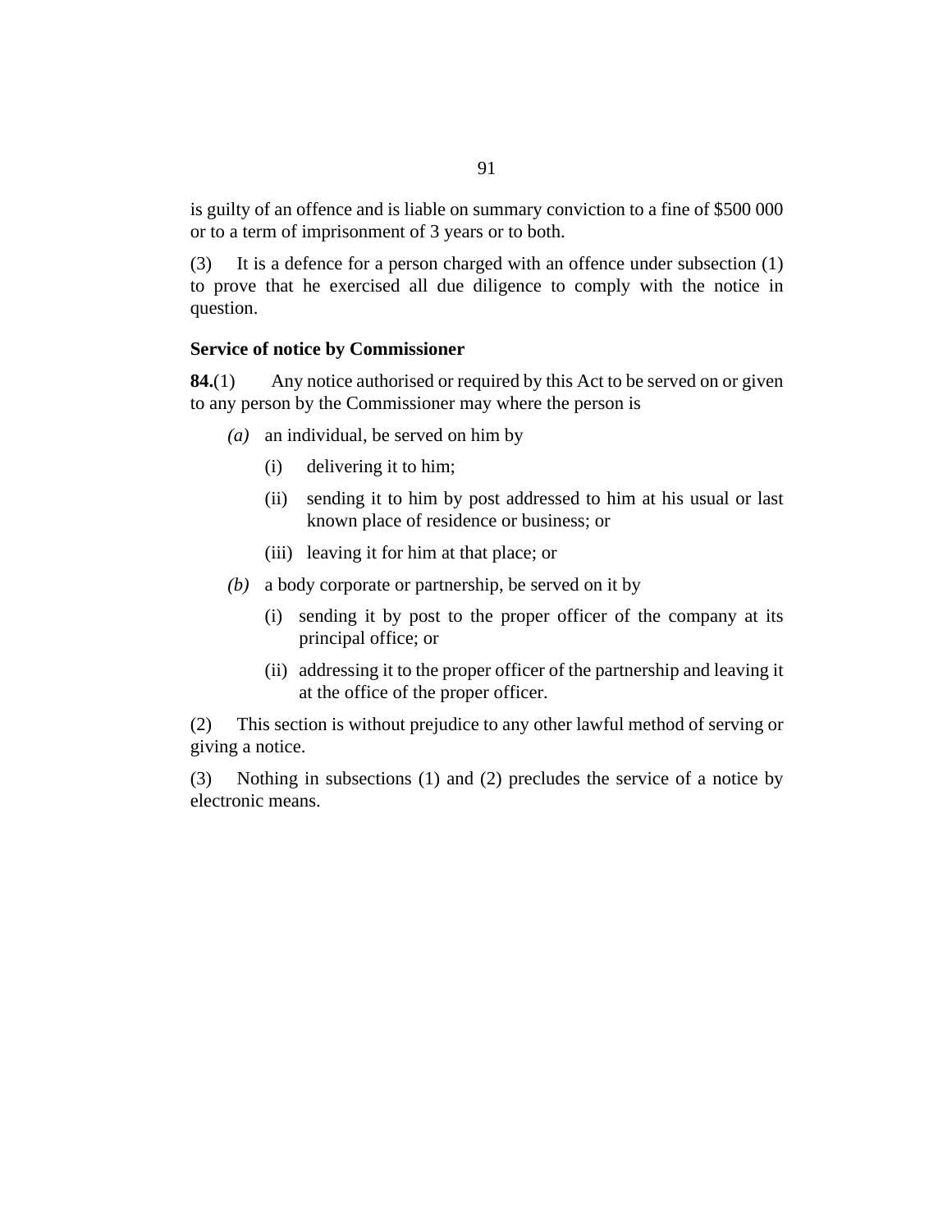is guilty of an offence and is liable on summary conviction to a fine of $500 000 or to a term of imprisonment of 3 years or to both.

(3) It is a defence for a person charged with an offence under subsection (1) to prove that he exercised all due diligence to comply with the notice in question.

**Service of notice by Commissioner**

**84.**(1) Any notice authorised or required by this Act to be served on or given to any person by the Commissioner may where the person is

*(a)* an individual, be served on him by

(i) delivering it to him;

(ii) sending it to him by post addressed to him at his usual or last known place of residence or business; or

(iii) leaving it for him at that place; or

*(b)* a body corporate or partnership, be served on it by

(i) sending it by post to the proper officer of the company at its principal office; or

(ii) addressing it to the proper officer of the partnership and leaving it at the office of the proper officer.

(2) This section is without prejudice to any other lawful method of serving or giving a notice.

(3) Nothing in subsections (1) and (2) precludes the service of a notice by electronic means.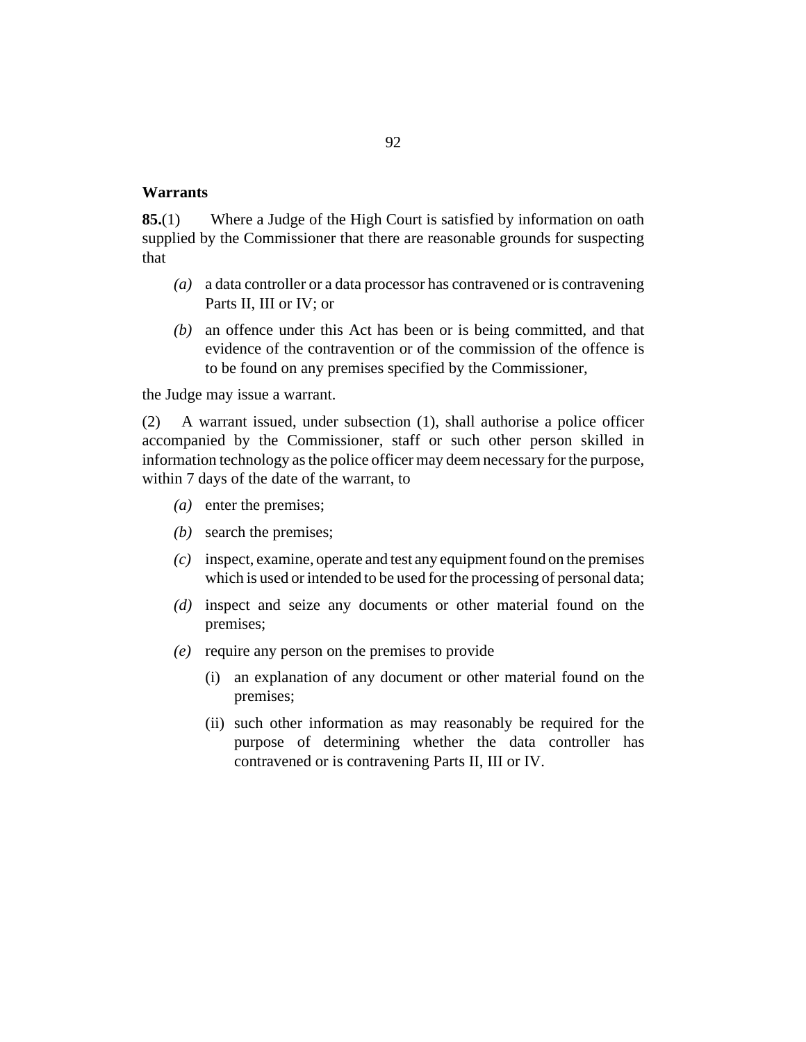**Warrants**

**85.**(1) Where a Judge of the High Court is satisfied by information on oath supplied by the Commissioner that there are reasonable grounds for suspecting that

- *(a)* a data controller or a data processor has contravened or is contravening Parts II, III or IV; or
- *(b)* an offence under this Act has been or is being committed, and that evidence of the contravention or of the commission of the offence is to be found on any premises specified by the Commissioner,

the Judge may issue a warrant.

(2) A warrant issued, under subsection (1), shall authorise a police officer accompanied by the Commissioner, staff or such other person skilled in information technology as the police officer may deem necessary for the purpose, within 7 days of the date of the warrant, to

- *(a)* enter the premises;
- *(b)* search the premises;
- *(c)* inspect, examine, operate and test any equipment found on the premises which is used or intended to be used for the processing of personal data;
- *(d)* inspect and seize any documents or other material found on the premises;
- *(e)* require any person on the premises to provide
  - (i) an explanation of any document or other material found on the premises;
  - (ii) such other information as may reasonably be required for the purpose of determining whether the data controller has contravened or is contravening Parts II, III or IV.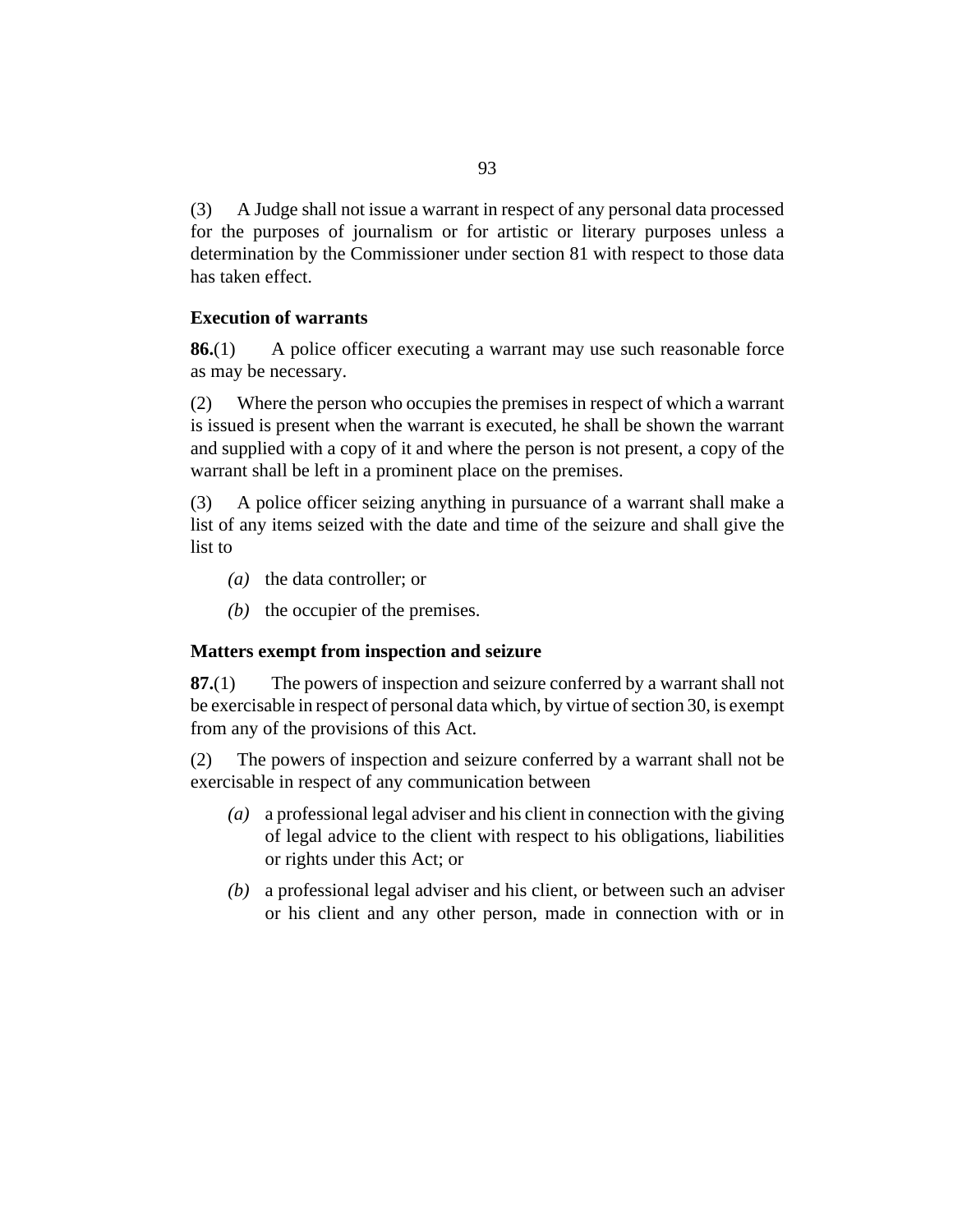(3) A Judge shall not issue a warrant in respect of any personal data processed for the purposes of journalism or for artistic or literary purposes unless a determination by the Commissioner under section 81 with respect to those data has taken effect.

### Execution of warrants

**86.**(1) A police officer executing a warrant may use such reasonable force as may be necessary.

(2) Where the person who occupies the premises in respect of which a warrant is issued is present when the warrant is executed, he shall be shown the warrant and supplied with a copy of it and where the person is not present, a copy of the warrant shall be left in a prominent place on the premises.

(3) A police officer seizing anything in pursuance of a warrant shall make a list of any items seized with the date and time of the seizure and shall give the list to

- *(a)* the data controller; or
- *(b)* the occupier of the premises.

### Matters exempt from inspection and seizure

**87.**(1) The powers of inspection and seizure conferred by a warrant shall not be exercisable in respect of personal data which, by virtue of section 30, is exempt from any of the provisions of this Act.

(2) The powers of inspection and seizure conferred by a warrant shall not be exercisable in respect of any communication between

- *(a)* a professional legal adviser and his client in connection with the giving of legal advice to the client with respect to his obligations, liabilities or rights under this Act; or
- *(b)* a professional legal adviser and his client, or between such an adviser or his client and any other person, made in connection with or in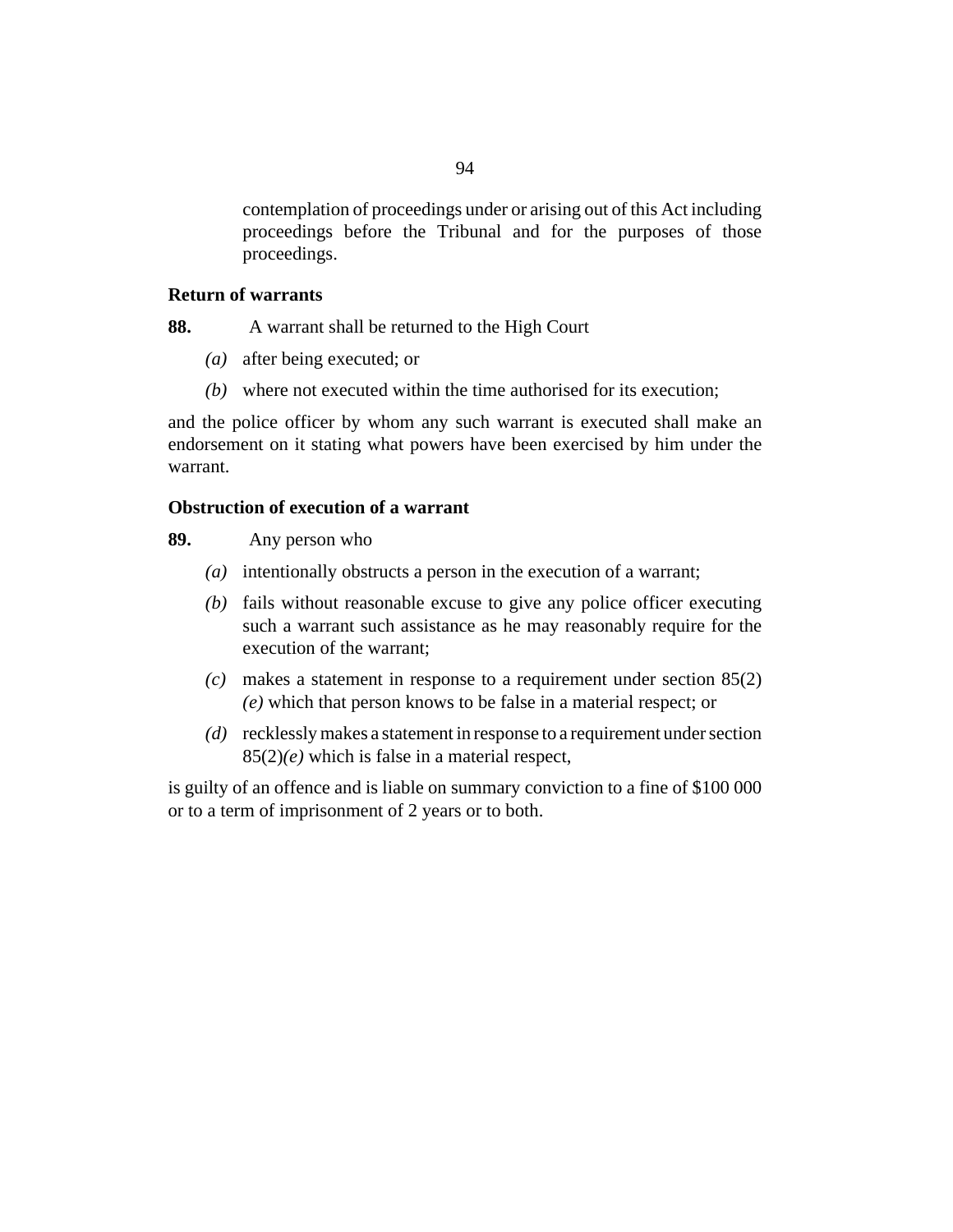contemplation of proceedings under or arising out of this Act including proceedings before the Tribunal and for the purposes of those proceedings.

**Return of warrants**

**88.** A warrant shall be returned to the High Court

*(a)* after being executed; or

*(b)* where not executed within the time authorised for its execution;

and the police officer by whom any such warrant is executed shall make an endorsement on it stating what powers have been exercised by him under the warrant.

**Obstruction of execution of a warrant**

**89.** Any person who

*(a)* intentionally obstructs a person in the execution of a warrant;

*(b)* fails without reasonable excuse to give any police officer executing such a warrant such assistance as he may reasonably require for the execution of the warrant;

*(c)* makes a statement in response to a requirement under section 85(2)*(e)* which that person knows to be false in a material respect; or

*(d)* recklessly makes a statement in response to a requirement under section 85(2)*(e)* which is false in a material respect,

is guilty of an offence and is liable on summary conviction to a fine of $100 000 or to a term of imprisonment of 2 years or to both.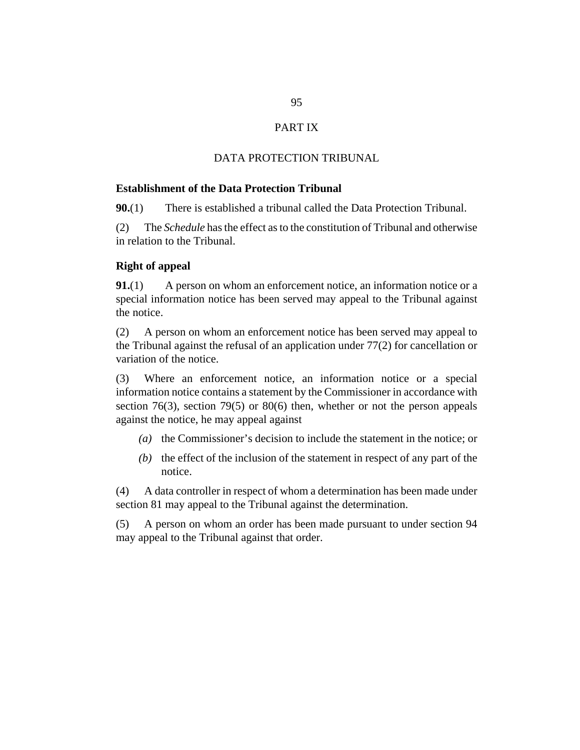# PART IX

## DATA PROTECTION TRIBUNAL

### Establishment of the Data Protection Tribunal

**90.**(1) There is established a tribunal called the Data Protection Tribunal.

(2) The *Schedule* has the effect as to the constitution of Tribunal and otherwise in relation to the Tribunal.

### Right of appeal

**91.**(1) A person on whom an enforcement notice, an information notice or a special information notice has been served may appeal to the Tribunal against the notice.

(2) A person on whom an enforcement notice has been served may appeal to the Tribunal against the refusal of an application under 77(2) for cancellation or variation of the notice.

(3) Where an enforcement notice, an information notice or a special information notice contains a statement by the Commissioner in accordance with section 76(3), section 79(5) or 80(6) then, whether or not the person appeals against the notice, he may appeal against

*(a)* the Commissioner's decision to include the statement in the notice; or

*(b)* the effect of the inclusion of the statement in respect of any part of the notice.

(4) A data controller in respect of whom a determination has been made under section 81 may appeal to the Tribunal against the determination.

(5) A person on whom an order has been made pursuant to under section 94 may appeal to the Tribunal against that order.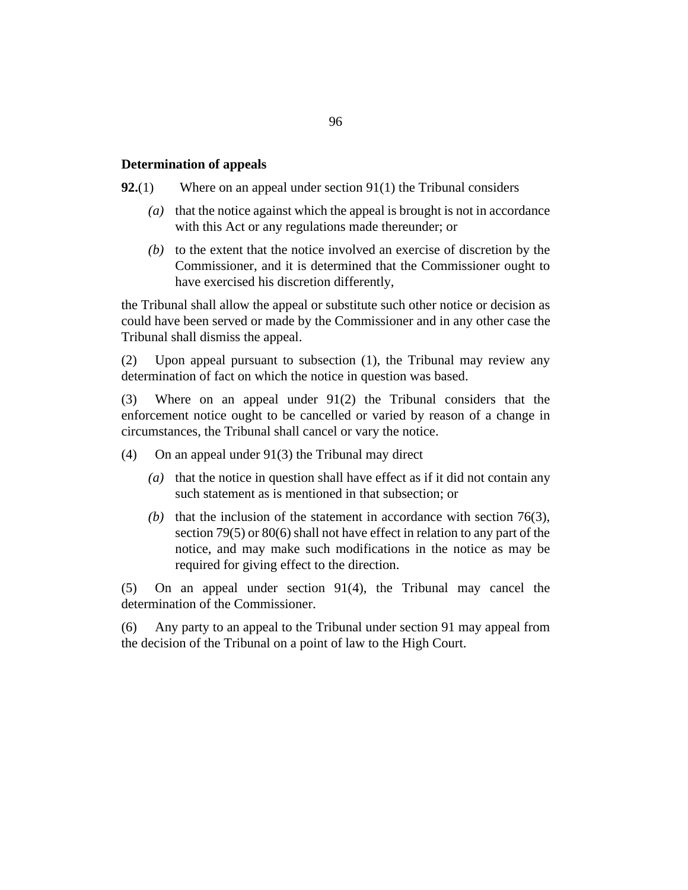### Determination of appeals

**92.**(1) Where on an appeal under section 91(1) the Tribunal considers

*(a)* that the notice against which the appeal is brought is not in accordance with this Act or any regulations made thereunder; or

*(b)* to the extent that the notice involved an exercise of discretion by the Commissioner, and it is determined that the Commissioner ought to have exercised his discretion differently,

the Tribunal shall allow the appeal or substitute such other notice or decision as could have been served or made by the Commissioner and in any other case the Tribunal shall dismiss the appeal.

(2) Upon appeal pursuant to subsection (1), the Tribunal may review any determination of fact on which the notice in question was based.

(3) Where on an appeal under 91(2) the Tribunal considers that the enforcement notice ought to be cancelled or varied by reason of a change in circumstances, the Tribunal shall cancel or vary the notice.

(4) On an appeal under 91(3) the Tribunal may direct

*(a)* that the notice in question shall have effect as if it did not contain any such statement as is mentioned in that subsection; or

*(b)* that the inclusion of the statement in accordance with section 76(3), section 79(5) or 80(6) shall not have effect in relation to any part of the notice, and may make such modifications in the notice as may be required for giving effect to the direction.

(5) On an appeal under section 91(4), the Tribunal may cancel the determination of the Commissioner.

(6) Any party to an appeal to the Tribunal under section 91 may appeal from the decision of the Tribunal on a point of law to the High Court.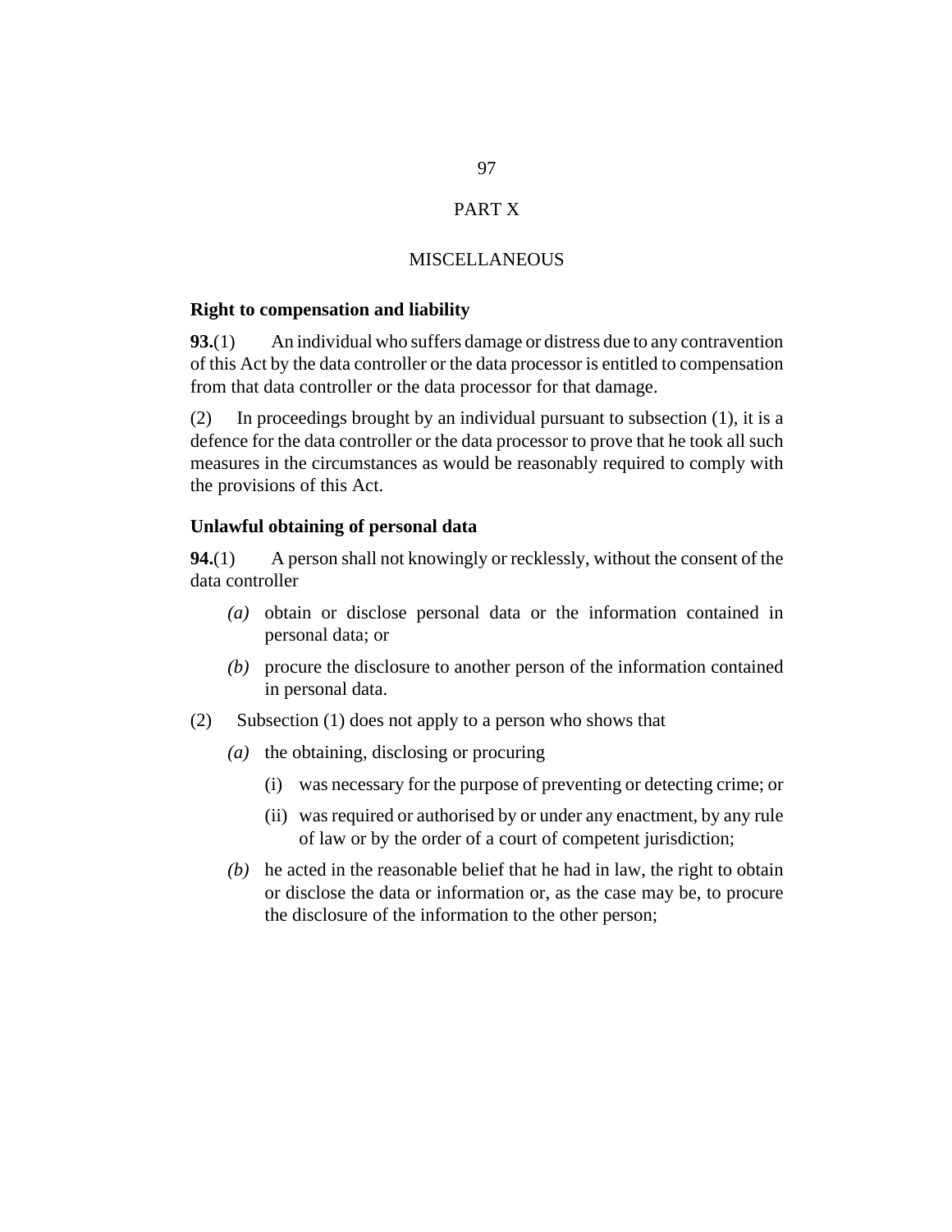# PART X

# MISCELLANEOUS

### Right to compensation and liability

**93.**(1) An individual who suffers damage or distress due to any contravention of this Act by the data controller or the data processor is entitled to compensation from that data controller or the data processor for that damage.

(2) In proceedings brought by an individual pursuant to subsection (1), it is a defence for the data controller or the data processor to prove that he took all such measures in the circumstances as would be reasonably required to comply with the provisions of this Act.

### Unlawful obtaining of personal data

**94.**(1) A person shall not knowingly or recklessly, without the consent of the data controller

- *(a)* obtain or disclose personal data or the information contained in personal data; or
- *(b)* procure the disclosure to another person of the information contained in personal data.

(2) Subsection (1) does not apply to a person who shows that

- *(a)* the obtaining, disclosing or procuring
  - (i) was necessary for the purpose of preventing or detecting crime; or
  - (ii) was required or authorised by or under any enactment, by any rule of law or by the order of a court of competent jurisdiction;
- *(b)* he acted in the reasonable belief that he had in law, the right to obtain or disclose the data or information or, as the case may be, to procure the disclosure of the information to the other person;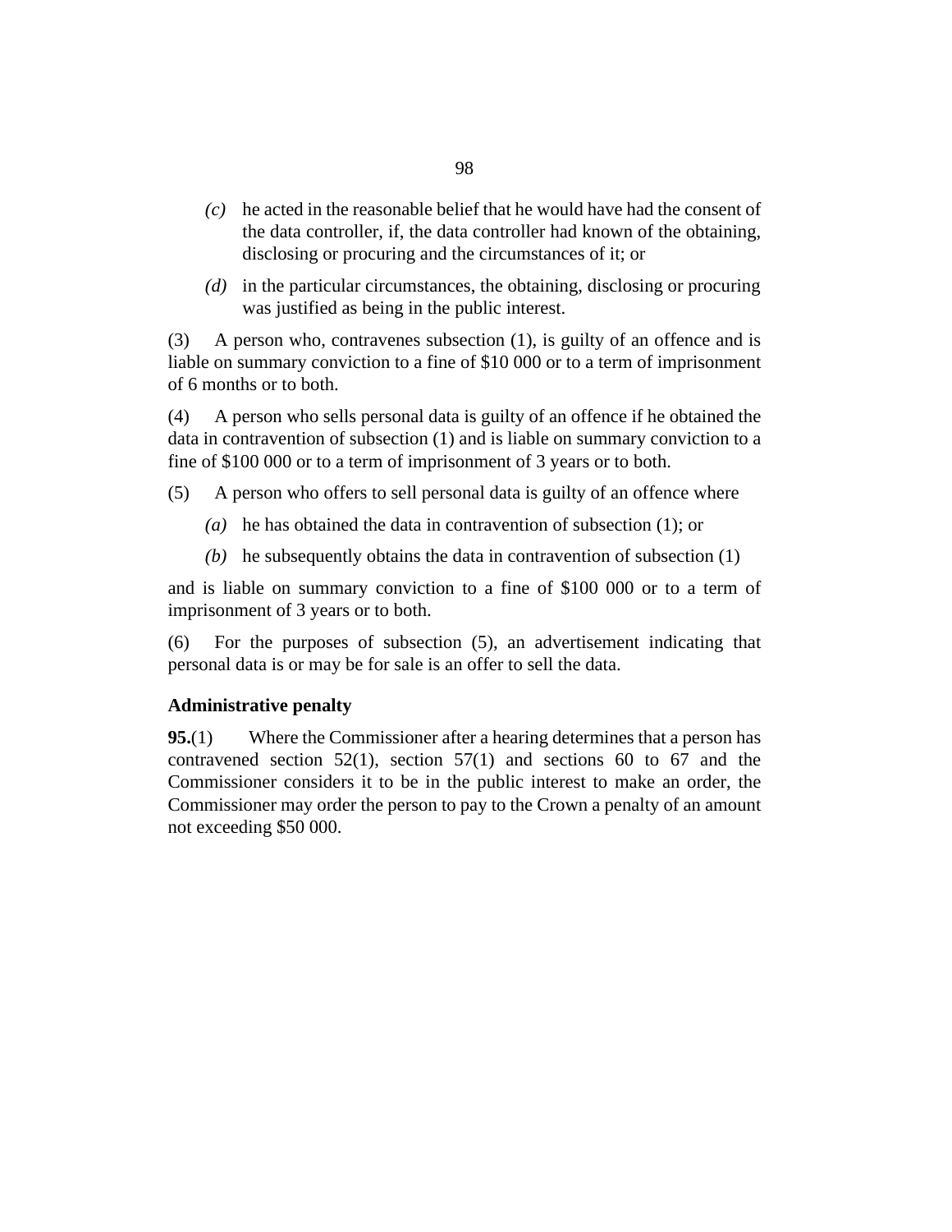*(c)* he acted in the reasonable belief that he would have had the consent of the data controller, if, the data controller had known of the obtaining, disclosing or procuring and the circumstances of it; or

*(d)* in the particular circumstances, the obtaining, disclosing or procuring was justified as being in the public interest.

(3) A person who, contravenes subsection (1), is guilty of an offence and is liable on summary conviction to a fine of $10 000 or to a term of imprisonment of 6 months or to both.

(4) A person who sells personal data is guilty of an offence if he obtained the data in contravention of subsection (1) and is liable on summary conviction to a fine of $100 000 or to a term of imprisonment of 3 years or to both.

(5) A person who offers to sell personal data is guilty of an offence where

*(a)* he has obtained the data in contravention of subsection (1); or

*(b)* he subsequently obtains the data in contravention of subsection (1)

and is liable on summary conviction to a fine of $100 000 or to a term of imprisonment of 3 years or to both.

(6) For the purposes of subsection (5), an advertisement indicating that personal data is or may be for sale is an offer to sell the data.

**Administrative penalty**

**95.**(1) Where the Commissioner after a hearing determines that a person has contravened section 52(1), section 57(1) and sections 60 to 67 and the Commissioner considers it to be in the public interest to make an order, the Commissioner may order the person to pay to the Crown a penalty of an amount not exceeding $50 000.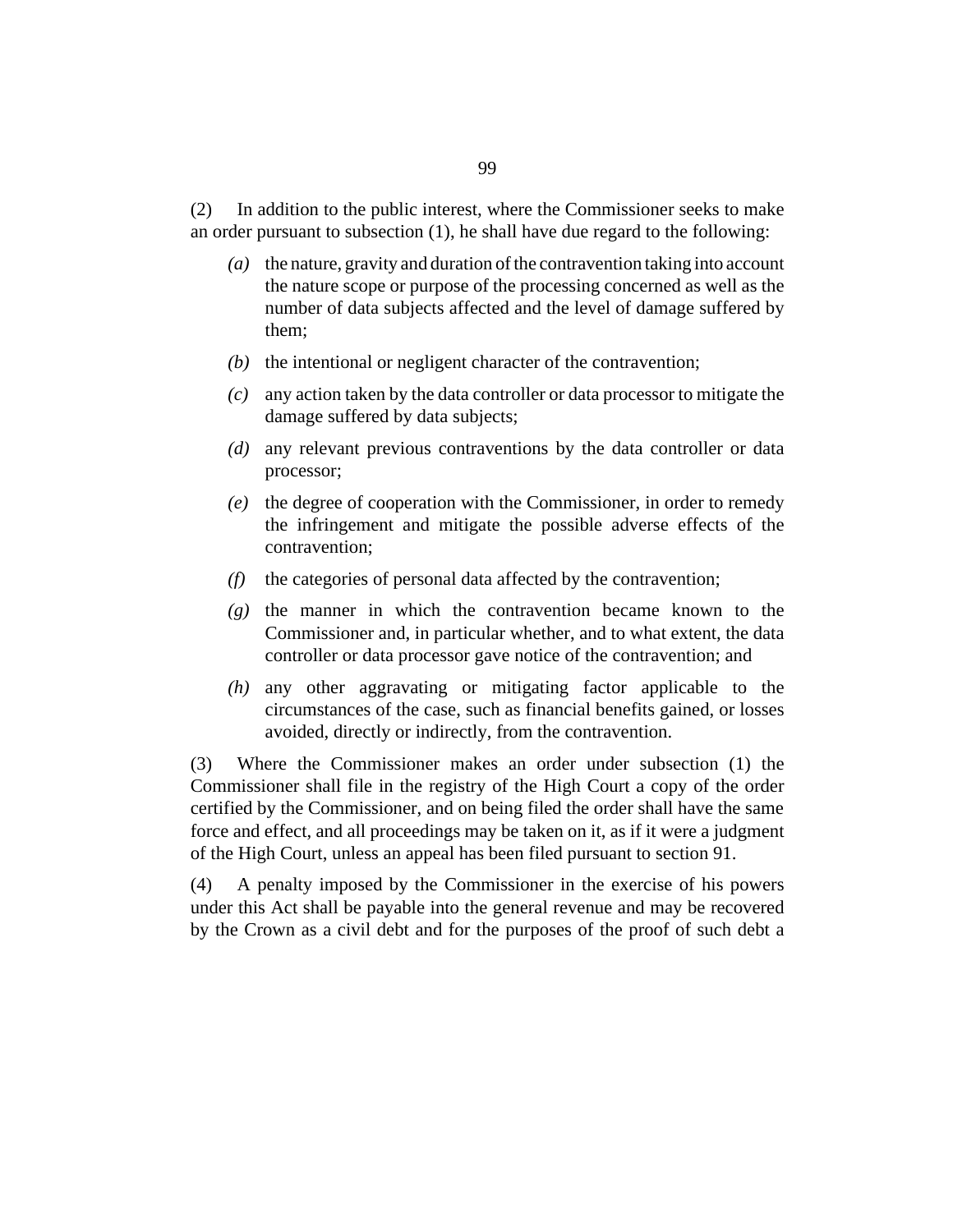(2) In addition to the public interest, where the Commissioner seeks to make an order pursuant to subsection (1), he shall have due regard to the following:

*(a)* the nature, gravity and duration of the contravention taking into account the nature scope or purpose of the processing concerned as well as the number of data subjects affected and the level of damage suffered by them;

*(b)* the intentional or negligent character of the contravention;

*(c)* any action taken by the data controller or data processor to mitigate the damage suffered by data subjects;

*(d)* any relevant previous contraventions by the data controller or data processor;

*(e)* the degree of cooperation with the Commissioner, in order to remedy the infringement and mitigate the possible adverse effects of the contravention;

*(f)* the categories of personal data affected by the contravention;

*(g)* the manner in which the contravention became known to the Commissioner and, in particular whether, and to what extent, the data controller or data processor gave notice of the contravention; and

*(h)* any other aggravating or mitigating factor applicable to the circumstances of the case, such as financial benefits gained, or losses avoided, directly or indirectly, from the contravention.

(3) Where the Commissioner makes an order under subsection (1) the Commissioner shall file in the registry of the High Court a copy of the order certified by the Commissioner, and on being filed the order shall have the same force and effect, and all proceedings may be taken on it, as if it were a judgment of the High Court, unless an appeal has been filed pursuant to section 91.

(4) A penalty imposed by the Commissioner in the exercise of his powers under this Act shall be payable into the general revenue and may be recovered by the Crown as a civil debt and for the purposes of the proof of such debt a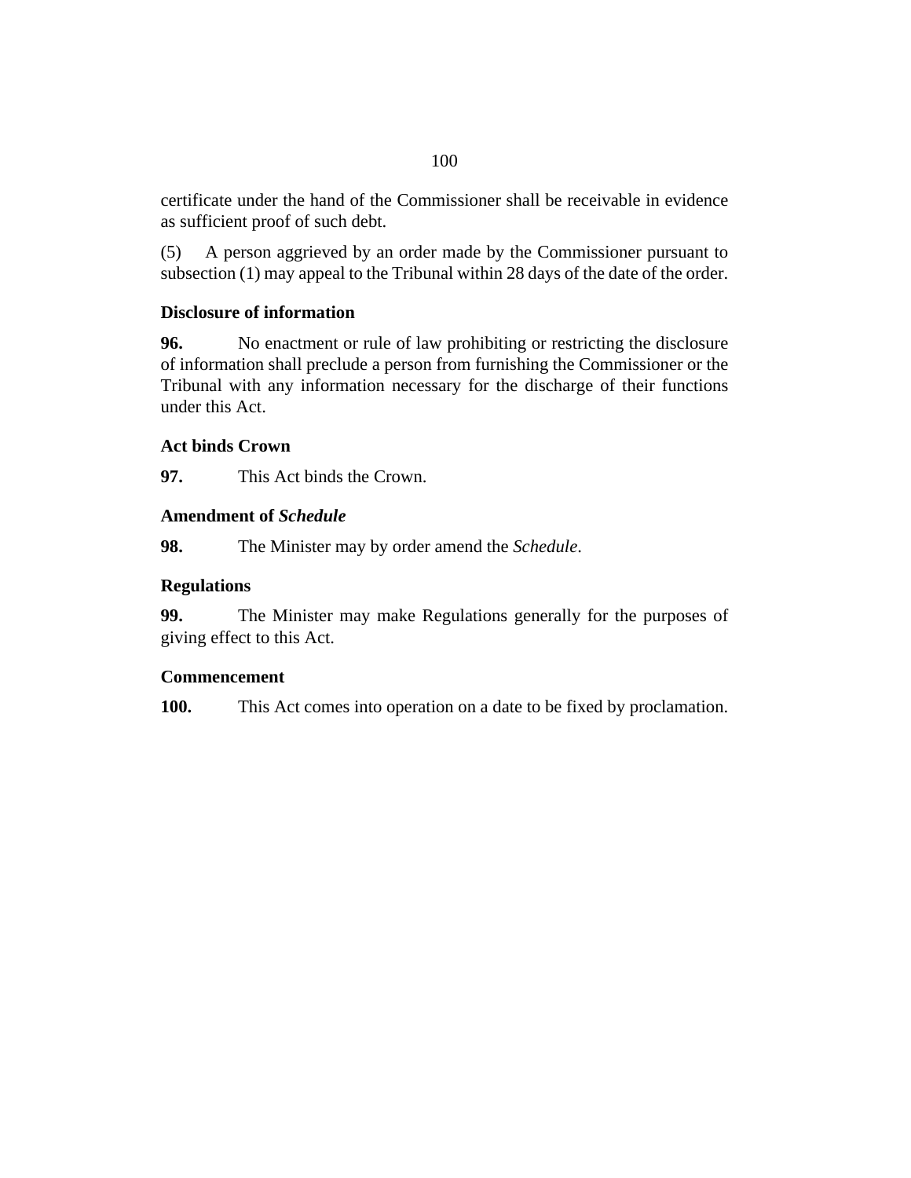certificate under the hand of the Commissioner shall be receivable in evidence as sufficient proof of such debt.

(5) A person aggrieved by an order made by the Commissioner pursuant to subsection (1) may appeal to the Tribunal within 28 days of the date of the order.

### Disclosure of information

**96.** No enactment or rule of law prohibiting or restricting the disclosure of information shall preclude a person from furnishing the Commissioner or the Tribunal with any information necessary for the discharge of their functions under this Act.

### Act binds Crown

**97.** This Act binds the Crown.

### Amendment of *Schedule*

**98.** The Minister may by order amend the *Schedule*.

### Regulations

**99.** The Minister may make Regulations generally for the purposes of giving effect to this Act.

### Commencement

**100.** This Act comes into operation on a date to be fixed by proclamation.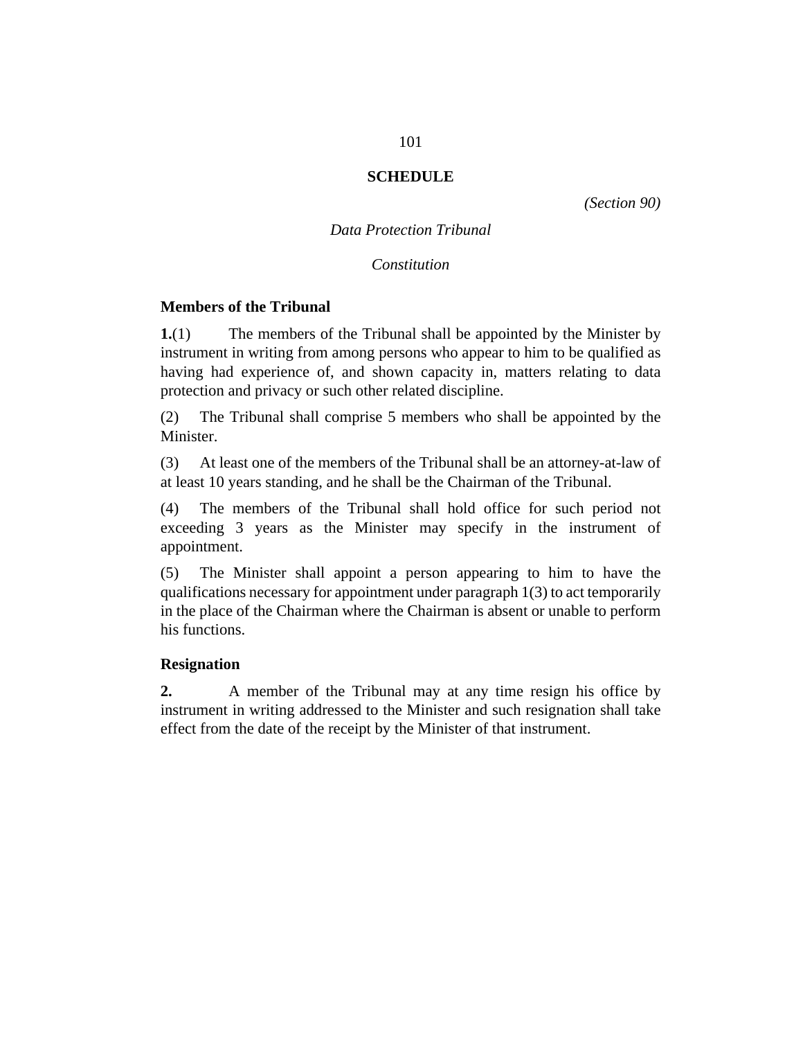# SCHEDULE

*(Section 90)*

*Data Protection Tribunal*

*Constitution*

**Members of the Tribunal**

**1.**(1) The members of the Tribunal shall be appointed by the Minister by instrument in writing from among persons who appear to him to be qualified as having had experience of, and shown capacity in, matters relating to data protection and privacy or such other related discipline.

(2) The Tribunal shall comprise 5 members who shall be appointed by the Minister.

(3) At least one of the members of the Tribunal shall be an attorney-at-law of at least 10 years standing, and he shall be the Chairman of the Tribunal.

(4) The members of the Tribunal shall hold office for such period not exceeding 3 years as the Minister may specify in the instrument of appointment.

(5) The Minister shall appoint a person appearing to him to have the qualifications necessary for appointment under paragraph 1(3) to act temporarily in the place of the Chairman where the Chairman is absent or unable to perform his functions.

**Resignation**

**2.** A member of the Tribunal may at any time resign his office by instrument in writing addressed to the Minister and such resignation shall take effect from the date of the receipt by the Minister of that instrument.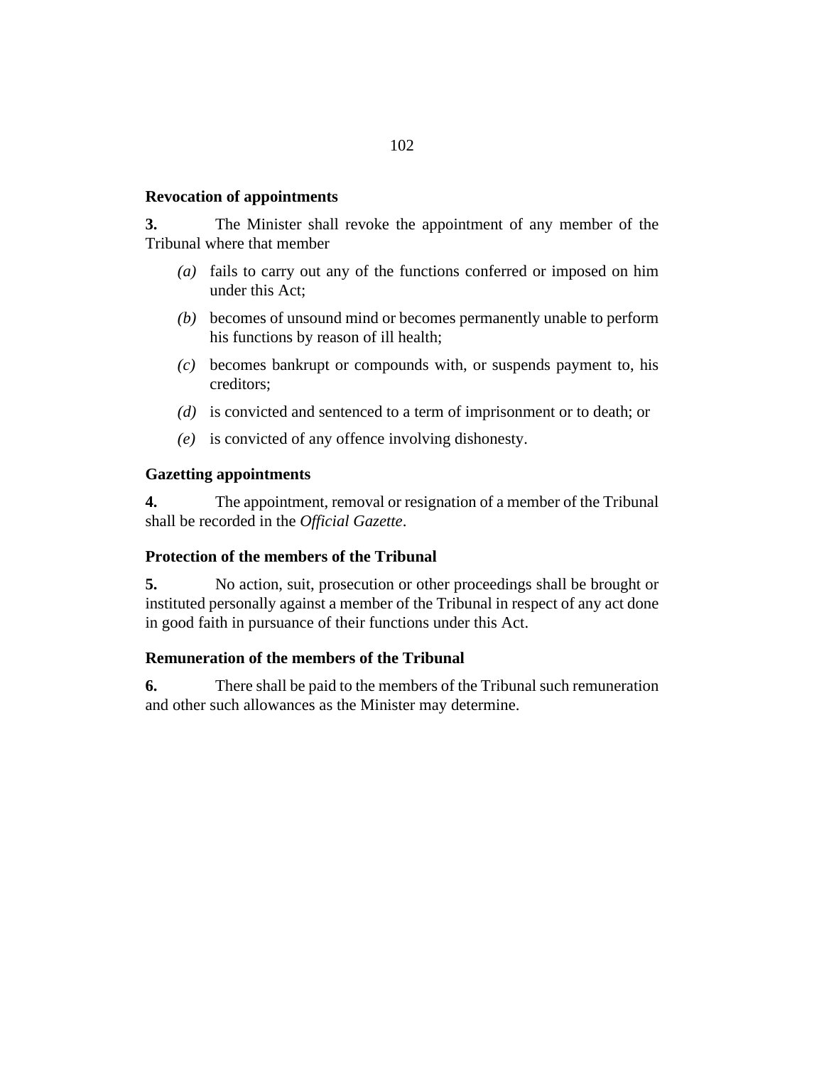### Revocation of appointments

**3.** The Minister shall revoke the appointment of any member of the Tribunal where that member

*(a)* fails to carry out any of the functions conferred or imposed on him under this Act;

*(b)* becomes of unsound mind or becomes permanently unable to perform his functions by reason of ill health;

*(c)* becomes bankrupt or compounds with, or suspends payment to, his creditors;

*(d)* is convicted and sentenced to a term of imprisonment or to death; or

*(e)* is convicted of any offence involving dishonesty.

### Gazetting appointments

**4.** The appointment, removal or resignation of a member of the Tribunal shall be recorded in the *Official Gazette*.

### Protection of the members of the Tribunal

**5.** No action, suit, prosecution or other proceedings shall be brought or instituted personally against a member of the Tribunal in respect of any act done in good faith in pursuance of their functions under this Act.

### Remuneration of the members of the Tribunal

**6.** There shall be paid to the members of the Tribunal such remuneration and other such allowances as the Minister may determine.